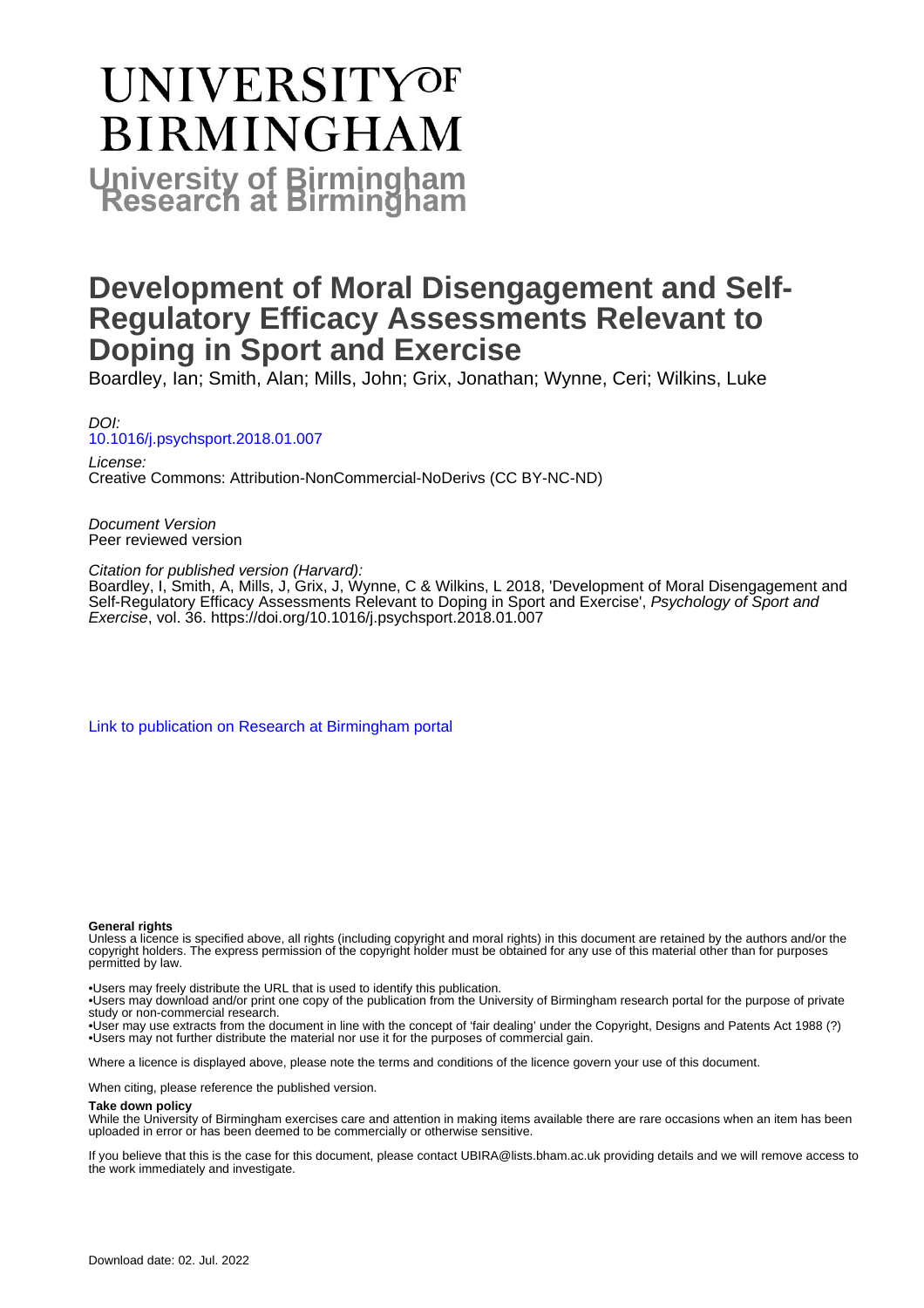# UNIVERSITY OF BIRMINGHAM

**University of Birmingham Research at Birmingham**

# Development of Moral Disengagement and Self-Regulatory Efficacy Assessments Relevant to Doping in Sport and Exercise

Boardley, Ian; Smith, Alan; Mills, John; Grix, Jonathan; Wynne, Ceri; Wilkins, Luke

*DOI:*
10.1016/j.psychsport.2018.01.007

*License:*
Creative Commons: Attribution-NonCommercial-NoDerivs (CC BY-NC-ND)

*Document Version*
Peer reviewed version

*Citation for published version (Harvard):*
Boardley, I, Smith, A, Mills, J, Grix, J, Wynne, C & Wilkins, L 2018, 'Development of Moral Disengagement and Self-Regulatory Efficacy Assessments Relevant to Doping in Sport and Exercise', *Psychology of Sport and Exercise*, vol. 36. https://doi.org/10.1016/j.psychsport.2018.01.007

Link to publication on Research at Birmingham portal

**General rights**
Unless a licence is specified above, all rights (including copyright and moral rights) in this document are retained by the authors and/or the copyright holders. The express permission of the copyright holder must be obtained for any use of this material other than for purposes permitted by law.

•Users may freely distribute the URL that is used to identify this publication.
•Users may download and/or print one copy of the publication from the University of Birmingham research portal for the purpose of private study or non-commercial research.
•User may use extracts from the document in line with the concept of 'fair dealing' under the Copyright, Designs and Patents Act 1988 (?)
•Users may not further distribute the material nor use it for the purposes of commercial gain.

Where a licence is displayed above, please note the terms and conditions of the licence govern your use of this document.

When citing, please reference the published version.

**Take down policy**
While the University of Birmingham exercises care and attention in making items available there are rare occasions when an item has been uploaded in error or has been deemed to be commercially or otherwise sensitive.

If you believe that this is the case for this document, please contact UBIRA@lists.bham.ac.uk providing details and we will remove access to the work immediately and investigate.

Download date: 02. Jul. 2022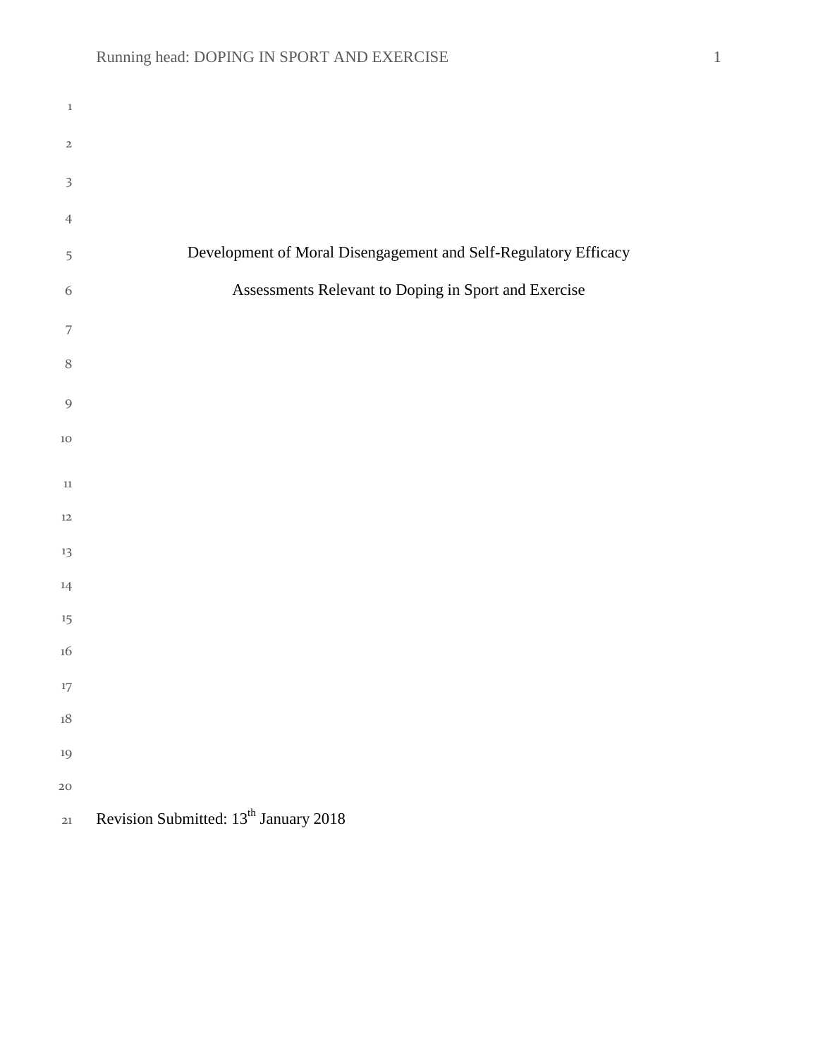# Development of Moral Disengagement and Self-Regulatory Efficacy Assessments Relevant to Doping in Sport and Exercise

Revision Submitted: 13th January 2018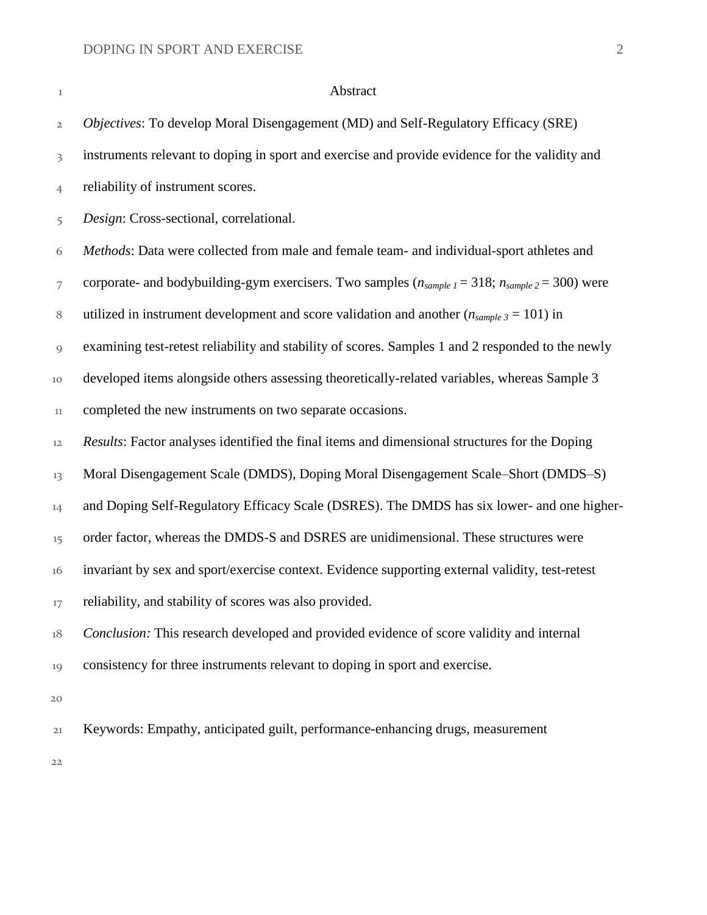## Abstract

*Objectives*: To develop Moral Disengagement (MD) and Self-Regulatory Efficacy (SRE) instruments relevant to doping in sport and exercise and provide evidence for the validity and reliability of instrument scores.

*Design*: Cross-sectional, correlational.

*Methods*: Data were collected from male and female team- and individual-sport athletes and corporate- and bodybuilding-gym exercisers. Two samples ($n_{sample\ 1} = 318$; $n_{sample\ 2} = 300$) were utilized in instrument development and score validation and another ($n_{sample\ 3} = 101$) in examining test-retest reliability and stability of scores. Samples 1 and 2 responded to the newly developed items alongside others assessing theoretically-related variables, whereas Sample 3 completed the new instruments on two separate occasions.

*Results*: Factor analyses identified the final items and dimensional structures for the Doping Moral Disengagement Scale (DMDS), Doping Moral Disengagement Scale–Short (DMDS–S) and Doping Self-Regulatory Efficacy Scale (DSRES). The DMDS has six lower- and one higher-order factor, whereas the DMDS-S and DSRES are unidimensional. These structures were invariant by sex and sport/exercise context. Evidence supporting external validity, test-retest reliability, and stability of scores was also provided.

*Conclusion:* This research developed and provided evidence of score validity and internal consistency for three instruments relevant to doping in sport and exercise.

Keywords: Empathy, anticipated guilt, performance-enhancing drugs, measurement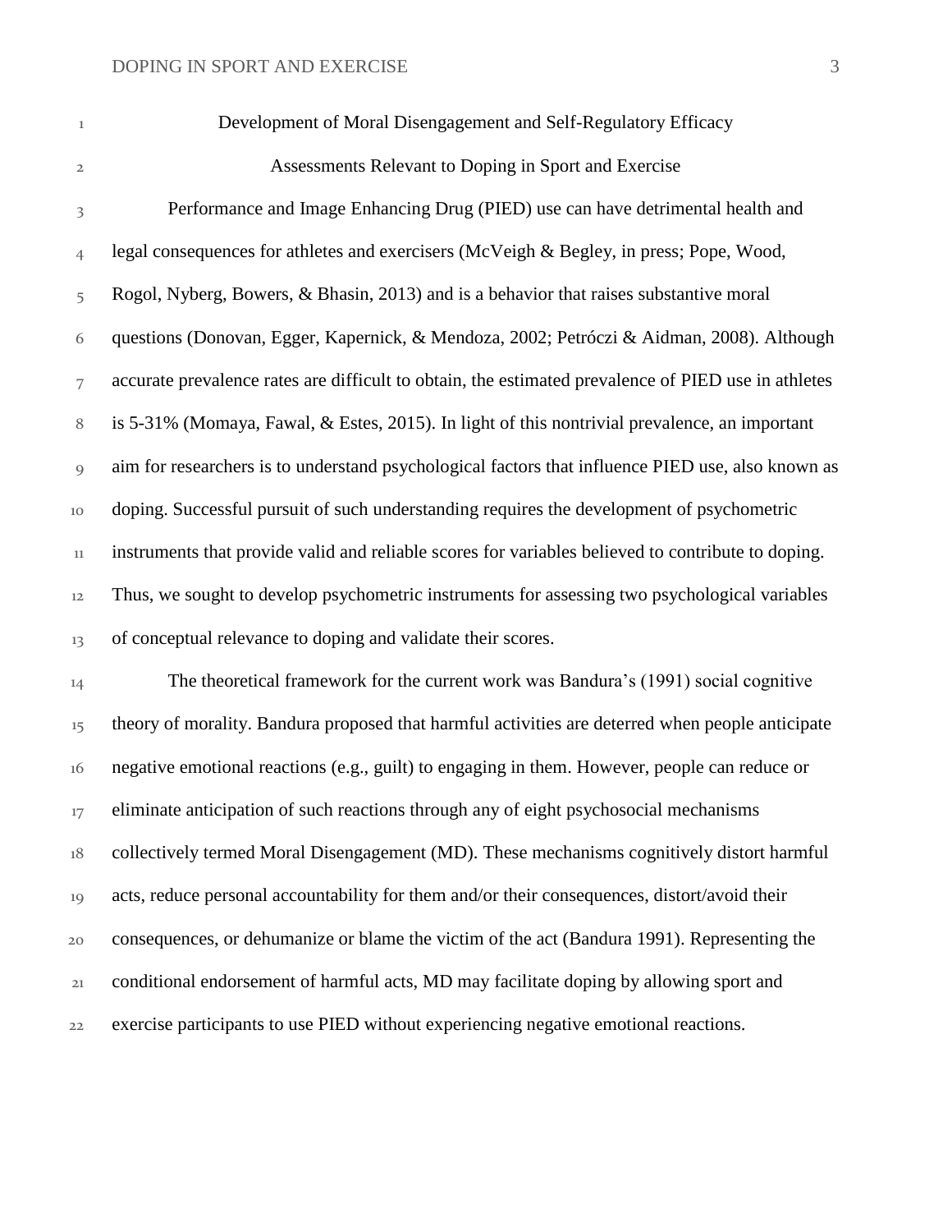# Development of Moral Disengagement and Self-Regulatory Efficacy Assessments Relevant to Doping in Sport and Exercise

Performance and Image Enhancing Drug (PIED) use can have detrimental health and legal consequences for athletes and exercisers (McVeigh & Begley, in press; Pope, Wood, Rogol, Nyberg, Bowers, & Bhasin, 2013) and is a behavior that raises substantive moral questions (Donovan, Egger, Kapernick, & Mendoza, 2002; Petróczi & Aidman, 2008). Although accurate prevalence rates are difficult to obtain, the estimated prevalence of PIED use in athletes is 5-31% (Momaya, Fawal, & Estes, 2015). In light of this nontrivial prevalence, an important aim for researchers is to understand psychological factors that influence PIED use, also known as doping. Successful pursuit of such understanding requires the development of psychometric instruments that provide valid and reliable scores for variables believed to contribute to doping. Thus, we sought to develop psychometric instruments for assessing two psychological variables of conceptual relevance to doping and validate their scores.

The theoretical framework for the current work was Bandura's (1991) social cognitive theory of morality. Bandura proposed that harmful activities are deterred when people anticipate negative emotional reactions (e.g., guilt) to engaging in them. However, people can reduce or eliminate anticipation of such reactions through any of eight psychosocial mechanisms collectively termed Moral Disengagement (MD). These mechanisms cognitively distort harmful acts, reduce personal accountability for them and/or their consequences, distort/avoid their consequences, or dehumanize or blame the victim of the act (Bandura 1991). Representing the conditional endorsement of harmful acts, MD may facilitate doping by allowing sport and exercise participants to use PIED without experiencing negative emotional reactions.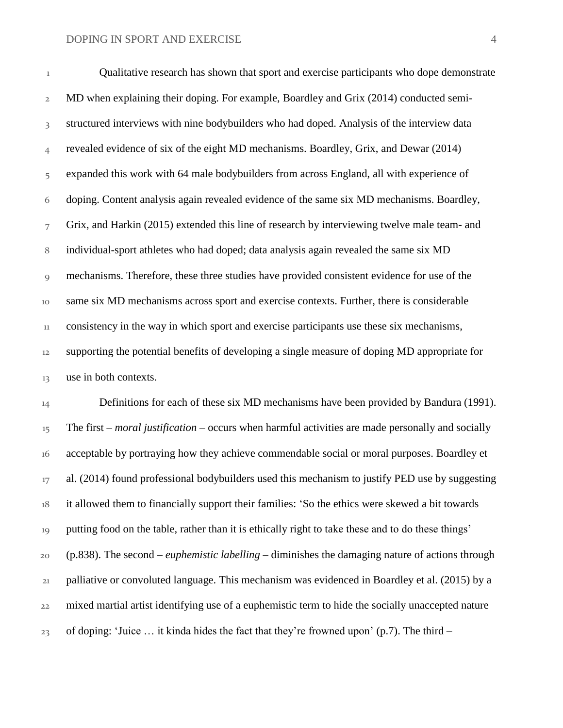Qualitative research has shown that sport and exercise participants who dope demonstrate MD when explaining their doping. For example, Boardley and Grix (2014) conducted semi-structured interviews with nine bodybuilders who had doped. Analysis of the interview data revealed evidence of six of the eight MD mechanisms. Boardley, Grix, and Dewar (2014) expanded this work with 64 male bodybuilders from across England, all with experience of doping. Content analysis again revealed evidence of the same six MD mechanisms. Boardley, Grix, and Harkin (2015) extended this line of research by interviewing twelve male team- and individual-sport athletes who had doped; data analysis again revealed the same six MD mechanisms. Therefore, these three studies have provided consistent evidence for use of the same six MD mechanisms across sport and exercise contexts. Further, there is considerable consistency in the way in which sport and exercise participants use these six mechanisms, supporting the potential benefits of developing a single measure of doping MD appropriate for use in both contexts.

Definitions for each of these six MD mechanisms have been provided by Bandura (1991). The first – *moral justification* – occurs when harmful activities are made personally and socially acceptable by portraying how they achieve commendable social or moral purposes. Boardley et al. (2014) found professional bodybuilders used this mechanism to justify PED use by suggesting it allowed them to financially support their families: 'So the ethics were skewed a bit towards putting food on the table, rather than it is ethically right to take these and to do these things' (p.838). The second – *euphemistic labelling* – diminishes the damaging nature of actions through palliative or convoluted language. This mechanism was evidenced in Boardley et al. (2015) by a mixed martial artist identifying use of a euphemistic term to hide the socially unaccepted nature of doping: 'Juice … it kinda hides the fact that they're frowned upon' (p.7). The third –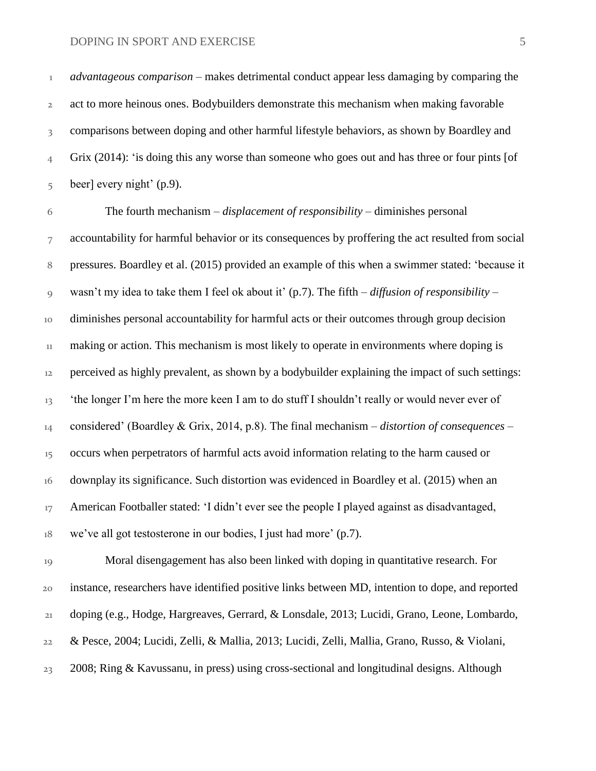*advantageous comparison* – makes detrimental conduct appear less damaging by comparing the act to more heinous ones. Bodybuilders demonstrate this mechanism when making favorable comparisons between doping and other harmful lifestyle behaviors, as shown by Boardley and Grix (2014): 'is doing this any worse than someone who goes out and has three or four pints [of beer] every night' (p.9).

The fourth mechanism – *displacement of responsibility* – diminishes personal accountability for harmful behavior or its consequences by proffering the act resulted from social pressures. Boardley et al. (2015) provided an example of this when a swimmer stated: 'because it wasn't my idea to take them I feel ok about it' (p.7). The fifth – *diffusion of responsibility* – diminishes personal accountability for harmful acts or their outcomes through group decision making or action. This mechanism is most likely to operate in environments where doping is perceived as highly prevalent, as shown by a bodybuilder explaining the impact of such settings: 'the longer I'm here the more keen I am to do stuff I shouldn't really or would never ever of considered' (Boardley & Grix, 2014, p.8). The final mechanism – *distortion of consequences* – occurs when perpetrators of harmful acts avoid information relating to the harm caused or downplay its significance. Such distortion was evidenced in Boardley et al. (2015) when an American Footballer stated: 'I didn't ever see the people I played against as disadvantaged, we've all got testosterone in our bodies, I just had more' (p.7).

Moral disengagement has also been linked with doping in quantitative research. For instance, researchers have identified positive links between MD, intention to dope, and reported doping (e.g., Hodge, Hargreaves, Gerrard, & Lonsdale, 2013; Lucidi, Grano, Leone, Lombardo, & Pesce, 2004; Lucidi, Zelli, & Mallia, 2013; Lucidi, Zelli, Mallia, Grano, Russo, & Violani, 2008; Ring & Kavussanu, in press) using cross-sectional and longitudinal designs. Although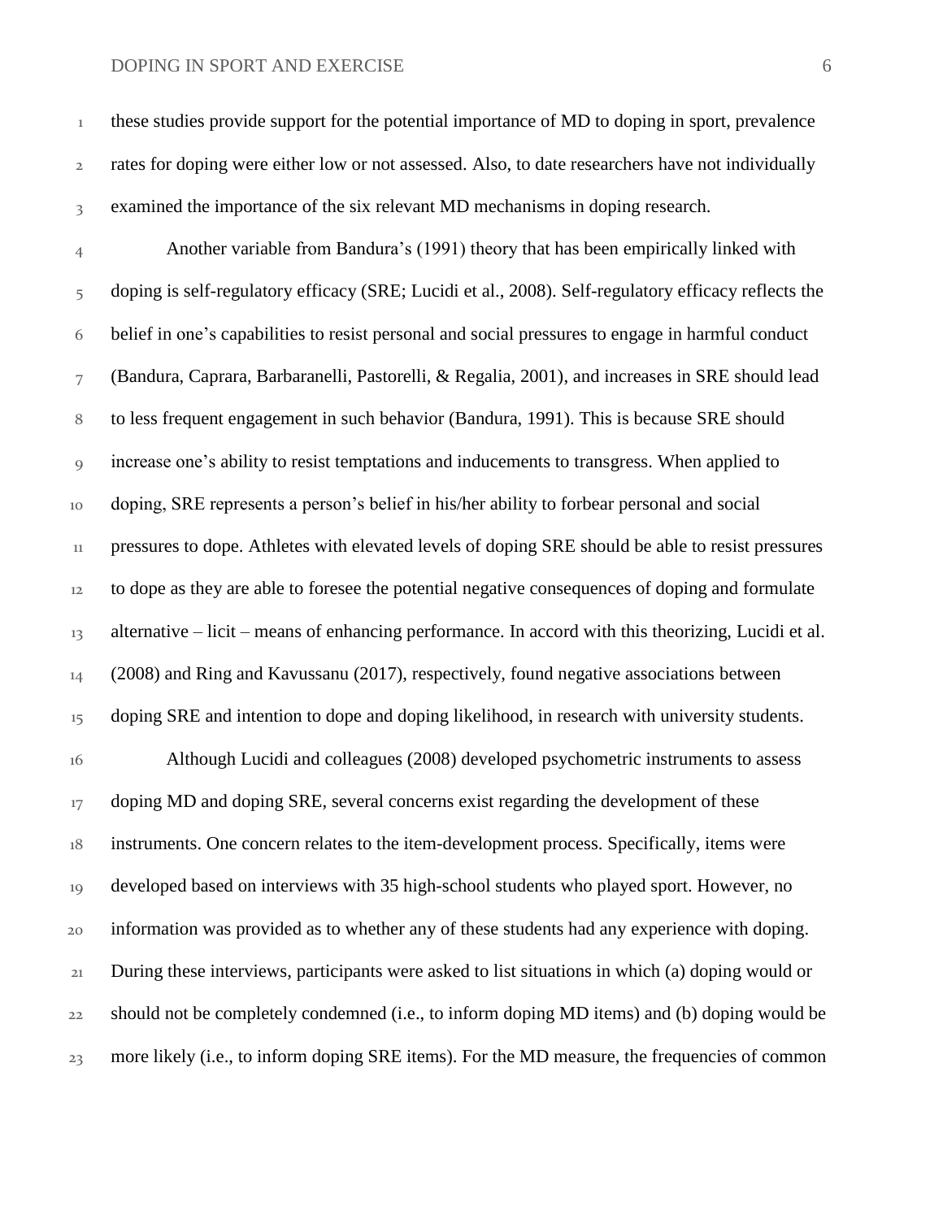these studies provide support for the potential importance of MD to doping in sport, prevalence rates for doping were either low or not assessed. Also, to date researchers have not individually examined the importance of the six relevant MD mechanisms in doping research.

Another variable from Bandura's (1991) theory that has been empirically linked with doping is self-regulatory efficacy (SRE; Lucidi et al., 2008). Self-regulatory efficacy reflects the belief in one's capabilities to resist personal and social pressures to engage in harmful conduct (Bandura, Caprara, Barbaranelli, Pastorelli, & Regalia, 2001), and increases in SRE should lead to less frequent engagement in such behavior (Bandura, 1991). This is because SRE should increase one's ability to resist temptations and inducements to transgress. When applied to doping, SRE represents a person's belief in his/her ability to forbear personal and social pressures to dope. Athletes with elevated levels of doping SRE should be able to resist pressures to dope as they are able to foresee the potential negative consequences of doping and formulate alternative – licit – means of enhancing performance. In accord with this theorizing, Lucidi et al. (2008) and Ring and Kavussanu (2017), respectively, found negative associations between doping SRE and intention to dope and doping likelihood, in research with university students.

Although Lucidi and colleagues (2008) developed psychometric instruments to assess doping MD and doping SRE, several concerns exist regarding the development of these instruments. One concern relates to the item-development process. Specifically, items were developed based on interviews with 35 high-school students who played sport. However, no information was provided as to whether any of these students had any experience with doping. During these interviews, participants were asked to list situations in which (a) doping would or should not be completely condemned (i.e., to inform doping MD items) and (b) doping would be more likely (i.e., to inform doping SRE items). For the MD measure, the frequencies of common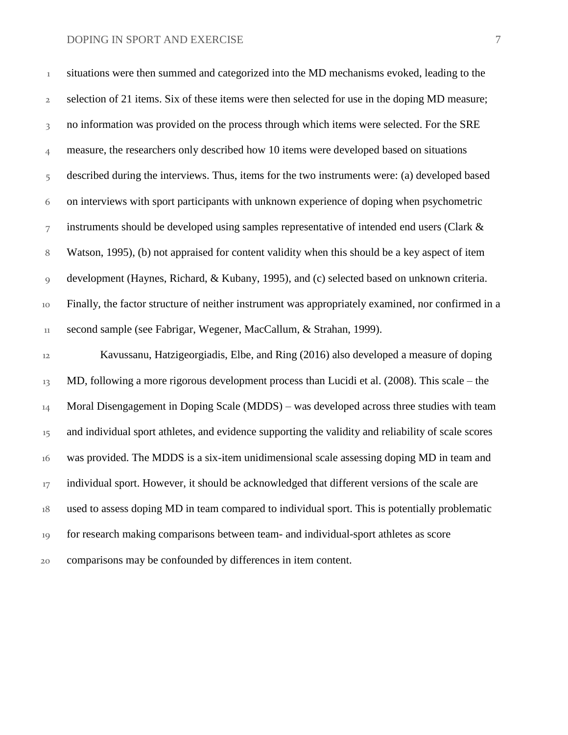situations were then summed and categorized into the MD mechanisms evoked, leading to the selection of 21 items. Six of these items were then selected for use in the doping MD measure; no information was provided on the process through which items were selected. For the SRE measure, the researchers only described how 10 items were developed based on situations described during the interviews. Thus, items for the two instruments were: (a) developed based on interviews with sport participants with unknown experience of doping when psychometric instruments should be developed using samples representative of intended end users (Clark & Watson, 1995), (b) not appraised for content validity when this should be a key aspect of item development (Haynes, Richard, & Kubany, 1995), and (c) selected based on unknown criteria. Finally, the factor structure of neither instrument was appropriately examined, nor confirmed in a second sample (see Fabrigar, Wegener, MacCallum, & Strahan, 1999).

Kavussanu, Hatzigeorgiadis, Elbe, and Ring (2016) also developed a measure of doping MD, following a more rigorous development process than Lucidi et al. (2008). This scale – the Moral Disengagement in Doping Scale (MDDS) – was developed across three studies with team and individual sport athletes, and evidence supporting the validity and reliability of scale scores was provided. The MDDS is a six-item unidimensional scale assessing doping MD in team and individual sport. However, it should be acknowledged that different versions of the scale are used to assess doping MD in team compared to individual sport. This is potentially problematic for research making comparisons between team- and individual-sport athletes as score comparisons may be confounded by differences in item content.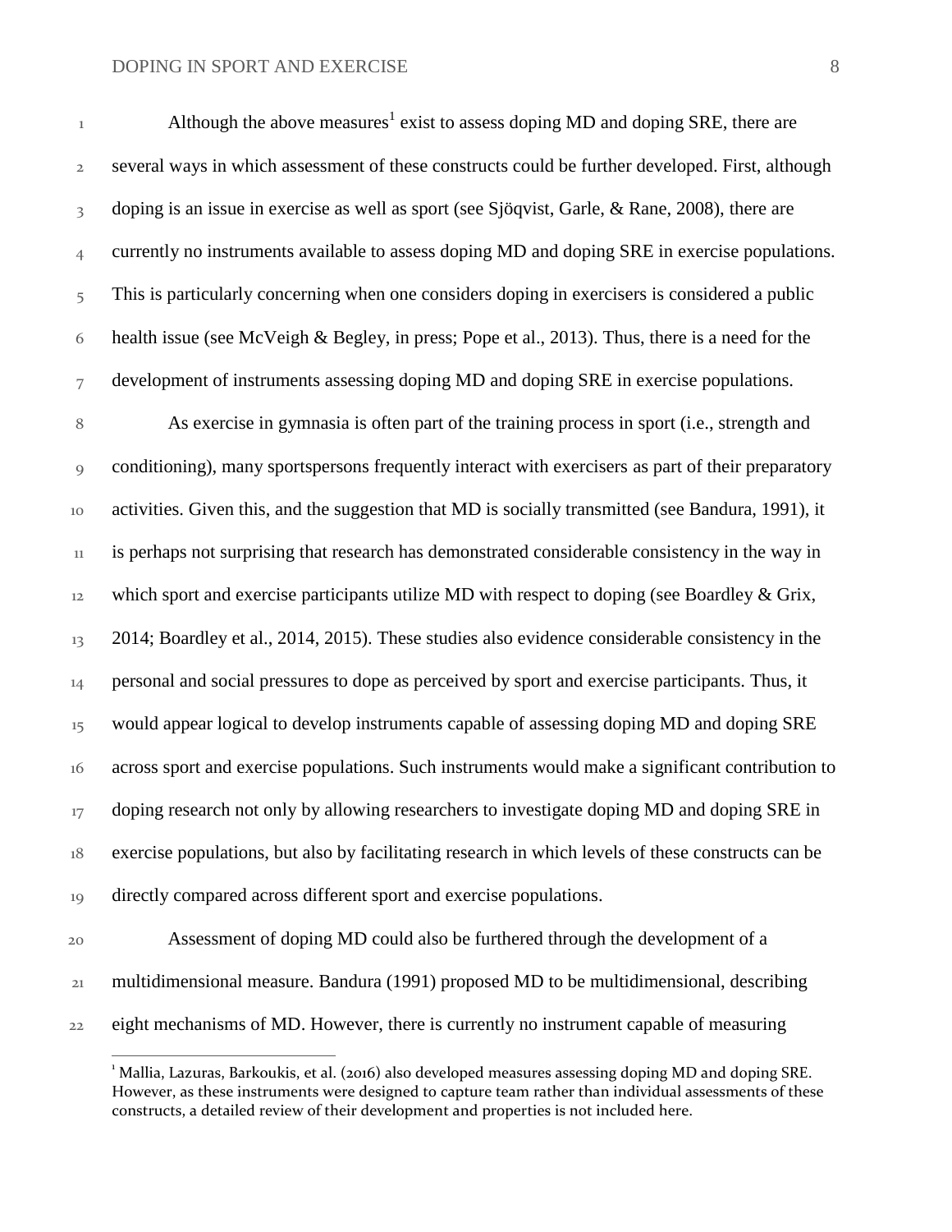Although the above measures[1] exist to assess doping MD and doping SRE, there are several ways in which assessment of these constructs could be further developed. First, although doping is an issue in exercise as well as sport (see Sjöqvist, Garle, & Rane, 2008), there are currently no instruments available to assess doping MD and doping SRE in exercise populations. This is particularly concerning when one considers doping in exercisers is considered a public health issue (see McVeigh & Begley, in press; Pope et al., 2013). Thus, there is a need for the development of instruments assessing doping MD and doping SRE in exercise populations.

As exercise in gymnasia is often part of the training process in sport (i.e., strength and conditioning), many sportspersons frequently interact with exercisers as part of their preparatory activities. Given this, and the suggestion that MD is socially transmitted (see Bandura, 1991), it is perhaps not surprising that research has demonstrated considerable consistency in the way in which sport and exercise participants utilize MD with respect to doping (see Boardley & Grix, 2014; Boardley et al., 2014, 2015). These studies also evidence considerable consistency in the personal and social pressures to dope as perceived by sport and exercise participants. Thus, it would appear logical to develop instruments capable of assessing doping MD and doping SRE across sport and exercise populations. Such instruments would make a significant contribution to doping research not only by allowing researchers to investigate doping MD and doping SRE in exercise populations, but also by facilitating research in which levels of these constructs can be directly compared across different sport and exercise populations.

Assessment of doping MD could also be furthered through the development of a multidimensional measure. Bandura (1991) proposed MD to be multidimensional, describing eight mechanisms of MD. However, there is currently no instrument capable of measuring

[1] Mallia, Lazuras, Barkoukis, et al. (2016) also developed measures assessing doping MD and doping SRE. However, as these instruments were designed to capture team rather than individual assessments of these constructs, a detailed review of their development and properties is not included here.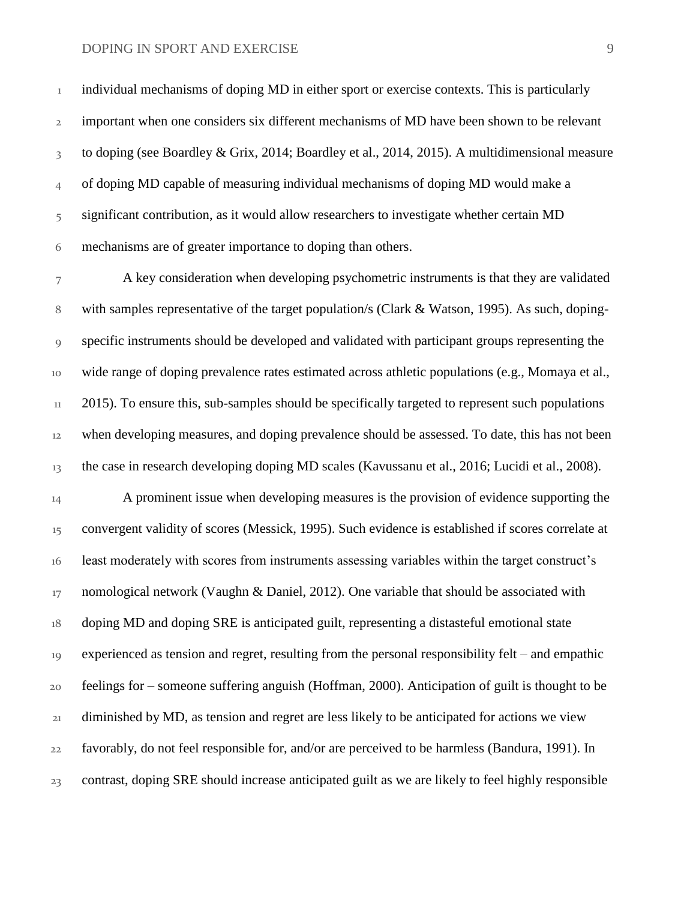individual mechanisms of doping MD in either sport or exercise contexts. This is particularly important when one considers six different mechanisms of MD have been shown to be relevant to doping (see Boardley & Grix, 2014; Boardley et al., 2014, 2015). A multidimensional measure of doping MD capable of measuring individual mechanisms of doping MD would make a significant contribution, as it would allow researchers to investigate whether certain MD mechanisms are of greater importance to doping than others.

A key consideration when developing psychometric instruments is that they are validated with samples representative of the target population/s (Clark & Watson, 1995). As such, doping-specific instruments should be developed and validated with participant groups representing the wide range of doping prevalence rates estimated across athletic populations (e.g., Momaya et al., 2015). To ensure this, sub-samples should be specifically targeted to represent such populations when developing measures, and doping prevalence should be assessed. To date, this has not been the case in research developing doping MD scales (Kavussanu et al., 2016; Lucidi et al., 2008).

A prominent issue when developing measures is the provision of evidence supporting the convergent validity of scores (Messick, 1995). Such evidence is established if scores correlate at least moderately with scores from instruments assessing variables within the target construct's nomological network (Vaughn & Daniel, 2012). One variable that should be associated with doping MD and doping SRE is anticipated guilt, representing a distasteful emotional state experienced as tension and regret, resulting from the personal responsibility felt – and empathic feelings for – someone suffering anguish (Hoffman, 2000). Anticipation of guilt is thought to be diminished by MD, as tension and regret are less likely to be anticipated for actions we view favorably, do not feel responsible for, and/or are perceived to be harmless (Bandura, 1991). In contrast, doping SRE should increase anticipated guilt as we are likely to feel highly responsible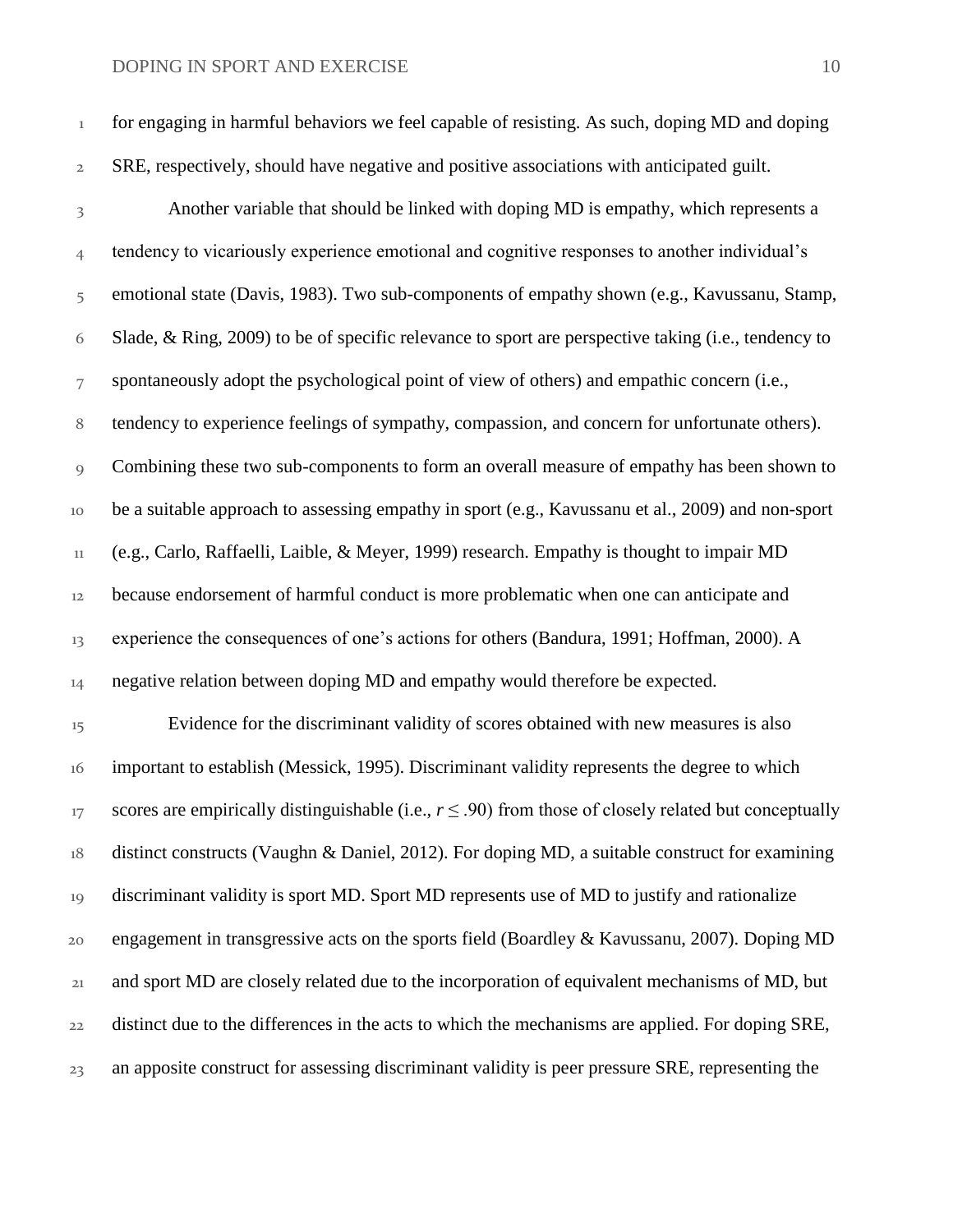for engaging in harmful behaviors we feel capable of resisting. As such, doping MD and doping SRE, respectively, should have negative and positive associations with anticipated guilt.

Another variable that should be linked with doping MD is empathy, which represents a tendency to vicariously experience emotional and cognitive responses to another individual's emotional state (Davis, 1983). Two sub-components of empathy shown (e.g., Kavussanu, Stamp, Slade, & Ring, 2009) to be of specific relevance to sport are perspective taking (i.e., tendency to spontaneously adopt the psychological point of view of others) and empathic concern (i.e., tendency to experience feelings of sympathy, compassion, and concern for unfortunate others). Combining these two sub-components to form an overall measure of empathy has been shown to be a suitable approach to assessing empathy in sport (e.g., Kavussanu et al., 2009) and non-sport (e.g., Carlo, Raffaelli, Laible, & Meyer, 1999) research. Empathy is thought to impair MD because endorsement of harmful conduct is more problematic when one can anticipate and experience the consequences of one's actions for others (Bandura, 1991; Hoffman, 2000). A negative relation between doping MD and empathy would therefore be expected.

Evidence for the discriminant validity of scores obtained with new measures is also important to establish (Messick, 1995). Discriminant validity represents the degree to which scores are empirically distinguishable (i.e., $r \leq .90$) from those of closely related but conceptually distinct constructs (Vaughn & Daniel, 2012). For doping MD, a suitable construct for examining discriminant validity is sport MD. Sport MD represents use of MD to justify and rationalize engagement in transgressive acts on the sports field (Boardley & Kavussanu, 2007). Doping MD and sport MD are closely related due to the incorporation of equivalent mechanisms of MD, but distinct due to the differences in the acts to which the mechanisms are applied. For doping SRE, an apposite construct for assessing discriminant validity is peer pressure SRE, representing the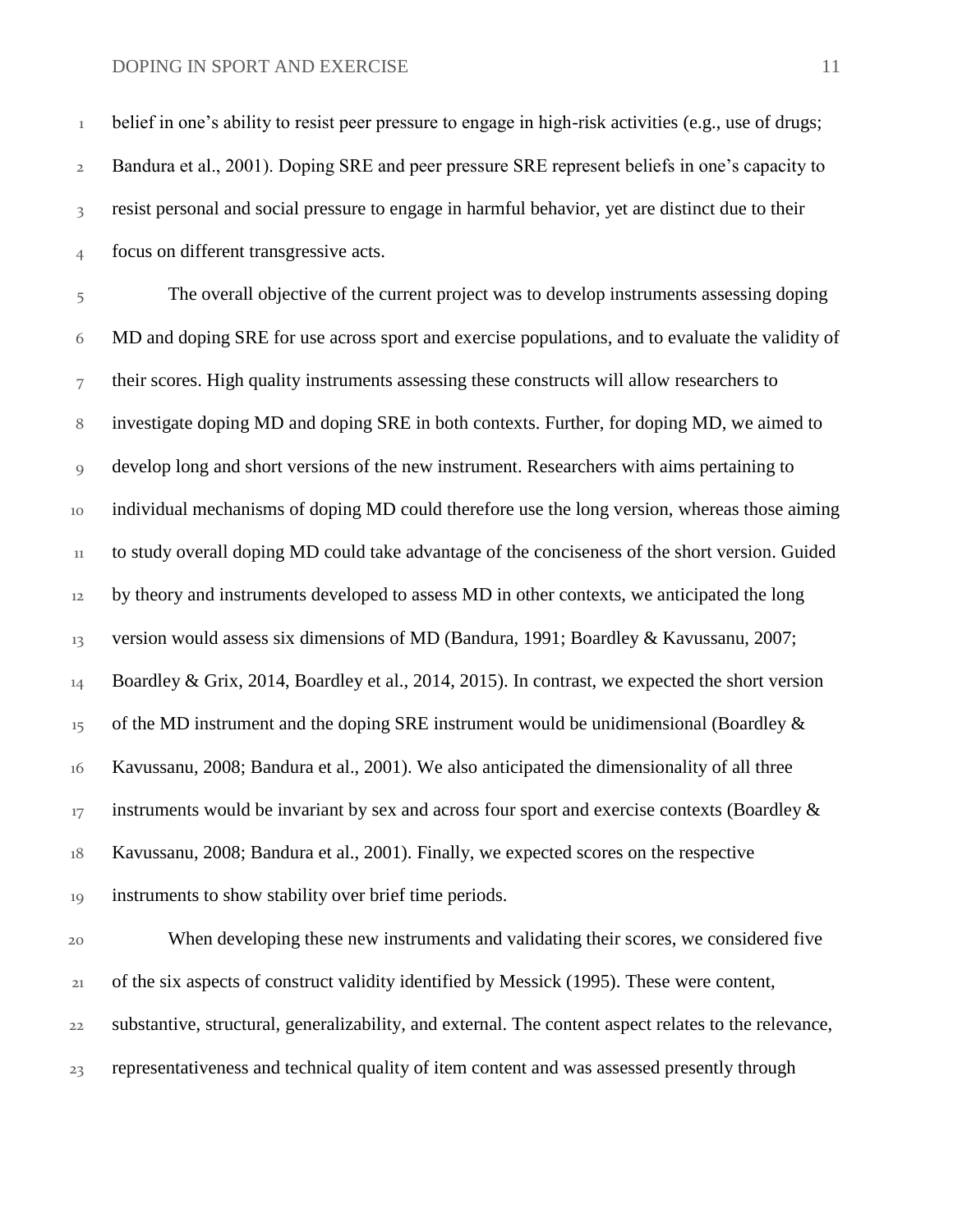belief in one's ability to resist peer pressure to engage in high-risk activities (e.g., use of drugs; Bandura et al., 2001). Doping SRE and peer pressure SRE represent beliefs in one's capacity to resist personal and social pressure to engage in harmful behavior, yet are distinct due to their focus on different transgressive acts.

The overall objective of the current project was to develop instruments assessing doping MD and doping SRE for use across sport and exercise populations, and to evaluate the validity of their scores. High quality instruments assessing these constructs will allow researchers to investigate doping MD and doping SRE in both contexts. Further, for doping MD, we aimed to develop long and short versions of the new instrument. Researchers with aims pertaining to individual mechanisms of doping MD could therefore use the long version, whereas those aiming to study overall doping MD could take advantage of the conciseness of the short version. Guided by theory and instruments developed to assess MD in other contexts, we anticipated the long version would assess six dimensions of MD (Bandura, 1991; Boardley & Kavussanu, 2007; Boardley & Grix, 2014, Boardley et al., 2014, 2015). In contrast, we expected the short version of the MD instrument and the doping SRE instrument would be unidimensional (Boardley & Kavussanu, 2008; Bandura et al., 2001). We also anticipated the dimensionality of all three instruments would be invariant by sex and across four sport and exercise contexts (Boardley & Kavussanu, 2008; Bandura et al., 2001). Finally, we expected scores on the respective instruments to show stability over brief time periods.

When developing these new instruments and validating their scores, we considered five of the six aspects of construct validity identified by Messick (1995). These were content, substantive, structural, generalizability, and external. The content aspect relates to the relevance, representativeness and technical quality of item content and was assessed presently through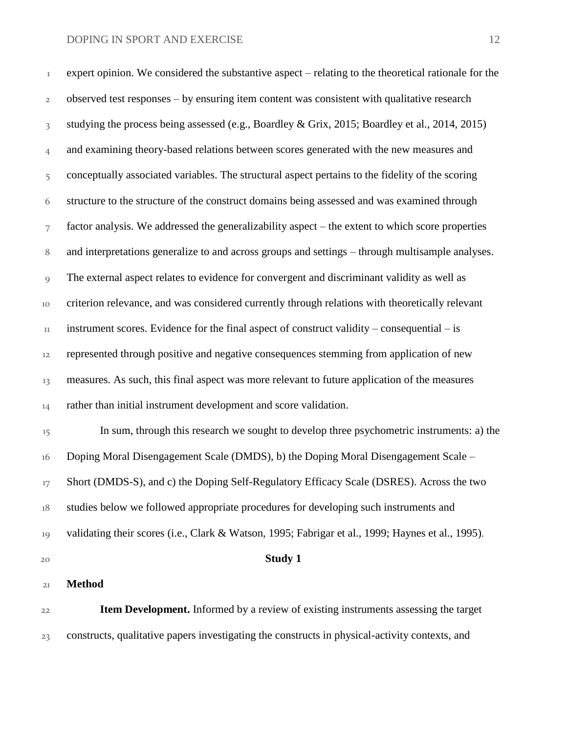expert opinion. We considered the substantive aspect – relating to the theoretical rationale for the observed test responses – by ensuring item content was consistent with qualitative research studying the process being assessed (e.g., Boardley & Grix, 2015; Boardley et al., 2014, 2015) and examining theory-based relations between scores generated with the new measures and conceptually associated variables. The structural aspect pertains to the fidelity of the scoring structure to the structure of the construct domains being assessed and was examined through factor analysis. We addressed the generalizability aspect – the extent to which score properties and interpretations generalize to and across groups and settings – through multisample analyses. The external aspect relates to evidence for convergent and discriminant validity as well as criterion relevance, and was considered currently through relations with theoretically relevant instrument scores. Evidence for the final aspect of construct validity – consequential – is represented through positive and negative consequences stemming from application of new measures. As such, this final aspect was more relevant to future application of the measures rather than initial instrument development and score validation.

In sum, through this research we sought to develop three psychometric instruments: a) the Doping Moral Disengagement Scale (DMDS), b) the Doping Moral Disengagement Scale – Short (DMDS-S), and c) the Doping Self-Regulatory Efficacy Scale (DSRES). Across the two studies below we followed appropriate procedures for developing such instruments and validating their scores (i.e., Clark & Watson, 1995; Fabrigar et al., 1999; Haynes et al., 1995).

# Study 1

## Method

**Item Development.** Informed by a review of existing instruments assessing the target constructs, qualitative papers investigating the constructs in physical-activity contexts, and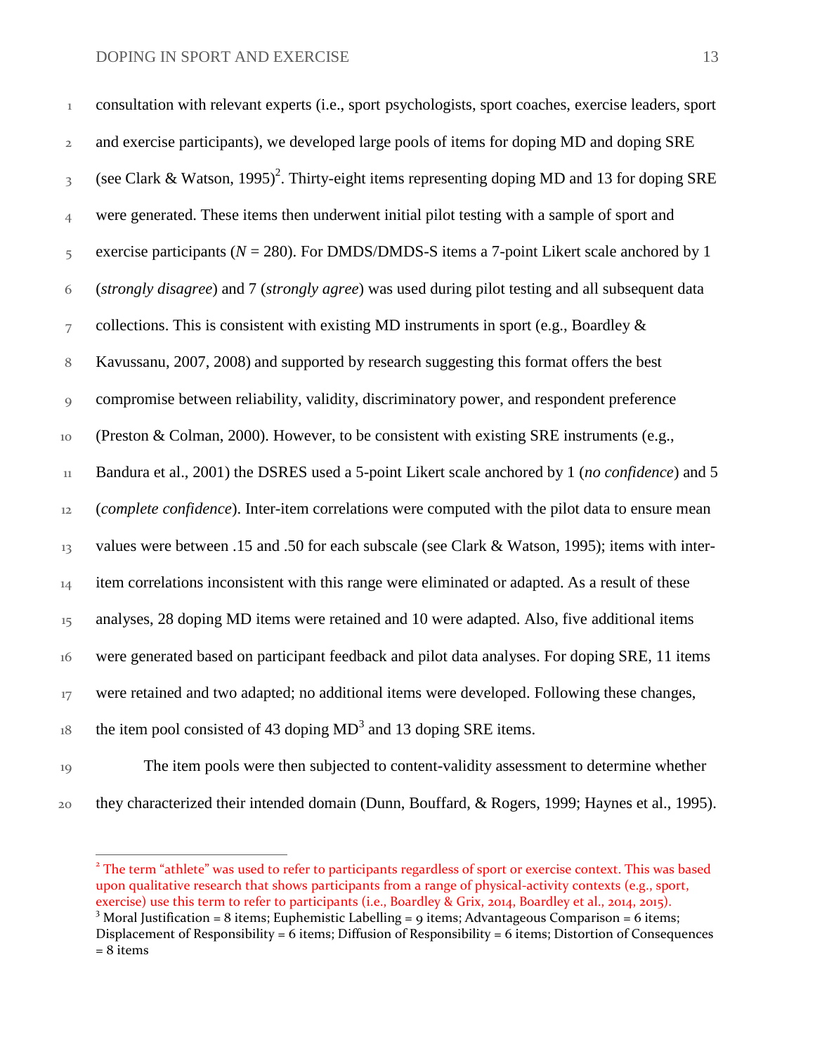consultation with relevant experts (i.e., sport psychologists, sport coaches, exercise leaders, sport and exercise participants), we developed large pools of items for doping MD and doping SRE (see Clark & Watson, 1995)[2]. Thirty-eight items representing doping MD and 13 for doping SRE were generated. These items then underwent initial pilot testing with a sample of sport and exercise participants ($N$ = 280). For DMDS/DMDS-S items a 7-point Likert scale anchored by 1 (*strongly disagree*) and 7 (*strongly agree*) was used during pilot testing and all subsequent data collections. This is consistent with existing MD instruments in sport (e.g., Boardley & Kavussanu, 2007, 2008) and supported by research suggesting this format offers the best compromise between reliability, validity, discriminatory power, and respondent preference (Preston & Colman, 2000). However, to be consistent with existing SRE instruments (e.g., Bandura et al., 2001) the DSRES used a 5-point Likert scale anchored by 1 (*no confidence*) and 5 (*complete confidence*). Inter-item correlations were computed with the pilot data to ensure mean values were between .15 and .50 for each subscale (see Clark & Watson, 1995); items with inter-item correlations inconsistent with this range were eliminated or adapted. As a result of these analyses, 28 doping MD items were retained and 10 were adapted. Also, five additional items were generated based on participant feedback and pilot data analyses. For doping SRE, 11 items were retained and two adapted; no additional items were developed. Following these changes, the item pool consisted of 43 doping MD[3] and 13 doping SRE items.

The item pools were then subjected to content-validity assessment to determine whether they characterized their intended domain (Dunn, Bouffard, & Rogers, 1999; Haynes et al., 1995).

---

[2] The term "athlete" was used to refer to participants regardless of sport or exercise context. This was based upon qualitative research that shows participants from a range of physical-activity contexts (e.g., sport, exercise) use this term to refer to participants (i.e., Boardley & Grix, 2014, Boardley et al., 2014, 2015).

[3] Moral Justification = 8 items; Euphemistic Labelling = 9 items; Advantageous Comparison = 6 items; Displacement of Responsibility = 6 items; Diffusion of Responsibility = 6 items; Distortion of Consequences = 8 items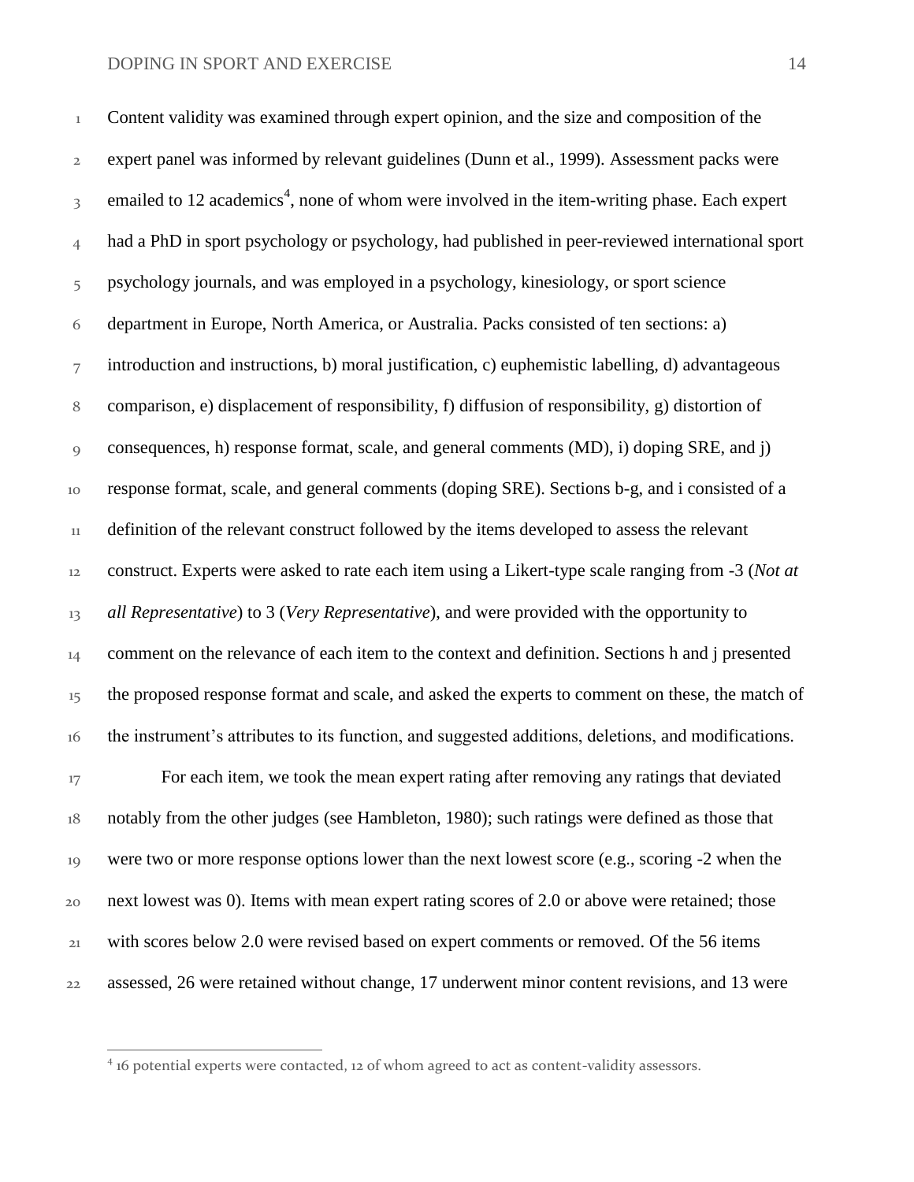Content validity was examined through expert opinion, and the size and composition of the expert panel was informed by relevant guidelines (Dunn et al., 1999). Assessment packs were emailed to 12 academics[4], none of whom were involved in the item-writing phase. Each expert had a PhD in sport psychology or psychology, had published in peer-reviewed international sport psychology journals, and was employed in a psychology, kinesiology, or sport science department in Europe, North America, or Australia. Packs consisted of ten sections: a) introduction and instructions, b) moral justification, c) euphemistic labelling, d) advantageous comparison, e) displacement of responsibility, f) diffusion of responsibility, g) distortion of consequences, h) response format, scale, and general comments (MD), i) doping SRE, and j) response format, scale, and general comments (doping SRE). Sections b-g, and i consisted of a definition of the relevant construct followed by the items developed to assess the relevant construct. Experts were asked to rate each item using a Likert-type scale ranging from -3 (*Not at all Representative*) to 3 (*Very Representative*), and were provided with the opportunity to comment on the relevance of each item to the context and definition. Sections h and j presented the proposed response format and scale, and asked the experts to comment on these, the match of the instrument's attributes to its function, and suggested additions, deletions, and modifications.

For each item, we took the mean expert rating after removing any ratings that deviated notably from the other judges (see Hambleton, 1980); such ratings were defined as those that were two or more response options lower than the next lowest score (e.g., scoring -2 when the next lowest was 0). Items with mean expert rating scores of 2.0 or above were retained; those with scores below 2.0 were revised based on expert comments or removed. Of the 56 items assessed, 26 were retained without change, 17 underwent minor content revisions, and 13 were

[4] 16 potential experts were contacted, 12 of whom agreed to act as content-validity assessors.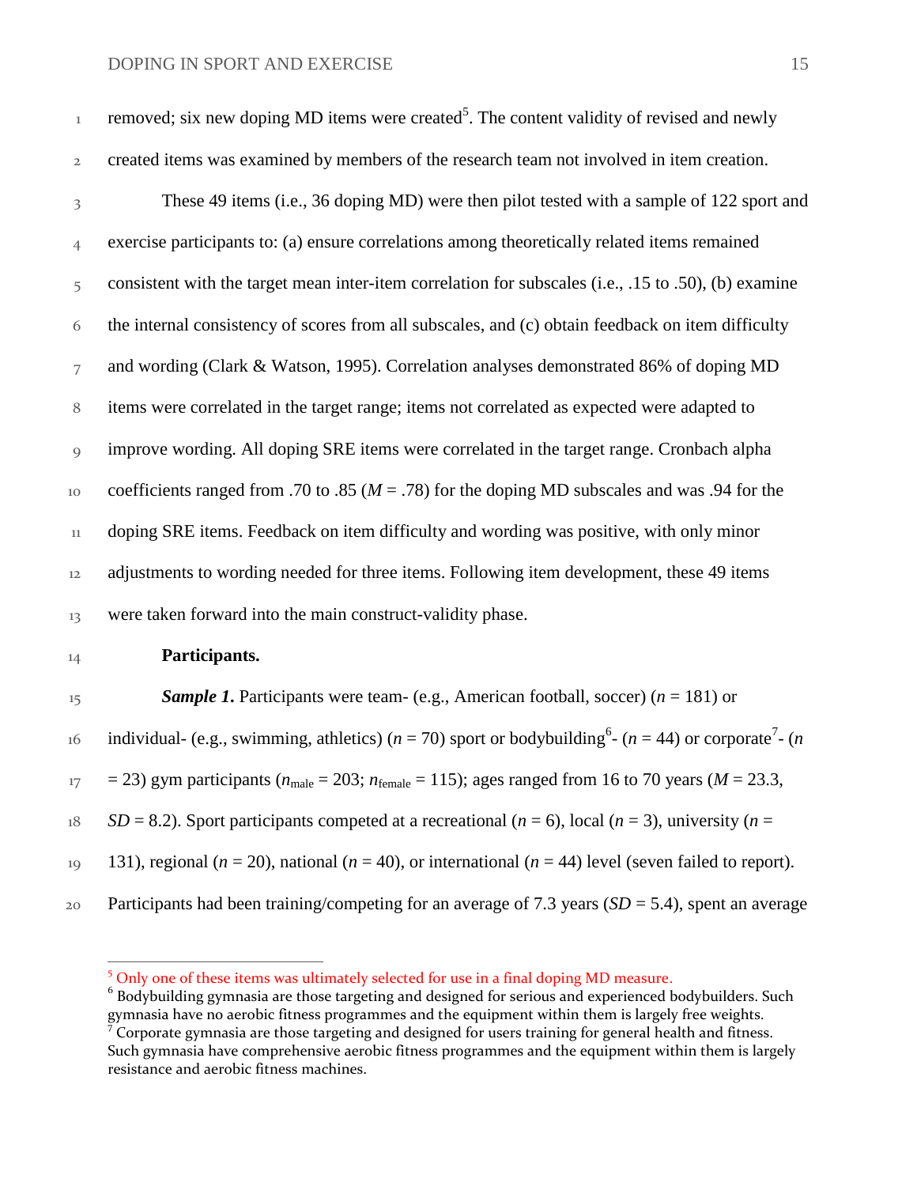removed; six new doping MD items were created[5]. The content validity of revised and newly created items was examined by members of the research team not involved in item creation.

These 49 items (i.e., 36 doping MD) were then pilot tested with a sample of 122 sport and exercise participants to: (a) ensure correlations among theoretically related items remained consistent with the target mean inter-item correlation for subscales (i.e., .15 to .50), (b) examine the internal consistency of scores from all subscales, and (c) obtain feedback on item difficulty and wording (Clark & Watson, 1995). Correlation analyses demonstrated 86% of doping MD items were correlated in the target range; items not correlated as expected were adapted to improve wording. All doping SRE items were correlated in the target range. Cronbach alpha coefficients ranged from .70 to .85 ($M$ = .78) for the doping MD subscales and was .94 for the doping SRE items. Feedback on item difficulty and wording was positive, with only minor adjustments to wording needed for three items. Following item development, these 49 items were taken forward into the main construct-validity phase.

**Participants.**

***Sample 1.*** Participants were team- (e.g., American football, soccer) ($n$ = 181) or individual- (e.g., swimming, athletics) ($n$ = 70) sport or bodybuilding[6]- ($n$ = 44) or corporate[7]- ($n$ = 23) gym participants ($n_{\text{male}}$ = 203; $n_{\text{female}}$ = 115); ages ranged from 16 to 70 years ($M$ = 23.3, $SD$ = 8.2). Sport participants competed at a recreational ($n$ = 6), local ($n$ = 3), university ($n$ = 131), regional ($n$ = 20), national ($n$ = 40), or international ($n$ = 44) level (seven failed to report). Participants had been training/competing for an average of 7.3 years ($SD$ = 5.4), spent an average

---

[5] Only one of these items was ultimately selected for use in a final doping MD measure.

[6] Bodybuilding gymnasia are those targeting and designed for serious and experienced bodybuilders. Such gymnasia have no aerobic fitness programmes and the equipment within them is largely free weights.

[7] Corporate gymnasia are those targeting and designed for users training for general health and fitness. Such gymnasia have comprehensive aerobic fitness programmes and the equipment within them is largely resistance and aerobic fitness machines.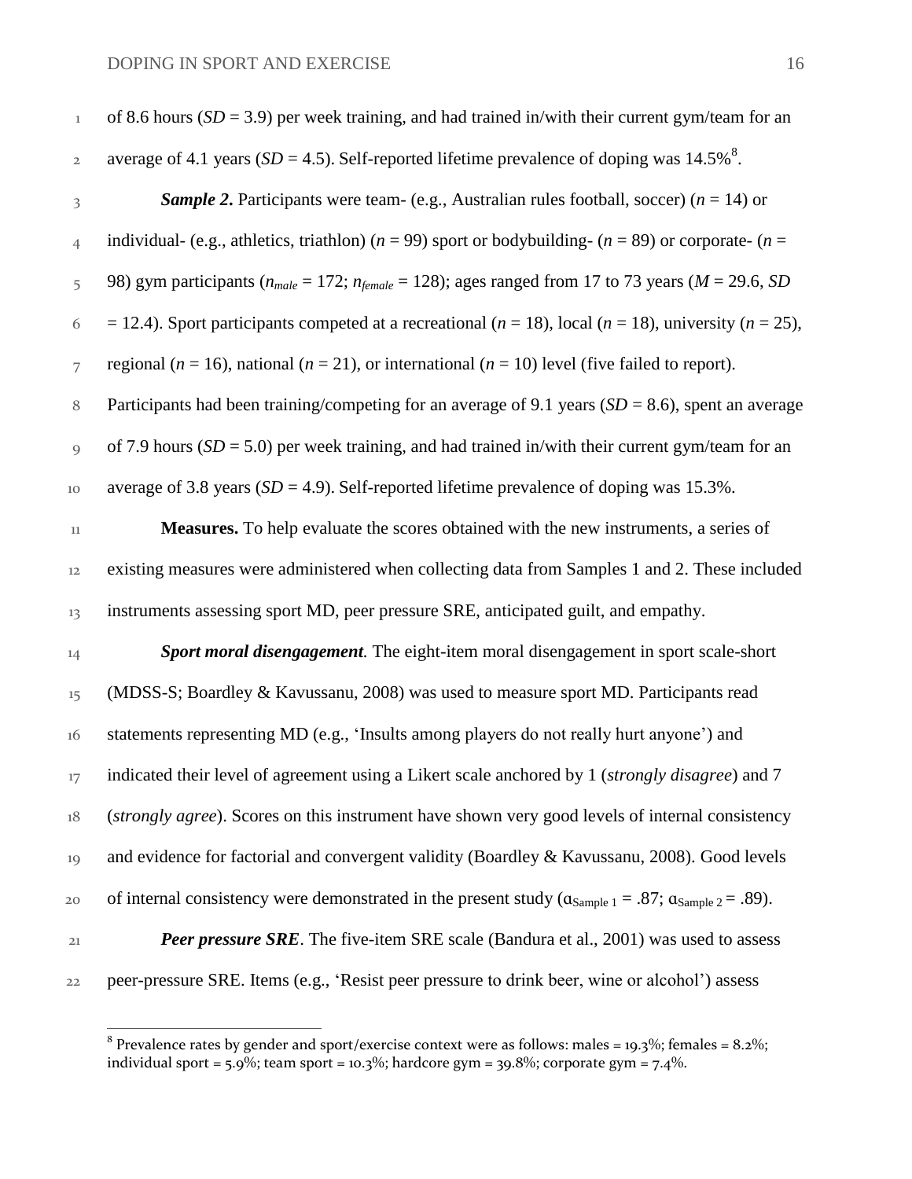of 8.6 hours (*SD* = 3.9) per week training, and had trained in/with their current gym/team for an average of 4.1 years (*SD* = 4.5). Self-reported lifetime prevalence of doping was 14.5%[8].

***Sample 2*.** Participants were team- (e.g., Australian rules football, soccer) (*n* = 14) or individual- (e.g., athletics, triathlon) (*n* = 99) sport or bodybuilding- (*n* = 89) or corporate- (*n* = 98) gym participants ($n_{male}$ = 172; $n_{female}$ = 128); ages ranged from 17 to 73 years (*M* = 29.6, *SD* = 12.4). Sport participants competed at a recreational (*n* = 18), local (*n* = 18), university (*n* = 25), regional (*n* = 16), national (*n* = 21), or international (*n* = 10) level (five failed to report). Participants had been training/competing for an average of 9.1 years (*SD* = 8.6), spent an average of 7.9 hours (*SD* = 5.0) per week training, and had trained in/with their current gym/team for an average of 3.8 years (*SD* = 4.9). Self-reported lifetime prevalence of doping was 15.3%.

**Measures.** To help evaluate the scores obtained with the new instruments, a series of existing measures were administered when collecting data from Samples 1 and 2. These included instruments assessing sport MD, peer pressure SRE, anticipated guilt, and empathy.

***Sport moral disengagement*.** The eight-item moral disengagement in sport scale-short (MDSS-S; Boardley & Kavussanu, 2008) was used to measure sport MD. Participants read statements representing MD (e.g., 'Insults among players do not really hurt anyone') and indicated their level of agreement using a Likert scale anchored by 1 (*strongly disagree*) and 7 (*strongly agree*). Scores on this instrument have shown very good levels of internal consistency and evidence for factorial and convergent validity (Boardley & Kavussanu, 2008). Good levels of internal consistency were demonstrated in the present study ($\alpha_{\text{Sample 1}}$ = .87; $\alpha_{\text{Sample 2}}$ = .89).

***Peer pressure SRE*.** The five-item SRE scale (Bandura et al., 2001) was used to assess peer-pressure SRE. Items (e.g., 'Resist peer pressure to drink beer, wine or alcohol') assess

---

[8] Prevalence rates by gender and sport/exercise context were as follows: males = 19.3%; females = 8.2%; individual sport = 5.9%; team sport = 10.3%; hardcore gym = 39.8%; corporate gym = 7.4%.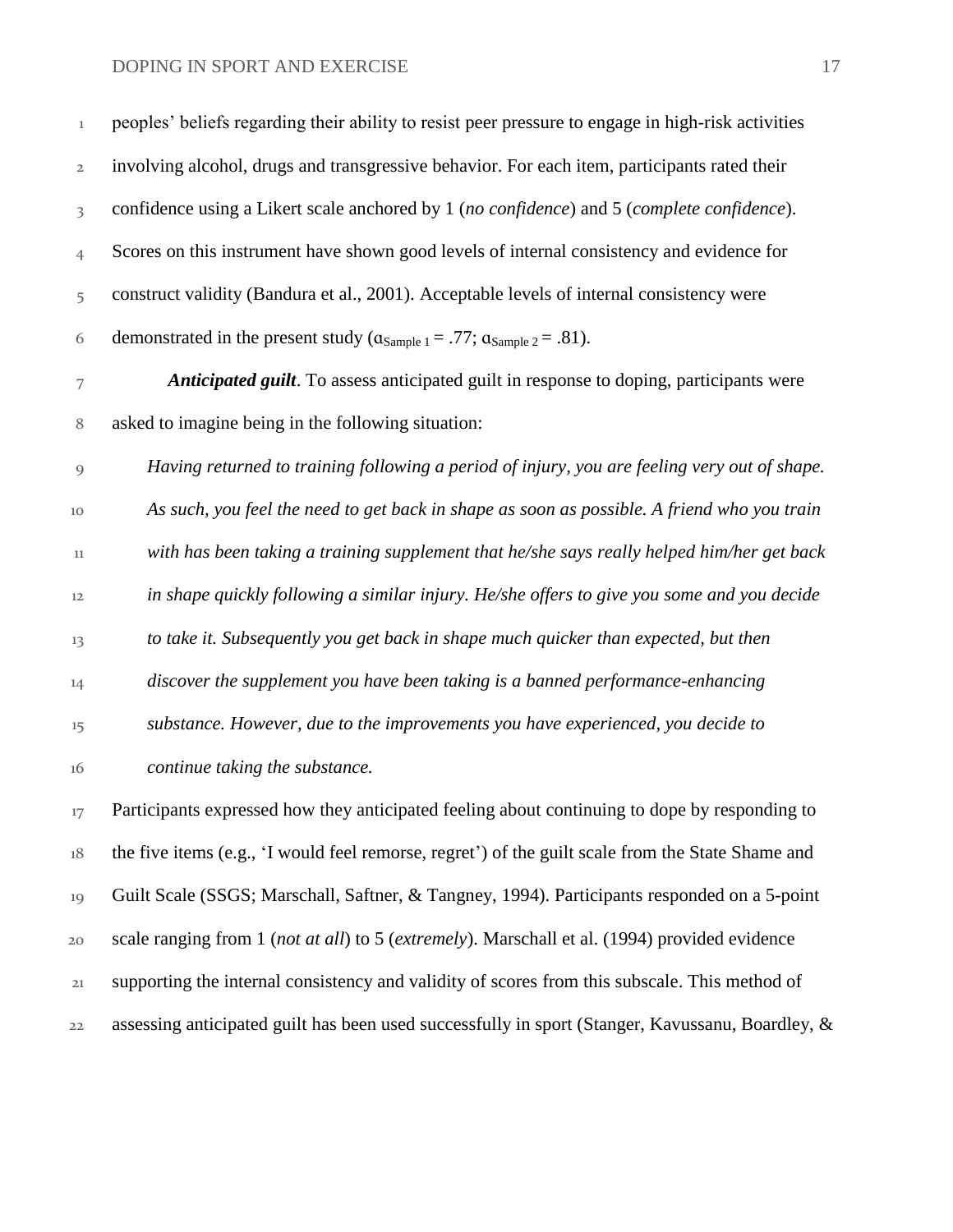peoples' beliefs regarding their ability to resist peer pressure to engage in high-risk activities involving alcohol, drugs and transgressive behavior. For each item, participants rated their confidence using a Likert scale anchored by 1 (*no confidence*) and 5 (*complete confidence*). Scores on this instrument have shown good levels of internal consistency and evidence for construct validity (Bandura et al., 2001). Acceptable levels of internal consistency were demonstrated in the present study ($\alpha_{\text{Sample 1}} = .77$; $\alpha_{\text{Sample 2}} = .81$).

***Anticipated guilt***. To assess anticipated guilt in response to doping, participants were asked to imagine being in the following situation:

> *Having returned to training following a period of injury, you are feeling very out of shape. As such, you feel the need to get back in shape as soon as possible. A friend who you train with has been taking a training supplement that he/she says really helped him/her get back in shape quickly following a similar injury. He/she offers to give you some and you decide to take it. Subsequently you get back in shape much quicker than expected, but then discover the supplement you have been taking is a banned performance-enhancing substance. However, due to the improvements you have experienced, you decide to continue taking the substance.*

Participants expressed how they anticipated feeling about continuing to dope by responding to the five items (e.g., 'I would feel remorse, regret') of the guilt scale from the State Shame and Guilt Scale (SSGS; Marschall, Saftner, & Tangney, 1994). Participants responded on a 5-point scale ranging from 1 (*not at all*) to 5 (*extremely*). Marschall et al. (1994) provided evidence supporting the internal consistency and validity of scores from this subscale. This method of assessing anticipated guilt has been used successfully in sport (Stanger, Kavussanu, Boardley, &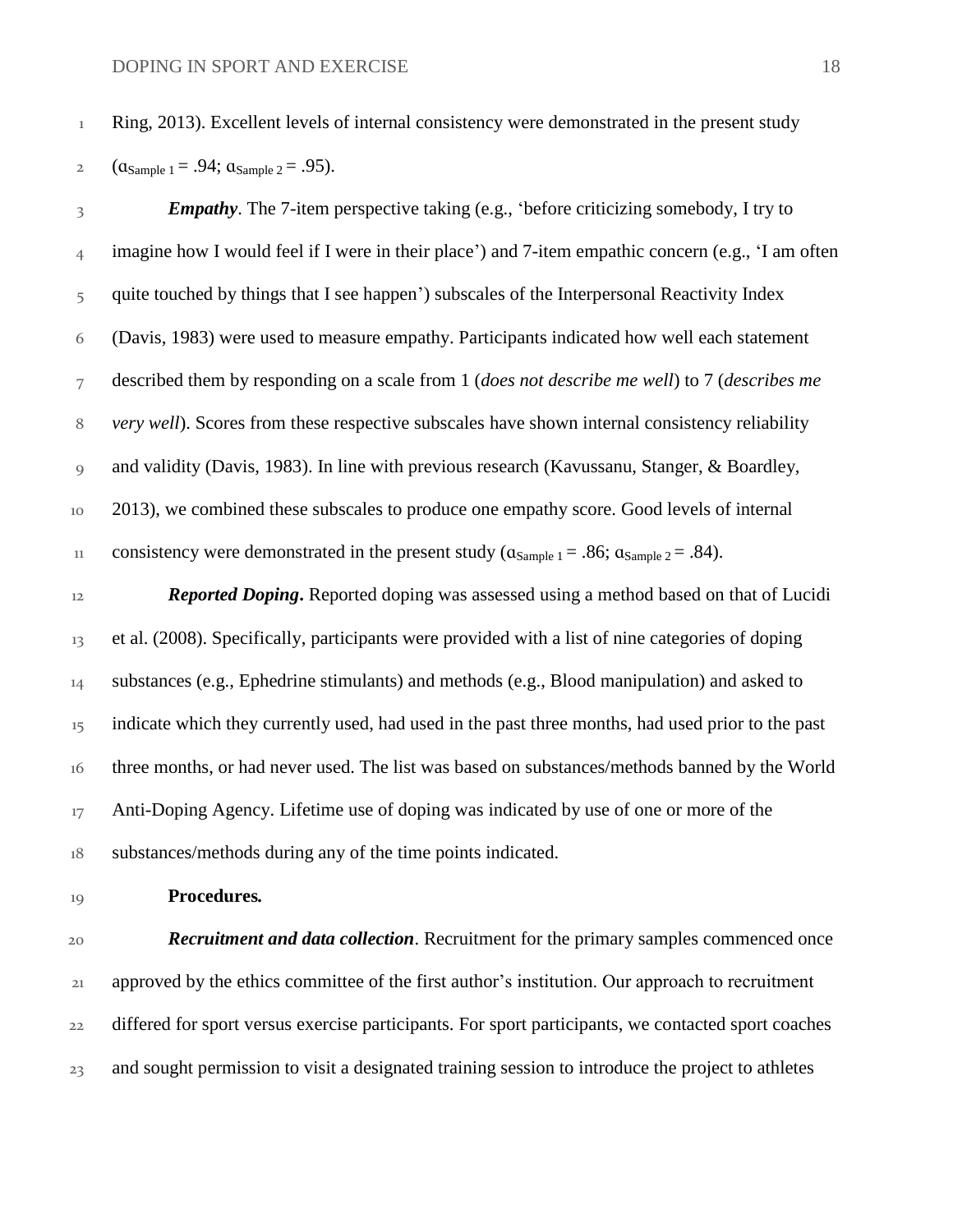Ring, 2013). Excellent levels of internal consistency were demonstrated in the present study ($\alpha_{\text{Sample 1}}$ = .94; $\alpha_{\text{Sample 2}}$ = .95).

***Empathy***. The 7-item perspective taking (e.g., 'before criticizing somebody, I try to imagine how I would feel if I were in their place') and 7-item empathic concern (e.g., 'I am often quite touched by things that I see happen') subscales of the Interpersonal Reactivity Index (Davis, 1983) were used to measure empathy. Participants indicated how well each statement described them by responding on a scale from 1 (*does not describe me well*) to 7 (*describes me very well*). Scores from these respective subscales have shown internal consistency reliability and validity (Davis, 1983). In line with previous research (Kavussanu, Stanger, & Boardley, 2013), we combined these subscales to produce one empathy score. Good levels of internal consistency were demonstrated in the present study ($\alpha_{\text{Sample 1}}$ = .86; $\alpha_{\text{Sample 2}}$ = .84).

***Reported Doping*.** Reported doping was assessed using a method based on that of Lucidi et al. (2008). Specifically, participants were provided with a list of nine categories of doping substances (e.g., Ephedrine stimulants) and methods (e.g., Blood manipulation) and asked to indicate which they currently used, had used in the past three months, had used prior to the past three months, or had never used. The list was based on substances/methods banned by the World Anti-Doping Agency. Lifetime use of doping was indicated by use of one or more of the substances/methods during any of the time points indicated.

**Procedures.**

***Recruitment and data collection***. Recruitment for the primary samples commenced once approved by the ethics committee of the first author's institution. Our approach to recruitment differed for sport versus exercise participants. For sport participants, we contacted sport coaches and sought permission to visit a designated training session to introduce the project to athletes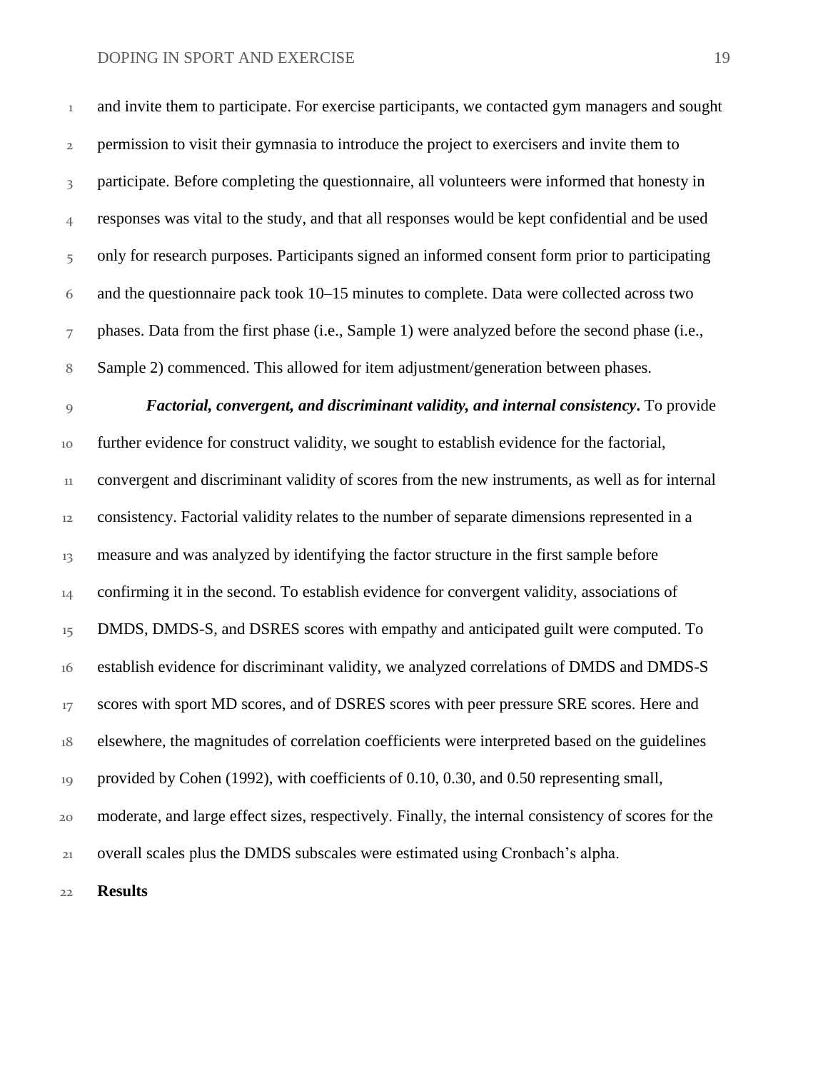and invite them to participate. For exercise participants, we contacted gym managers and sought permission to visit their gymnasia to introduce the project to exercisers and invite them to participate. Before completing the questionnaire, all volunteers were informed that honesty in responses was vital to the study, and that all responses would be kept confidential and be used only for research purposes. Participants signed an informed consent form prior to participating and the questionnaire pack took 10–15 minutes to complete. Data were collected across two phases. Data from the first phase (i.e., Sample 1) were analyzed before the second phase (i.e., Sample 2) commenced. This allowed for item adjustment/generation between phases.

***Factorial, convergent, and discriminant validity, and internal consistency*.** To provide further evidence for construct validity, we sought to establish evidence for the factorial, convergent and discriminant validity of scores from the new instruments, as well as for internal consistency. Factorial validity relates to the number of separate dimensions represented in a measure and was analyzed by identifying the factor structure in the first sample before confirming it in the second. To establish evidence for convergent validity, associations of DMDS, DMDS-S, and DSRES scores with empathy and anticipated guilt were computed. To establish evidence for discriminant validity, we analyzed correlations of DMDS and DMDS-S scores with sport MD scores, and of DSRES scores with peer pressure SRE scores. Here and elsewhere, the magnitudes of correlation coefficients were interpreted based on the guidelines provided by Cohen (1992), with coefficients of 0.10, 0.30, and 0.50 representing small, moderate, and large effect sizes, respectively. Finally, the internal consistency of scores for the overall scales plus the DMDS subscales were estimated using Cronbach's alpha.

## Results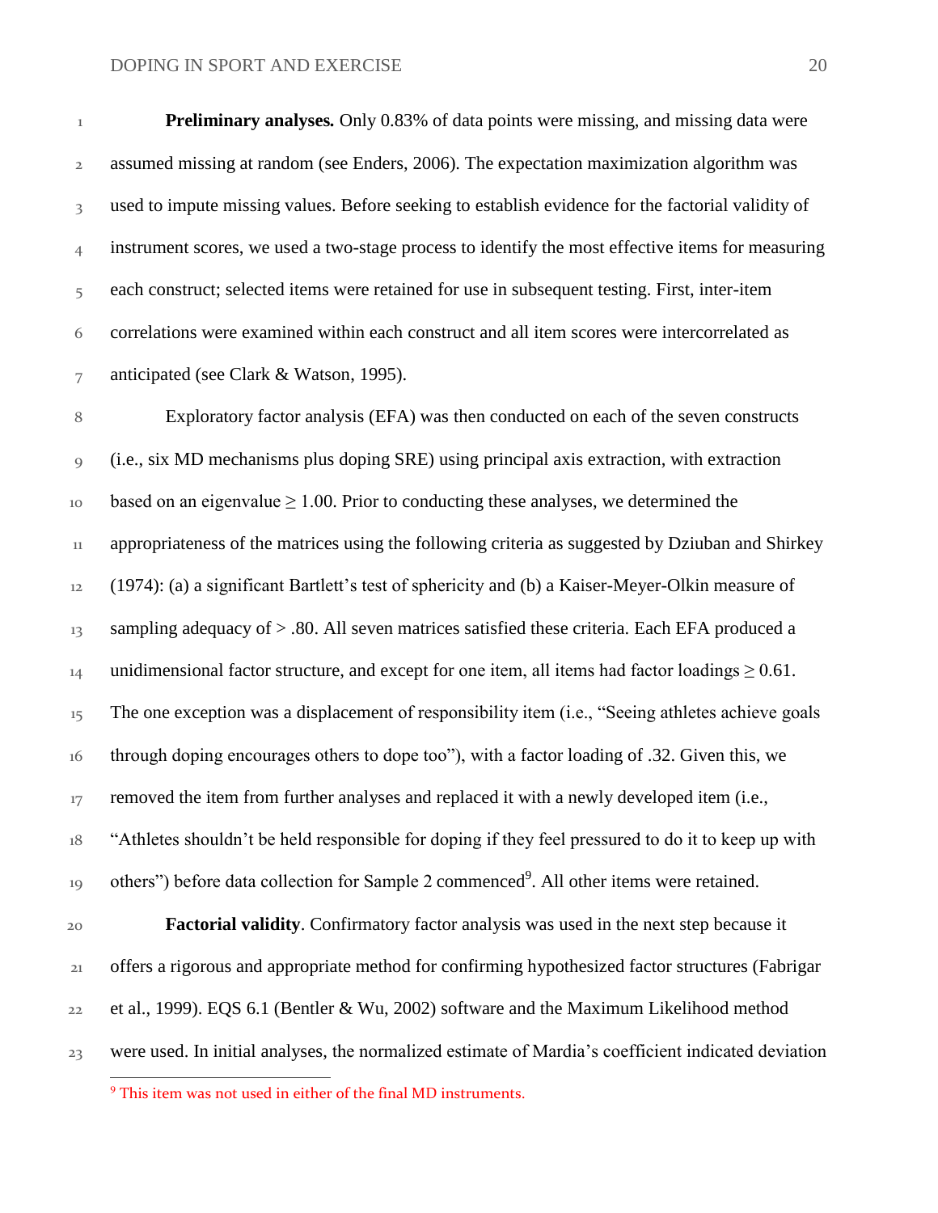**Preliminary analyses.** Only 0.83% of data points were missing, and missing data were assumed missing at random (see Enders, 2006). The expectation maximization algorithm was used to impute missing values. Before seeking to establish evidence for the factorial validity of instrument scores, we used a two-stage process to identify the most effective items for measuring each construct; selected items were retained for use in subsequent testing. First, inter-item correlations were examined within each construct and all item scores were intercorrelated as anticipated (see Clark & Watson, 1995).

Exploratory factor analysis (EFA) was then conducted on each of the seven constructs (i.e., six MD mechanisms plus doping SRE) using principal axis extraction, with extraction based on an eigenvalue ≥ 1.00. Prior to conducting these analyses, we determined the appropriateness of the matrices using the following criteria as suggested by Dziuban and Shirkey (1974): (a) a significant Bartlett's test of sphericity and (b) a Kaiser-Meyer-Olkin measure of sampling adequacy of > .80. All seven matrices satisfied these criteria. Each EFA produced a unidimensional factor structure, and except for one item, all items had factor loadings ≥ 0.61. The one exception was a displacement of responsibility item (i.e., "Seeing athletes achieve goals through doping encourages others to dope too"), with a factor loading of .32. Given this, we removed the item from further analyses and replaced it with a newly developed item (i.e., "Athletes shouldn't be held responsible for doping if they feel pressured to do it to keep up with others") before data collection for Sample 2 commenced[9]. All other items were retained.

**Factorial validity**. Confirmatory factor analysis was used in the next step because it offers a rigorous and appropriate method for confirming hypothesized factor structures (Fabrigar et al., 1999). EQS 6.1 (Bentler & Wu, 2002) software and the Maximum Likelihood method were used. In initial analyses, the normalized estimate of Mardia's coefficient indicated deviation

[9] This item was not used in either of the final MD instruments.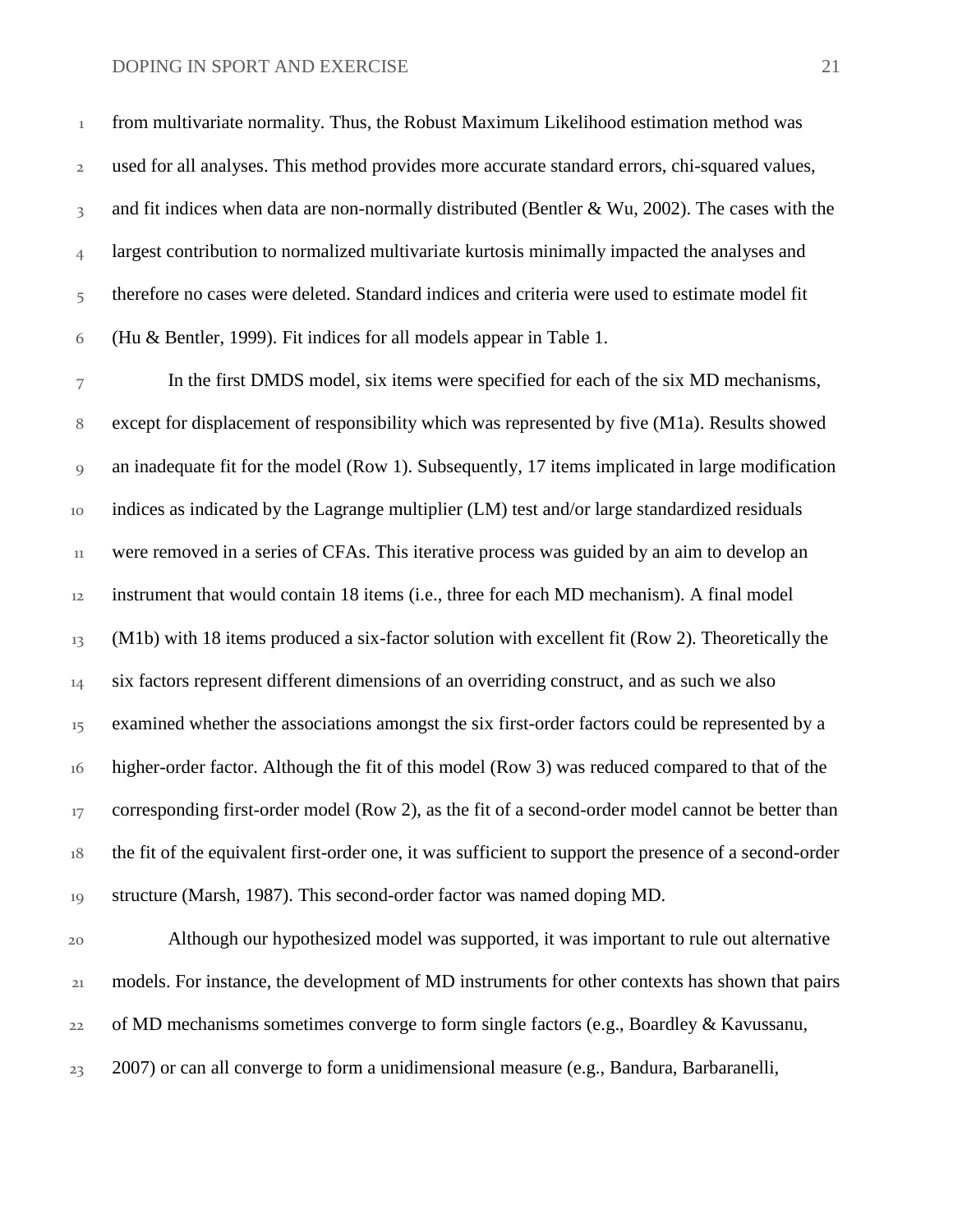from multivariate normality. Thus, the Robust Maximum Likelihood estimation method was used for all analyses. This method provides more accurate standard errors, chi-squared values, and fit indices when data are non-normally distributed (Bentler & Wu, 2002). The cases with the largest contribution to normalized multivariate kurtosis minimally impacted the analyses and therefore no cases were deleted. Standard indices and criteria were used to estimate model fit (Hu & Bentler, 1999). Fit indices for all models appear in Table 1.

In the first DMDS model, six items were specified for each of the six MD mechanisms, except for displacement of responsibility which was represented by five (M1a). Results showed an inadequate fit for the model (Row 1). Subsequently, 17 items implicated in large modification indices as indicated by the Lagrange multiplier (LM) test and/or large standardized residuals were removed in a series of CFAs. This iterative process was guided by an aim to develop an instrument that would contain 18 items (i.e., three for each MD mechanism). A final model (M1b) with 18 items produced a six-factor solution with excellent fit (Row 2). Theoretically the six factors represent different dimensions of an overriding construct, and as such we also examined whether the associations amongst the six first-order factors could be represented by a higher-order factor. Although the fit of this model (Row 3) was reduced compared to that of the corresponding first-order model (Row 2), as the fit of a second-order model cannot be better than the fit of the equivalent first-order one, it was sufficient to support the presence of a second-order structure (Marsh, 1987). This second-order factor was named doping MD.

Although our hypothesized model was supported, it was important to rule out alternative models. For instance, the development of MD instruments for other contexts has shown that pairs of MD mechanisms sometimes converge to form single factors (e.g., Boardley & Kavussanu, 2007) or can all converge to form a unidimensional measure (e.g., Bandura, Barbaranelli,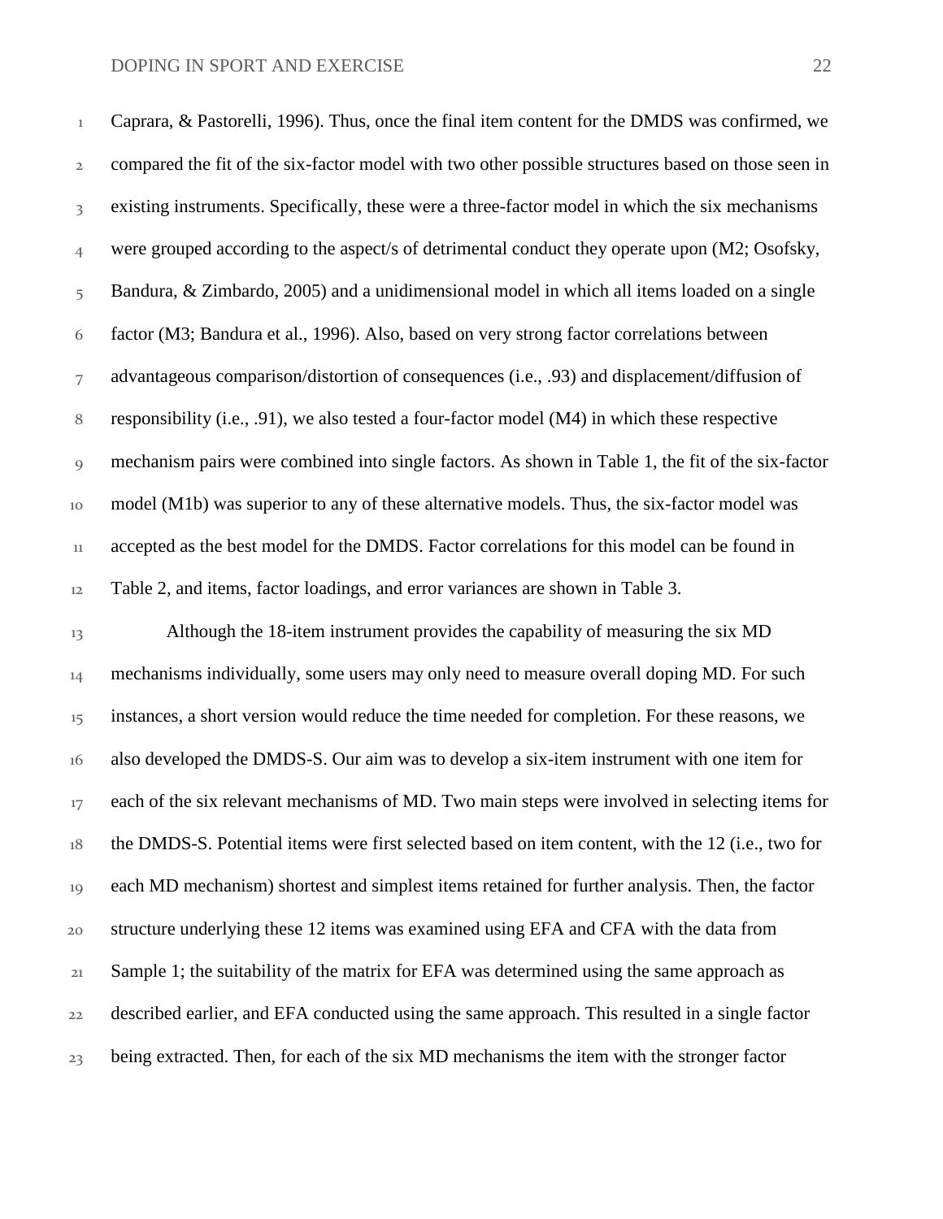Caprara, & Pastorelli, 1996). Thus, once the final item content for the DMDS was confirmed, we compared the fit of the six-factor model with two other possible structures based on those seen in existing instruments. Specifically, these were a three-factor model in which the six mechanisms were grouped according to the aspect/s of detrimental conduct they operate upon (M2; Osofsky, Bandura, & Zimbardo, 2005) and a unidimensional model in which all items loaded on a single factor (M3; Bandura et al., 1996). Also, based on very strong factor correlations between advantageous comparison/distortion of consequences (i.e., .93) and displacement/diffusion of responsibility (i.e., .91), we also tested a four-factor model (M4) in which these respective mechanism pairs were combined into single factors. As shown in Table 1, the fit of the six-factor model (M1b) was superior to any of these alternative models. Thus, the six-factor model was accepted as the best model for the DMDS. Factor correlations for this model can be found in Table 2, and items, factor loadings, and error variances are shown in Table 3.

Although the 18-item instrument provides the capability of measuring the six MD mechanisms individually, some users may only need to measure overall doping MD. For such instances, a short version would reduce the time needed for completion. For these reasons, we also developed the DMDS-S. Our aim was to develop a six-item instrument with one item for each of the six relevant mechanisms of MD. Two main steps were involved in selecting items for the DMDS-S. Potential items were first selected based on item content, with the 12 (i.e., two for each MD mechanism) shortest and simplest items retained for further analysis. Then, the factor structure underlying these 12 items was examined using EFA and CFA with the data from Sample 1; the suitability of the matrix for EFA was determined using the same approach as described earlier, and EFA conducted using the same approach. This resulted in a single factor being extracted. Then, for each of the six MD mechanisms the item with the stronger factor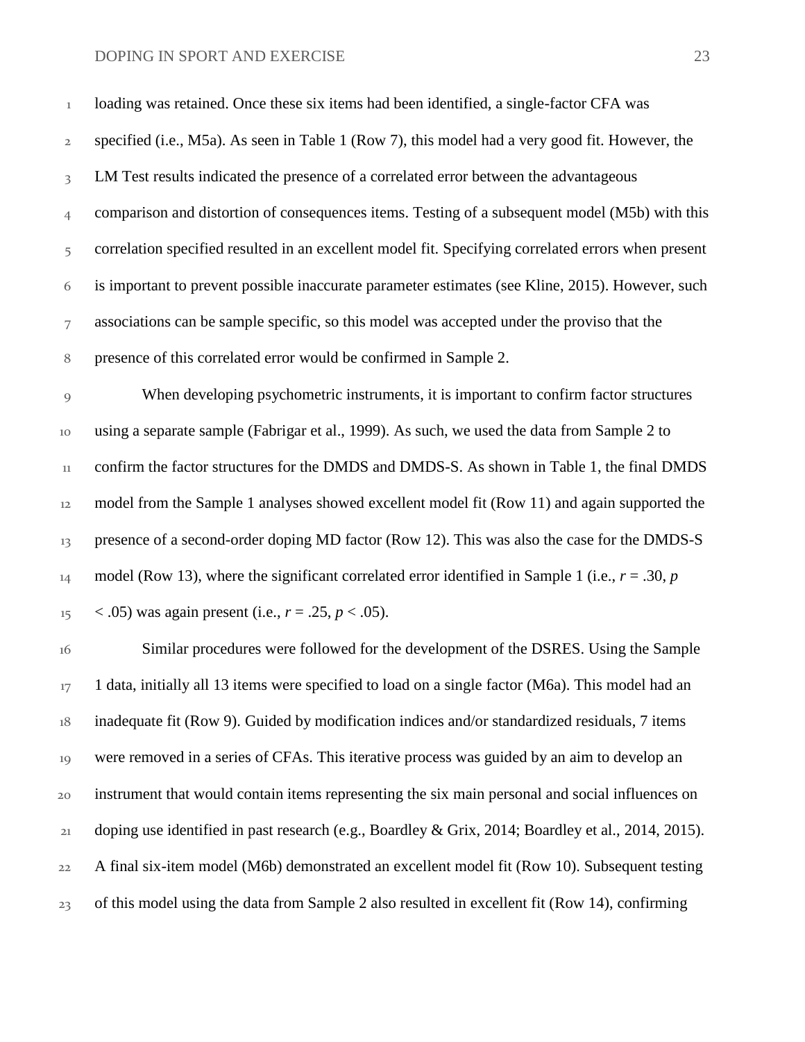loading was retained. Once these six items had been identified, a single-factor CFA was specified (i.e., M5a). As seen in Table 1 (Row 7), this model had a very good fit. However, the LM Test results indicated the presence of a correlated error between the advantageous comparison and distortion of consequences items. Testing of a subsequent model (M5b) with this correlation specified resulted in an excellent model fit. Specifying correlated errors when present is important to prevent possible inaccurate parameter estimates (see Kline, 2015). However, such associations can be sample specific, so this model was accepted under the proviso that the presence of this correlated error would be confirmed in Sample 2.

When developing psychometric instruments, it is important to confirm factor structures using a separate sample (Fabrigar et al., 1999). As such, we used the data from Sample 2 to confirm the factor structures for the DMDS and DMDS-S. As shown in Table 1, the final DMDS model from the Sample 1 analyses showed excellent model fit (Row 11) and again supported the presence of a second-order doping MD factor (Row 12). This was also the case for the DMDS-S model (Row 13), where the significant correlated error identified in Sample 1 (i.e., $r = .30$, $p < .05$) was again present (i.e., $r = .25$, $p < .05$).

Similar procedures were followed for the development of the DSRES. Using the Sample 1 data, initially all 13 items were specified to load on a single factor (M6a). This model had an inadequate fit (Row 9). Guided by modification indices and/or standardized residuals, 7 items were removed in a series of CFAs. This iterative process was guided by an aim to develop an instrument that would contain items representing the six main personal and social influences on doping use identified in past research (e.g., Boardley & Grix, 2014; Boardley et al., 2014, 2015). A final six-item model (M6b) demonstrated an excellent model fit (Row 10). Subsequent testing of this model using the data from Sample 2 also resulted in excellent fit (Row 14), confirming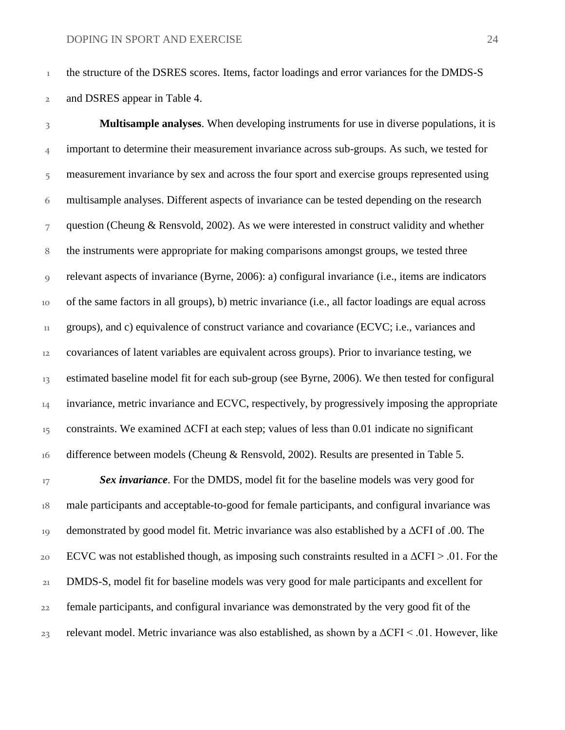the structure of the DSRES scores. Items, factor loadings and error variances for the DMDS-S and DSRES appear in Table 4.

**Multisample analyses**. When developing instruments for use in diverse populations, it is important to determine their measurement invariance across sub-groups. As such, we tested for measurement invariance by sex and across the four sport and exercise groups represented using multisample analyses. Different aspects of invariance can be tested depending on the research question (Cheung & Rensvold, 2002). As we were interested in construct validity and whether the instruments were appropriate for making comparisons amongst groups, we tested three relevant aspects of invariance (Byrne, 2006): a) configural invariance (i.e., items are indicators of the same factors in all groups), b) metric invariance (i.e., all factor loadings are equal across groups), and c) equivalence of construct variance and covariance (ECVC; i.e., variances and covariances of latent variables are equivalent across groups). Prior to invariance testing, we estimated baseline model fit for each sub-group (see Byrne, 2006). We then tested for configural invariance, metric invariance and ECVC, respectively, by progressively imposing the appropriate constraints. We examined ΔCFI at each step; values of less than 0.01 indicate no significant difference between models (Cheung & Rensvold, 2002). Results are presented in Table 5.

***Sex invariance***. For the DMDS, model fit for the baseline models was very good for male participants and acceptable-to-good for female participants, and configural invariance was demonstrated by good model fit. Metric invariance was also established by a ΔCFI of .00. The ECVC was not established though, as imposing such constraints resulted in a ΔCFI > .01. For the DMDS-S, model fit for baseline models was very good for male participants and excellent for female participants, and configural invariance was demonstrated by the very good fit of the relevant model. Metric invariance was also established, as shown by a ΔCFI < .01. However, like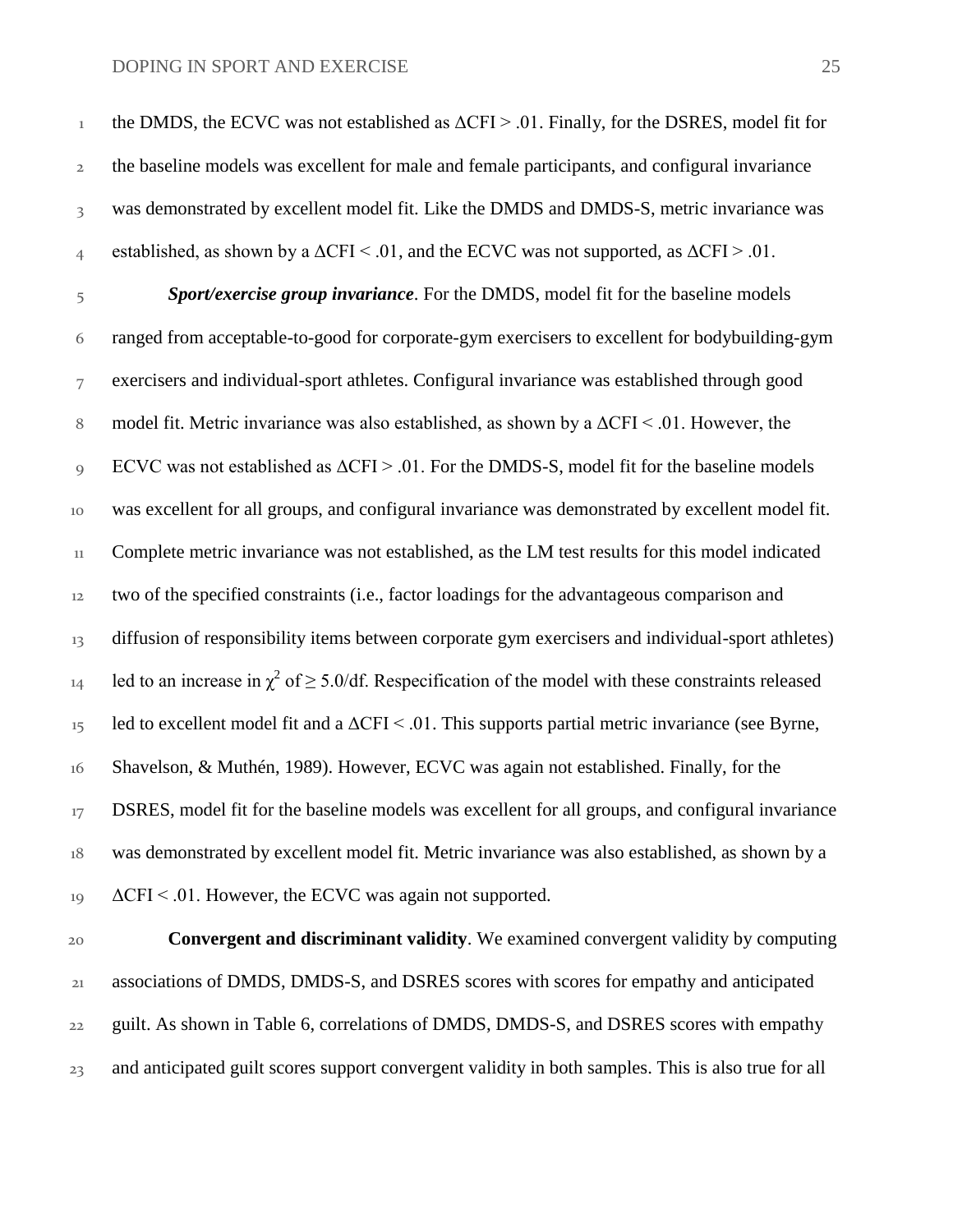the DMDS, the ECVC was not established as $\Delta$CFI > .01. Finally, for the DSRES, model fit for the baseline models was excellent for male and female participants, and configural invariance was demonstrated by excellent model fit. Like the DMDS and DMDS-S, metric invariance was established, as shown by a $\Delta$CFI < .01, and the ECVC was not supported, as $\Delta$CFI > .01.

***Sport/exercise group invariance***. For the DMDS, model fit for the baseline models ranged from acceptable-to-good for corporate-gym exercisers to excellent for bodybuilding-gym exercisers and individual-sport athletes. Configural invariance was established through good model fit. Metric invariance was also established, as shown by a $\Delta$CFI < .01. However, the ECVC was not established as $\Delta$CFI > .01. For the DMDS-S, model fit for the baseline models was excellent for all groups, and configural invariance was demonstrated by excellent model fit. Complete metric invariance was not established, as the LM test results for this model indicated two of the specified constraints (i.e., factor loadings for the advantageous comparison and diffusion of responsibility items between corporate gym exercisers and individual-sport athletes) led to an increase in $\chi^2$ of $\geq$ 5.0/df. Respecification of the model with these constraints released led to excellent model fit and a $\Delta$CFI < .01. This supports partial metric invariance (see Byrne, Shavelson, & Muthén, 1989). However, ECVC was again not established. Finally, for the DSRES, model fit for the baseline models was excellent for all groups, and configural invariance was demonstrated by excellent model fit. Metric invariance was also established, as shown by a $\Delta$CFI < .01. However, the ECVC was again not supported.

**Convergent and discriminant validity**. We examined convergent validity by computing associations of DMDS, DMDS-S, and DSRES scores with scores for empathy and anticipated guilt. As shown in Table 6, correlations of DMDS, DMDS-S, and DSRES scores with empathy and anticipated guilt scores support convergent validity in both samples. This is also true for all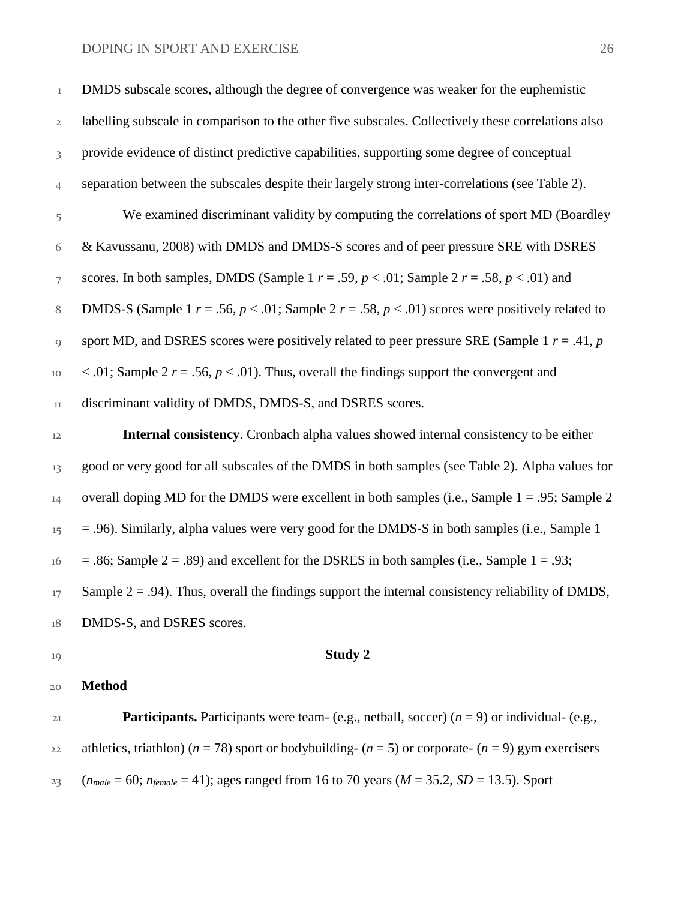DMDS subscale scores, although the degree of convergence was weaker for the euphemistic labelling subscale in comparison to the other five subscales. Collectively these correlations also provide evidence of distinct predictive capabilities, supporting some degree of conceptual separation between the subscales despite their largely strong inter-correlations (see Table 2).

We examined discriminant validity by computing the correlations of sport MD (Boardley & Kavussanu, 2008) with DMDS and DMDS-S scores and of peer pressure SRE with DSRES scores. In both samples, DMDS (Sample 1 $r = .59$, $p < .01$; Sample 2 $r = .58$, $p < .01$) and DMDS-S (Sample 1 $r = .56$, $p < .01$; Sample 2 $r = .58$, $p < .01$) scores were positively related to sport MD, and DSRES scores were positively related to peer pressure SRE (Sample 1 $r = .41$, $p < .01$; Sample 2 $r = .56$, $p < .01$). Thus, overall the findings support the convergent and discriminant validity of DMDS, DMDS-S, and DSRES scores.

**Internal consistency**. Cronbach alpha values showed internal consistency to be either good or very good for all subscales of the DMDS in both samples (see Table 2). Alpha values for overall doping MD for the DMDS were excellent in both samples (i.e., Sample 1 = .95; Sample 2 = .96). Similarly, alpha values were very good for the DMDS-S in both samples (i.e., Sample 1 = .86; Sample 2 = .89) and excellent for the DSRES in both samples (i.e., Sample 1 = .93; Sample 2 = .94). Thus, overall the findings support the internal consistency reliability of DMDS, DMDS-S, and DSRES scores.

## Study 2

### Method

**Participants.** Participants were team- (e.g., netball, soccer) ($n = 9$) or individual- (e.g., athletics, triathlon) ($n = 78$) sport or bodybuilding- ($n = 5$) or corporate- ($n = 9$) gym exercisers ($n_{male} = 60$; $n_{female} = 41$); ages ranged from 16 to 70 years ($M = 35.2$, $SD = 13.5$). Sport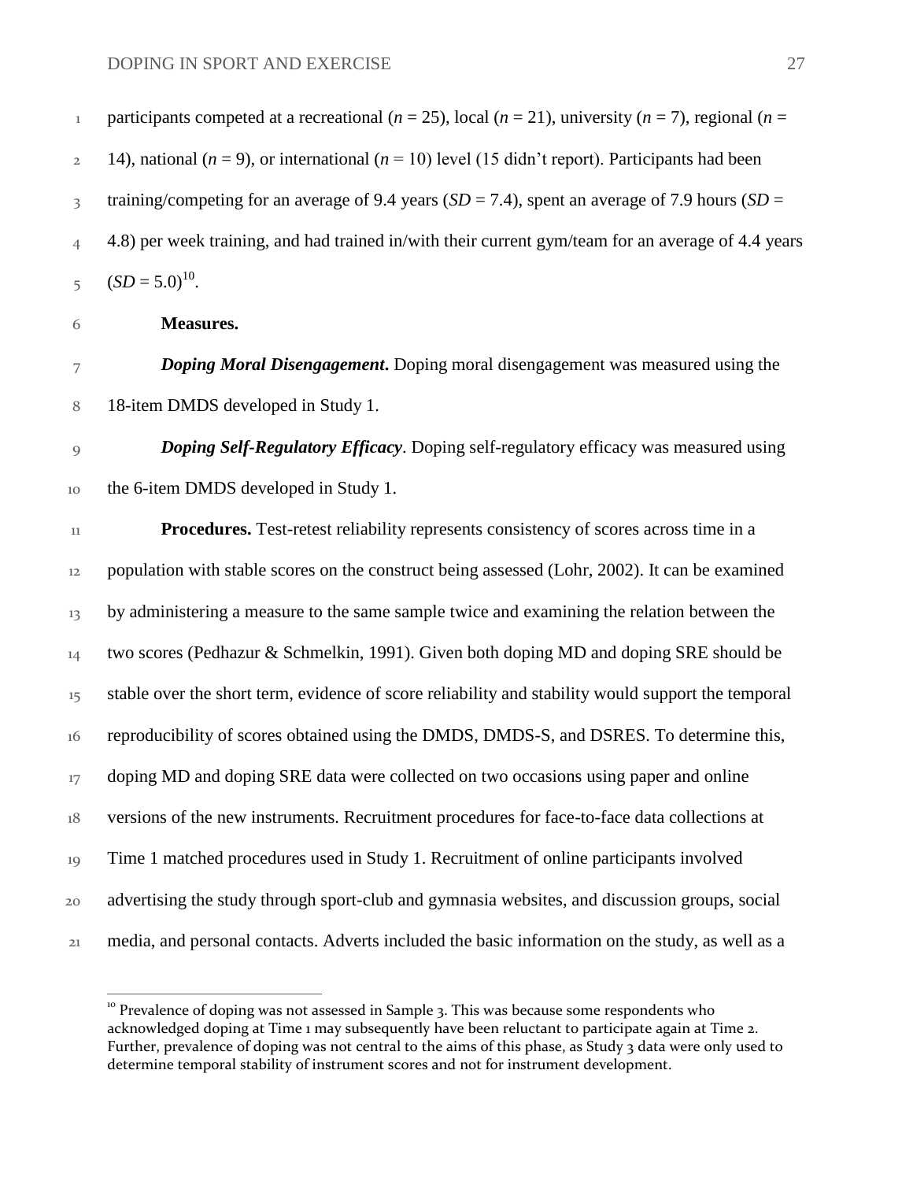participants competed at a recreational (*n* = 25), local (*n* = 21), university (*n* = 7), regional (*n* = 14), national (*n* = 9), or international (*n* = 10) level (15 didn't report). Participants had been training/competing for an average of 9.4 years (*SD* = 7.4), spent an average of 7.9 hours (*SD* = 4.8) per week training, and had trained in/with their current gym/team for an average of 4.4 years (*SD* = 5.0)[10].

**Measures.**

***Doping Moral Disengagement*.** Doping moral disengagement was measured using the 18-item DMDS developed in Study 1.

***Doping Self-Regulatory Efficacy***. Doping self-regulatory efficacy was measured using the 6-item DMDS developed in Study 1.

**Procedures.** Test-retest reliability represents consistency of scores across time in a population with stable scores on the construct being assessed (Lohr, 2002). It can be examined by administering a measure to the same sample twice and examining the relation between the two scores (Pedhazur & Schmelkin, 1991). Given both doping MD and doping SRE should be stable over the short term, evidence of score reliability and stability would support the temporal reproducibility of scores obtained using the DMDS, DMDS-S, and DSRES. To determine this, doping MD and doping SRE data were collected on two occasions using paper and online versions of the new instruments. Recruitment procedures for face-to-face data collections at Time 1 matched procedures used in Study 1. Recruitment of online participants involved advertising the study through sport-club and gymnasia websites, and discussion groups, social media, and personal contacts. Adverts included the basic information on the study, as well as a

[10] Prevalence of doping was not assessed in Sample 3. This was because some respondents who acknowledged doping at Time 1 may subsequently have been reluctant to participate again at Time 2. Further, prevalence of doping was not central to the aims of this phase, as Study 3 data were only used to determine temporal stability of instrument scores and not for instrument development.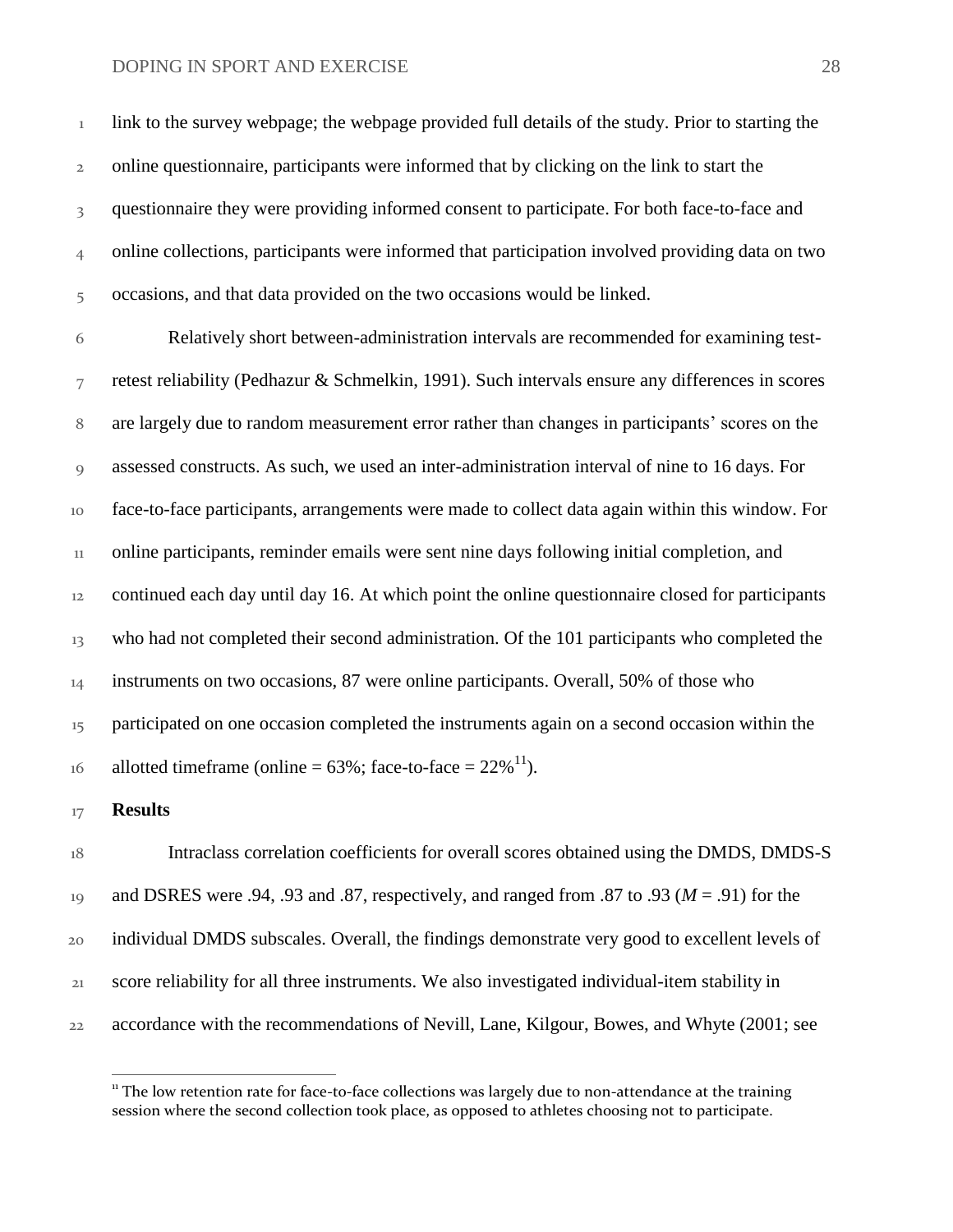link to the survey webpage; the webpage provided full details of the study. Prior to starting the online questionnaire, participants were informed that by clicking on the link to start the questionnaire they were providing informed consent to participate. For both face-to-face and online collections, participants were informed that participation involved providing data on two occasions, and that data provided on the two occasions would be linked.

Relatively short between-administration intervals are recommended for examining test-retest reliability (Pedhazur & Schmelkin, 1991). Such intervals ensure any differences in scores are largely due to random measurement error rather than changes in participants' scores on the assessed constructs. As such, we used an inter-administration interval of nine to 16 days. For face-to-face participants, arrangements were made to collect data again within this window. For online participants, reminder emails were sent nine days following initial completion, and continued each day until day 16. At which point the online questionnaire closed for participants who had not completed their second administration. Of the 101 participants who completed the instruments on two occasions, 87 were online participants. Overall, 50% of those who participated on one occasion completed the instruments again on a second occasion within the allotted timeframe (online = 63%; face-to-face = 22%[11]).

**Results**

Intraclass correlation coefficients for overall scores obtained using the DMDS, DMDS-S and DSRES were .94, .93 and .87, respectively, and ranged from .87 to .93 (*M* = .91) for the individual DMDS subscales. Overall, the findings demonstrate very good to excellent levels of score reliability for all three instruments. We also investigated individual-item stability in accordance with the recommendations of Nevill, Lane, Kilgour, Bowes, and Whyte (2001; see

[11] The low retention rate for face-to-face collections was largely due to non-attendance at the training session where the second collection took place, as opposed to athletes choosing not to participate.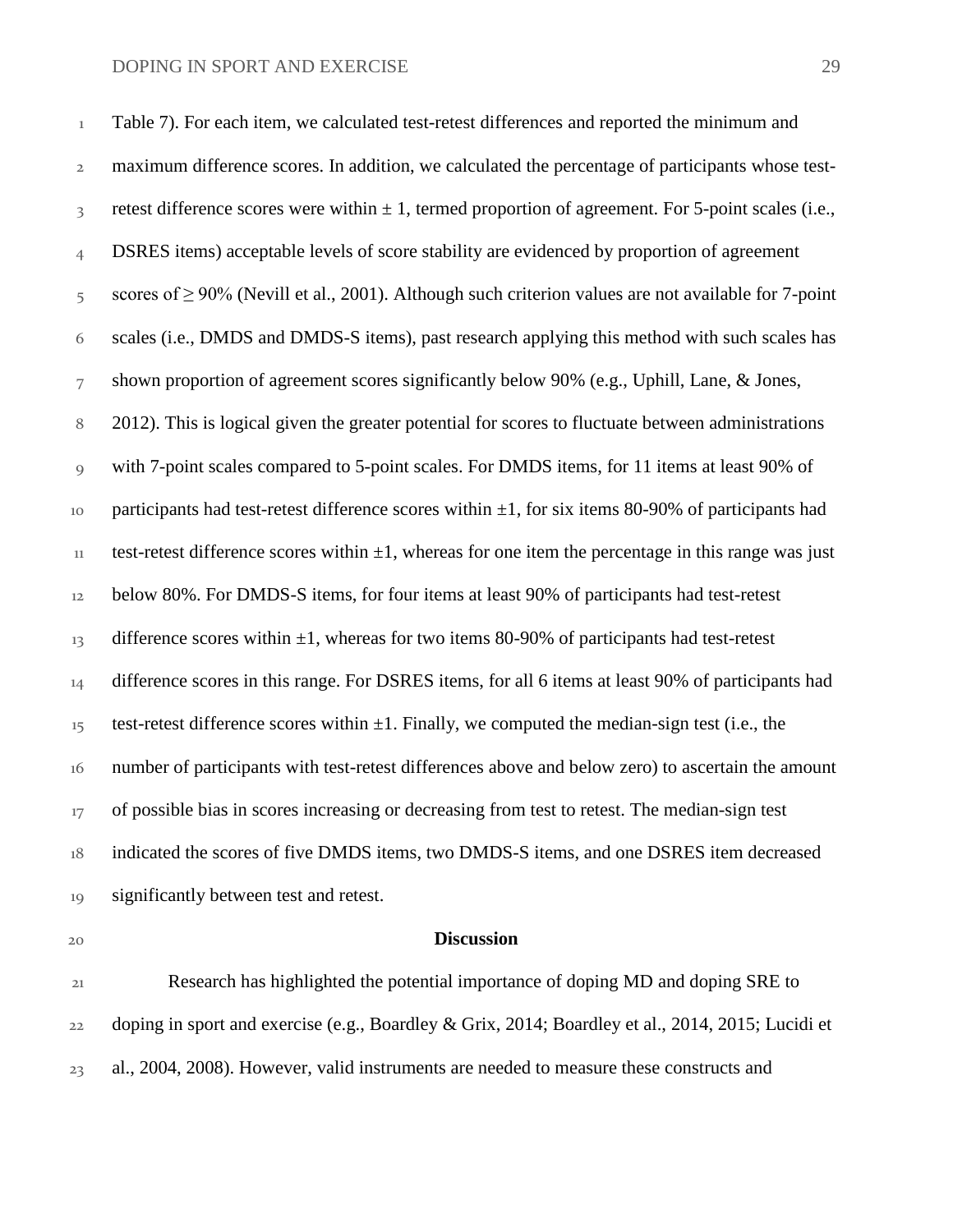Table 7). For each item, we calculated test-retest differences and reported the minimum and maximum difference scores. In addition, we calculated the percentage of participants whose test-retest difference scores were within ± 1, termed proportion of agreement. For 5-point scales (i.e., DSRES items) acceptable levels of score stability are evidenced by proportion of agreement scores of ≥ 90% (Nevill et al., 2001). Although such criterion values are not available for 7-point scales (i.e., DMDS and DMDS-S items), past research applying this method with such scales has shown proportion of agreement scores significantly below 90% (e.g., Uphill, Lane, & Jones, 2012). This is logical given the greater potential for scores to fluctuate between administrations with 7-point scales compared to 5-point scales. For DMDS items, for 11 items at least 90% of participants had test-retest difference scores within ±1, for six items 80-90% of participants had test-retest difference scores within ±1, whereas for one item the percentage in this range was just below 80%. For DMDS-S items, for four items at least 90% of participants had test-retest difference scores within ±1, whereas for two items 80-90% of participants had test-retest difference scores in this range. For DSRES items, for all 6 items at least 90% of participants had test-retest difference scores within ±1. Finally, we computed the median-sign test (i.e., the number of participants with test-retest differences above and below zero) to ascertain the amount of possible bias in scores increasing or decreasing from test to retest. The median-sign test indicated the scores of five DMDS items, two DMDS-S items, and one DSRES item decreased significantly between test and retest.

## Discussion

Research has highlighted the potential importance of doping MD and doping SRE to doping in sport and exercise (e.g., Boardley & Grix, 2014; Boardley et al., 2014, 2015; Lucidi et al., 2004, 2008). However, valid instruments are needed to measure these constructs and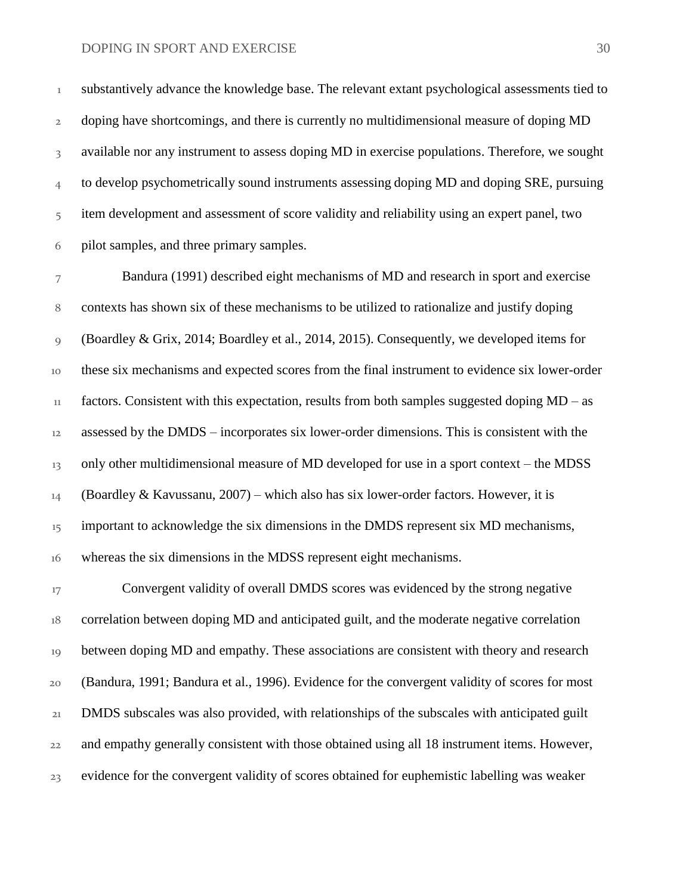substantively advance the knowledge base. The relevant extant psychological assessments tied to doping have shortcomings, and there is currently no multidimensional measure of doping MD available nor any instrument to assess doping MD in exercise populations. Therefore, we sought to develop psychometrically sound instruments assessing doping MD and doping SRE, pursuing item development and assessment of score validity and reliability using an expert panel, two pilot samples, and three primary samples.

Bandura (1991) described eight mechanisms of MD and research in sport and exercise contexts has shown six of these mechanisms to be utilized to rationalize and justify doping (Boardley & Grix, 2014; Boardley et al., 2014, 2015). Consequently, we developed items for these six mechanisms and expected scores from the final instrument to evidence six lower-order factors. Consistent with this expectation, results from both samples suggested doping MD – as assessed by the DMDS – incorporates six lower-order dimensions. This is consistent with the only other multidimensional measure of MD developed for use in a sport context – the MDSS (Boardley & Kavussanu, 2007) – which also has six lower-order factors. However, it is important to acknowledge the six dimensions in the DMDS represent six MD mechanisms, whereas the six dimensions in the MDSS represent eight mechanisms.

Convergent validity of overall DMDS scores was evidenced by the strong negative correlation between doping MD and anticipated guilt, and the moderate negative correlation between doping MD and empathy. These associations are consistent with theory and research (Bandura, 1991; Bandura et al., 1996). Evidence for the convergent validity of scores for most DMDS subscales was also provided, with relationships of the subscales with anticipated guilt and empathy generally consistent with those obtained using all 18 instrument items. However, evidence for the convergent validity of scores obtained for euphemistic labelling was weaker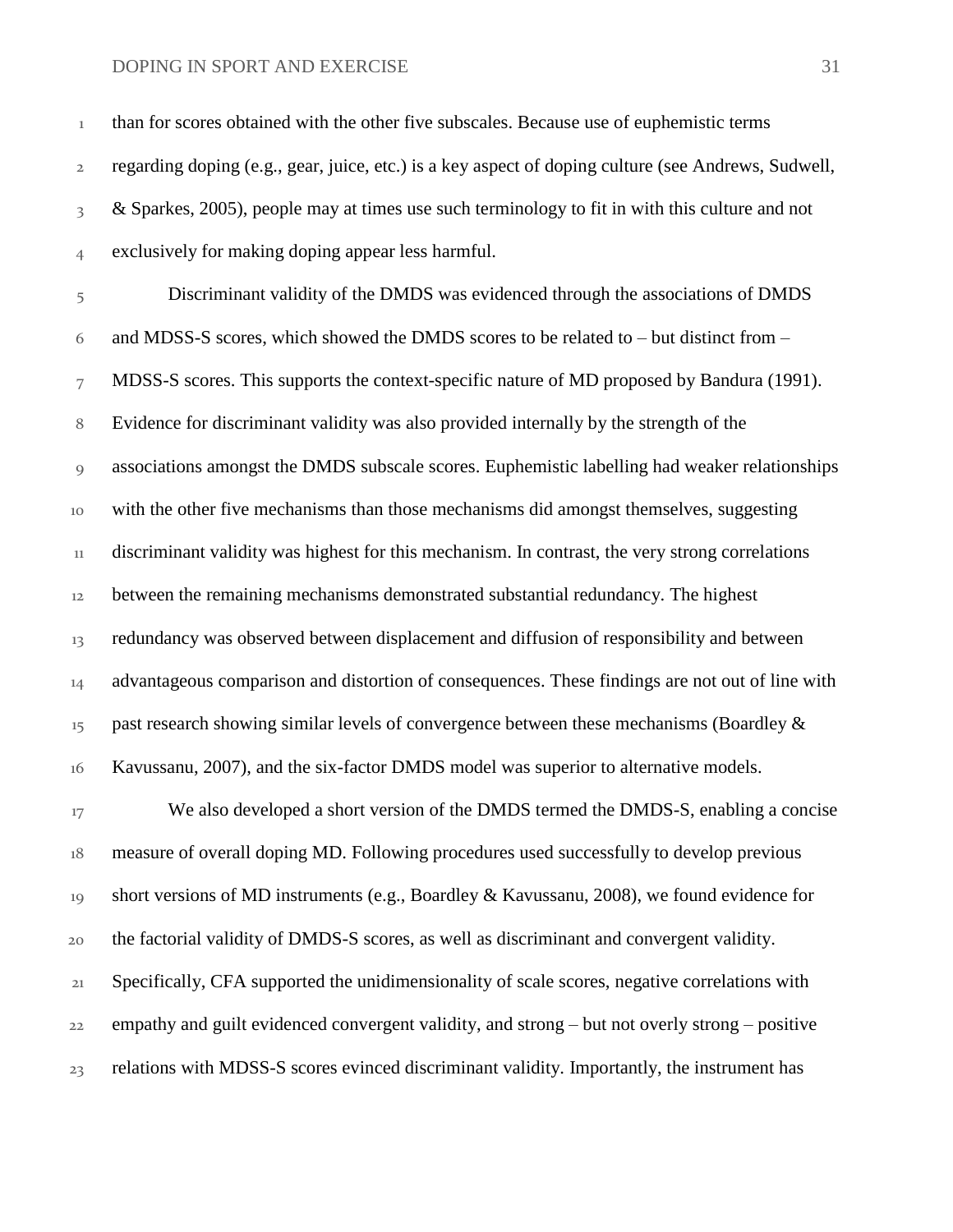than for scores obtained with the other five subscales. Because use of euphemistic terms regarding doping (e.g., gear, juice, etc.) is a key aspect of doping culture (see Andrews, Sudwell, & Sparkes, 2005), people may at times use such terminology to fit in with this culture and not exclusively for making doping appear less harmful.

Discriminant validity of the DMDS was evidenced through the associations of DMDS and MDSS-S scores, which showed the DMDS scores to be related to – but distinct from – MDSS-S scores. This supports the context-specific nature of MD proposed by Bandura (1991). Evidence for discriminant validity was also provided internally by the strength of the associations amongst the DMDS subscale scores. Euphemistic labelling had weaker relationships with the other five mechanisms than those mechanisms did amongst themselves, suggesting discriminant validity was highest for this mechanism. In contrast, the very strong correlations between the remaining mechanisms demonstrated substantial redundancy. The highest redundancy was observed between displacement and diffusion of responsibility and between advantageous comparison and distortion of consequences. These findings are not out of line with past research showing similar levels of convergence between these mechanisms (Boardley & Kavussanu, 2007), and the six-factor DMDS model was superior to alternative models.

We also developed a short version of the DMDS termed the DMDS-S, enabling a concise measure of overall doping MD. Following procedures used successfully to develop previous short versions of MD instruments (e.g., Boardley & Kavussanu, 2008), we found evidence for the factorial validity of DMDS-S scores, as well as discriminant and convergent validity. Specifically, CFA supported the unidimensionality of scale scores, negative correlations with empathy and guilt evidenced convergent validity, and strong – but not overly strong – positive relations with MDSS-S scores evinced discriminant validity. Importantly, the instrument has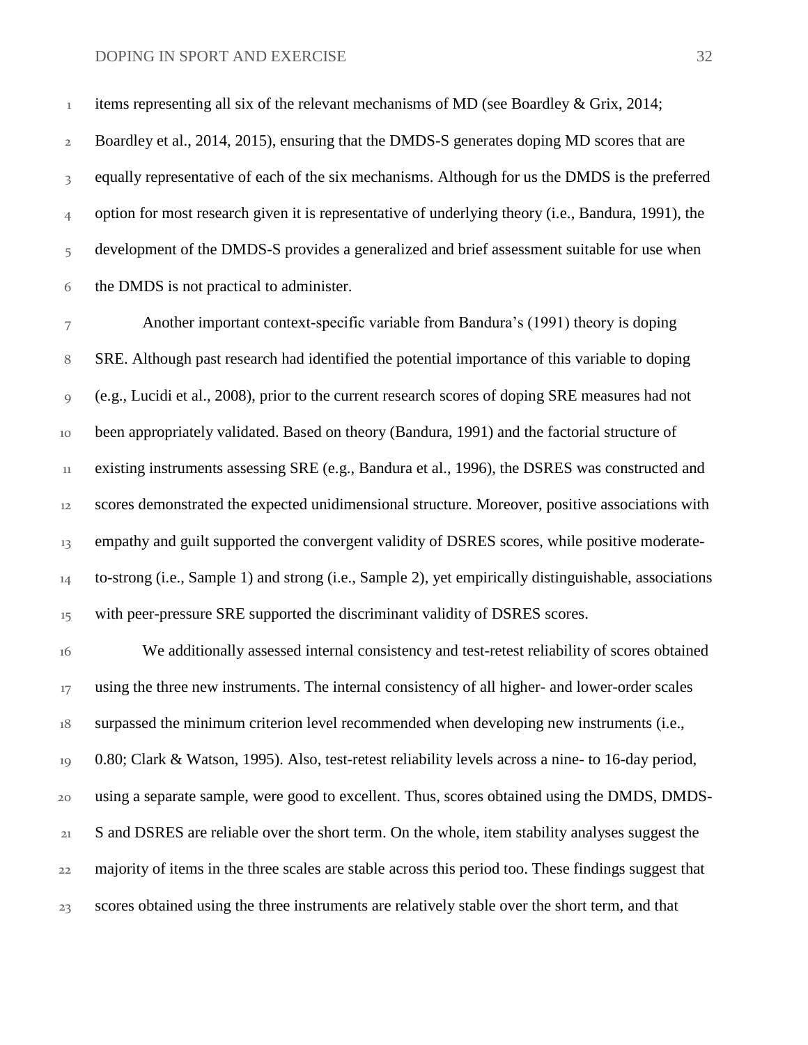items representing all six of the relevant mechanisms of MD (see Boardley & Grix, 2014; Boardley et al., 2014, 2015), ensuring that the DMDS-S generates doping MD scores that are equally representative of each of the six mechanisms. Although for us the DMDS is the preferred option for most research given it is representative of underlying theory (i.e., Bandura, 1991), the development of the DMDS-S provides a generalized and brief assessment suitable for use when the DMDS is not practical to administer.

Another important context-specific variable from Bandura's (1991) theory is doping SRE. Although past research had identified the potential importance of this variable to doping (e.g., Lucidi et al., 2008), prior to the current research scores of doping SRE measures had not been appropriately validated. Based on theory (Bandura, 1991) and the factorial structure of existing instruments assessing SRE (e.g., Bandura et al., 1996), the DSRES was constructed and scores demonstrated the expected unidimensional structure. Moreover, positive associations with empathy and guilt supported the convergent validity of DSRES scores, while positive moderate-to-strong (i.e., Sample 1) and strong (i.e., Sample 2), yet empirically distinguishable, associations with peer-pressure SRE supported the discriminant validity of DSRES scores.

We additionally assessed internal consistency and test-retest reliability of scores obtained using the three new instruments. The internal consistency of all higher- and lower-order scales surpassed the minimum criterion level recommended when developing new instruments (i.e., 0.80; Clark & Watson, 1995). Also, test-retest reliability levels across a nine- to 16-day period, using a separate sample, were good to excellent. Thus, scores obtained using the DMDS, DMDS-S and DSRES are reliable over the short term. On the whole, item stability analyses suggest the majority of items in the three scales are stable across this period too. These findings suggest that scores obtained using the three instruments are relatively stable over the short term, and that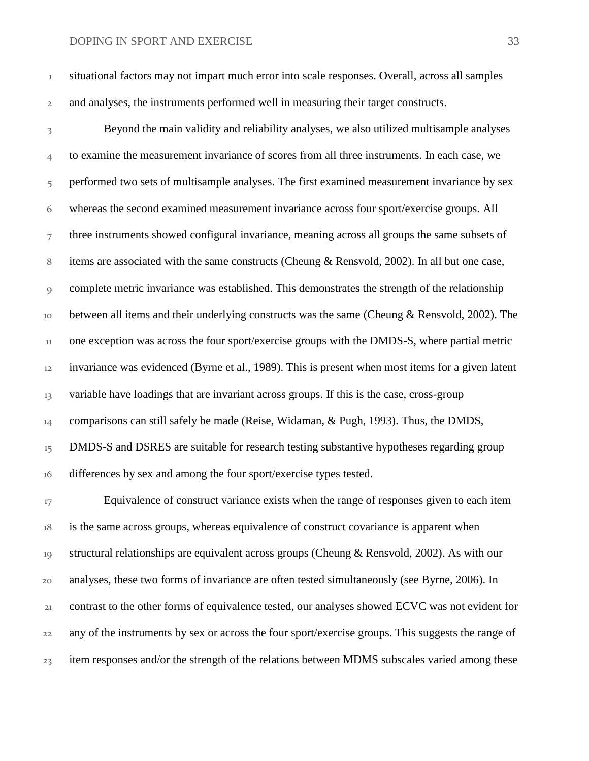situational factors may not impart much error into scale responses. Overall, across all samples and analyses, the instruments performed well in measuring their target constructs.

Beyond the main validity and reliability analyses, we also utilized multisample analyses to examine the measurement invariance of scores from all three instruments. In each case, we performed two sets of multisample analyses. The first examined measurement invariance by sex whereas the second examined measurement invariance across four sport/exercise groups. All three instruments showed configural invariance, meaning across all groups the same subsets of items are associated with the same constructs (Cheung & Rensvold, 2002). In all but one case, complete metric invariance was established. This demonstrates the strength of the relationship between all items and their underlying constructs was the same (Cheung & Rensvold, 2002). The one exception was across the four sport/exercise groups with the DMDS-S, where partial metric invariance was evidenced (Byrne et al., 1989). This is present when most items for a given latent variable have loadings that are invariant across groups. If this is the case, cross-group comparisons can still safely be made (Reise, Widaman, & Pugh, 1993). Thus, the DMDS, DMDS-S and DSRES are suitable for research testing substantive hypotheses regarding group differences by sex and among the four sport/exercise types tested.

Equivalence of construct variance exists when the range of responses given to each item is the same across groups, whereas equivalence of construct covariance is apparent when structural relationships are equivalent across groups (Cheung & Rensvold, 2002). As with our analyses, these two forms of invariance are often tested simultaneously (see Byrne, 2006). In contrast to the other forms of equivalence tested, our analyses showed ECVC was not evident for any of the instruments by sex or across the four sport/exercise groups. This suggests the range of item responses and/or the strength of the relations between MDMS subscales varied among these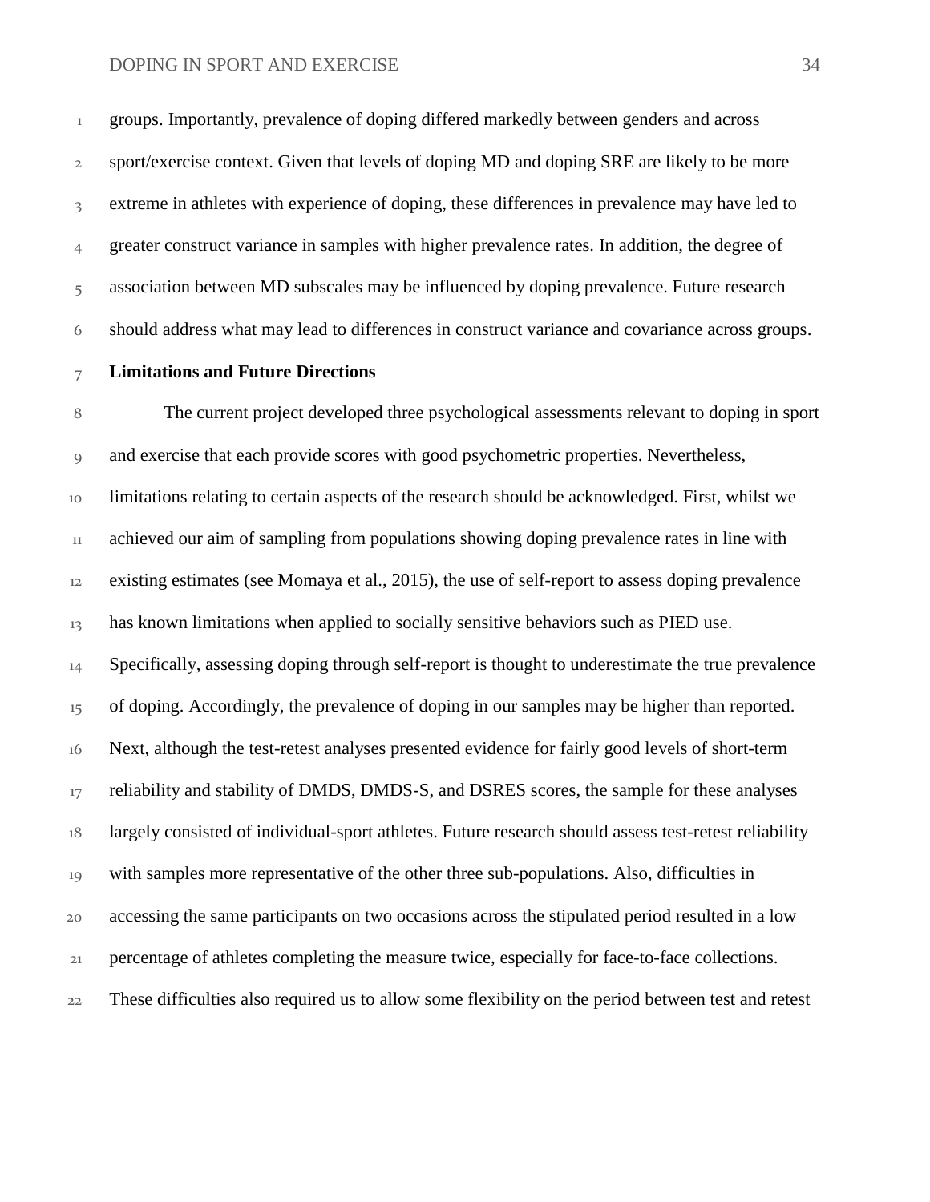groups. Importantly, prevalence of doping differed markedly between genders and across sport/exercise context. Given that levels of doping MD and doping SRE are likely to be more extreme in athletes with experience of doping, these differences in prevalence may have led to greater construct variance in samples with higher prevalence rates. In addition, the degree of association between MD subscales may be influenced by doping prevalence. Future research should address what may lead to differences in construct variance and covariance across groups.

**Limitations and Future Directions**

The current project developed three psychological assessments relevant to doping in sport and exercise that each provide scores with good psychometric properties. Nevertheless, limitations relating to certain aspects of the research should be acknowledged. First, whilst we achieved our aim of sampling from populations showing doping prevalence rates in line with existing estimates (see Momaya et al., 2015), the use of self-report to assess doping prevalence has known limitations when applied to socially sensitive behaviors such as PIED use. Specifically, assessing doping through self-report is thought to underestimate the true prevalence of doping. Accordingly, the prevalence of doping in our samples may be higher than reported. Next, although the test-retest analyses presented evidence for fairly good levels of short-term reliability and stability of DMDS, DMDS-S, and DSRES scores, the sample for these analyses largely consisted of individual-sport athletes. Future research should assess test-retest reliability with samples more representative of the other three sub-populations. Also, difficulties in accessing the same participants on two occasions across the stipulated period resulted in a low percentage of athletes completing the measure twice, especially for face-to-face collections. These difficulties also required us to allow some flexibility on the period between test and retest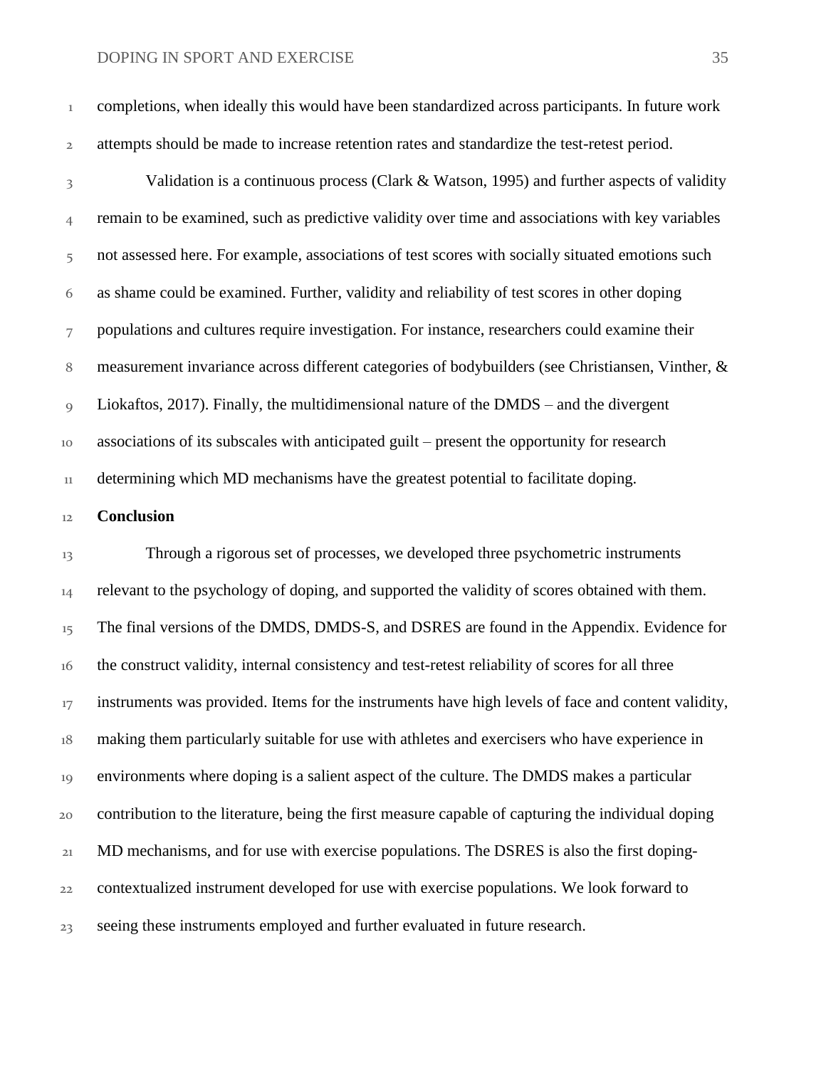completions, when ideally this would have been standardized across participants. In future work attempts should be made to increase retention rates and standardize the test-retest period.

Validation is a continuous process (Clark & Watson, 1995) and further aspects of validity remain to be examined, such as predictive validity over time and associations with key variables not assessed here. For example, associations of test scores with socially situated emotions such as shame could be examined. Further, validity and reliability of test scores in other doping populations and cultures require investigation. For instance, researchers could examine their measurement invariance across different categories of bodybuilders (see Christiansen, Vinther, & Liokaftos, 2017). Finally, the multidimensional nature of the DMDS – and the divergent associations of its subscales with anticipated guilt – present the opportunity for research determining which MD mechanisms have the greatest potential to facilitate doping.

## Conclusion

Through a rigorous set of processes, we developed three psychometric instruments relevant to the psychology of doping, and supported the validity of scores obtained with them. The final versions of the DMDS, DMDS-S, and DSRES are found in the Appendix. Evidence for the construct validity, internal consistency and test-retest reliability of scores for all three instruments was provided. Items for the instruments have high levels of face and content validity, making them particularly suitable for use with athletes and exercisers who have experience in environments where doping is a salient aspect of the culture. The DMDS makes a particular contribution to the literature, being the first measure capable of capturing the individual doping MD mechanisms, and for use with exercise populations. The DSRES is also the first doping-contextualized instrument developed for use with exercise populations. We look forward to seeing these instruments employed and further evaluated in future research.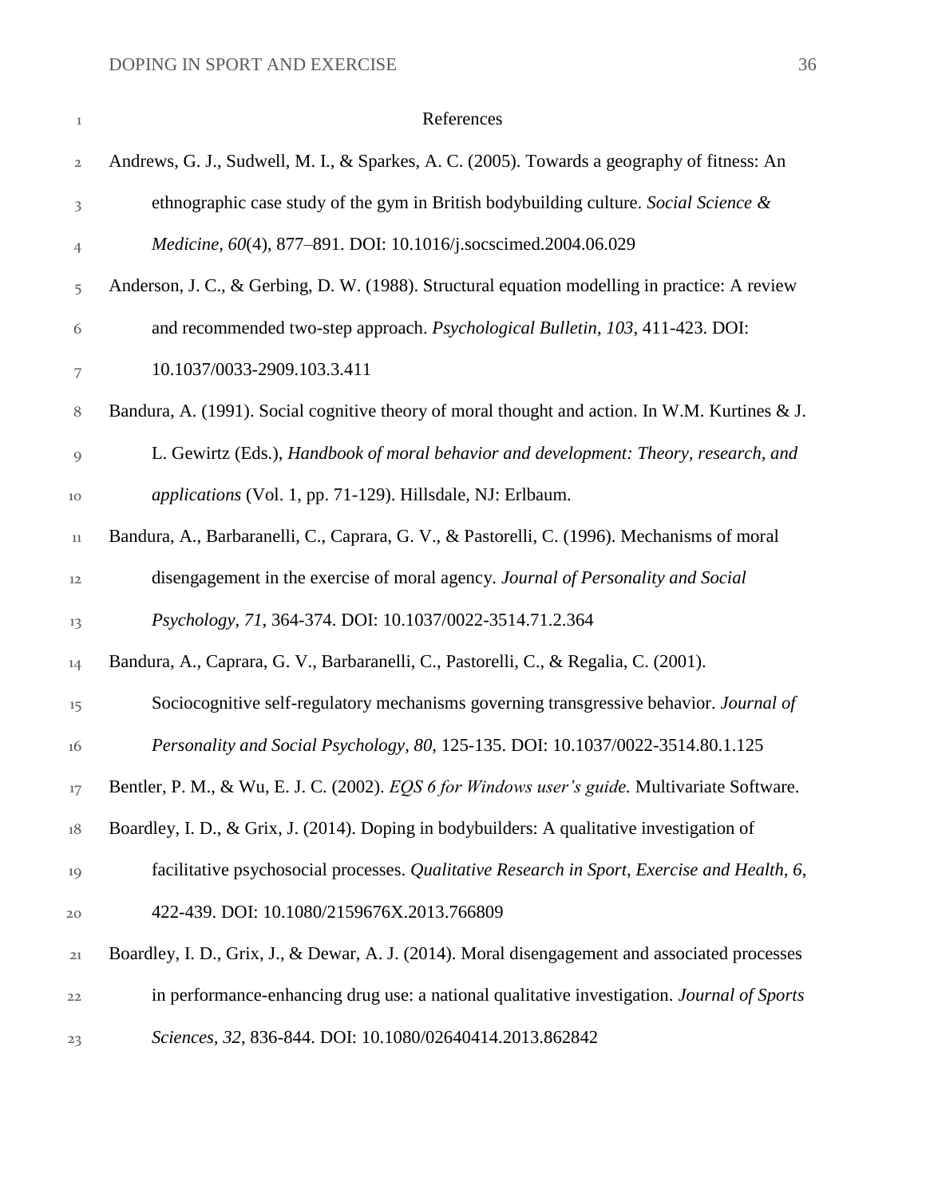# References

Andrews, G. J., Sudwell, M. I., & Sparkes, A. C. (2005). Towards a geography of fitness: An ethnographic case study of the gym in British bodybuilding culture. *Social Science & Medicine, 60*(4), 877–891. DOI: 10.1016/j.socscimed.2004.06.029

Anderson, J. C., & Gerbing, D. W. (1988). Structural equation modelling in practice: A review and recommended two-step approach. *Psychological Bulletin, 103*, 411-423. DOI: 10.1037/0033-2909.103.3.411

Bandura, A. (1991). Social cognitive theory of moral thought and action. In W.M. Kurtines & J. L. Gewirtz (Eds.), *Handbook of moral behavior and development: Theory, research, and applications* (Vol. 1, pp. 71-129). Hillsdale, NJ: Erlbaum.

Bandura, A., Barbaranelli, C., Caprara, G. V., & Pastorelli, C. (1996). Mechanisms of moral disengagement in the exercise of moral agency. *Journal of Personality and Social Psychology*, *71*, 364-374. DOI: 10.1037/0022-3514.71.2.364

Bandura, A., Caprara, G. V., Barbaranelli, C., Pastorelli, C., & Regalia, C. (2001). Sociocognitive self-regulatory mechanisms governing transgressive behavior. *Journal of Personality and Social Psychology*, *80*, 125-135. DOI: 10.1037/0022-3514.80.1.125

Bentler, P. M., & Wu, E. J. C. (2002). *EQS 6 for Windows user's guide.* Multivariate Software.

Boardley, I. D., & Grix, J. (2014). Doping in bodybuilders: A qualitative investigation of facilitative psychosocial processes. *Qualitative Research in Sport, Exercise and Health, 6*, 422-439. DOI: 10.1080/2159676X.2013.766809

Boardley, I. D., Grix, J., & Dewar, A. J. (2014). Moral disengagement and associated processes in performance-enhancing drug use: a national qualitative investigation. *Journal of Sports Sciences, 32*, 836-844. DOI: 10.1080/02640414.2013.862842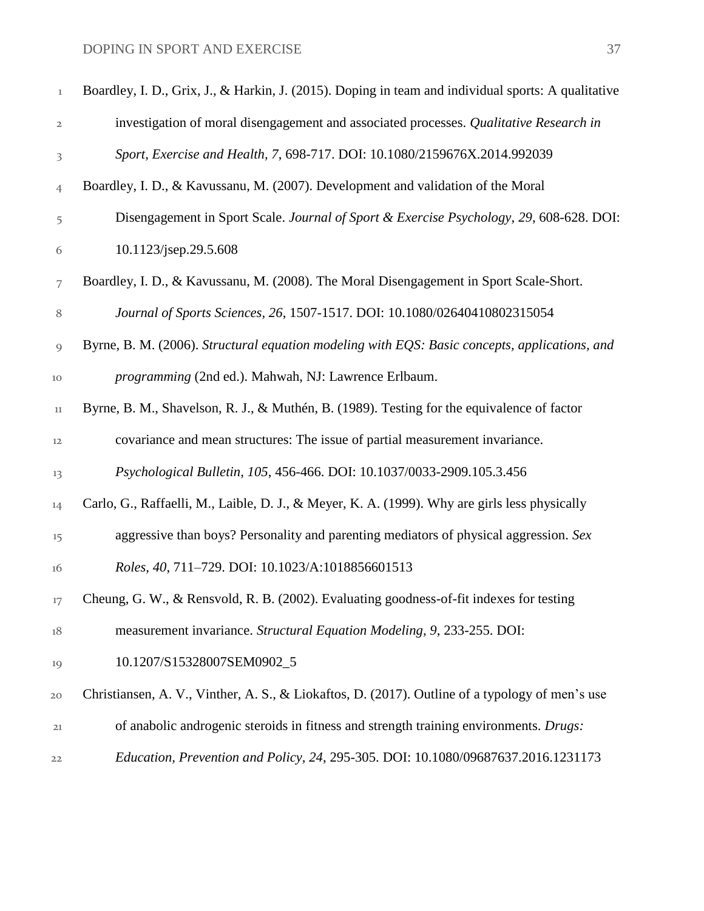Boardley, I. D., Grix, J., & Harkin, J. (2015). Doping in team and individual sports: A qualitative investigation of moral disengagement and associated processes. *Qualitative Research in Sport, Exercise and Health, 7*, 698-717. DOI: 10.1080/2159676X.2014.992039

Boardley, I. D., & Kavussanu, M. (2007). Development and validation of the Moral Disengagement in Sport Scale. *Journal of Sport & Exercise Psychology*, *29*, 608-628. DOI: 10.1123/jsep.29.5.608

Boardley, I. D., & Kavussanu, M. (2008). The Moral Disengagement in Sport Scale-Short. *Journal of Sports Sciences, 26*, 1507-1517. DOI: 10.1080/02640410802315054

Byrne, B. M. (2006). *Structural equation modeling with EQS: Basic concepts, applications, and programming* (2nd ed.). Mahwah, NJ: Lawrence Erlbaum.

Byrne, B. M., Shavelson, R. J., & Muthén, B. (1989). Testing for the equivalence of factor covariance and mean structures: The issue of partial measurement invariance. *Psychological Bulletin, 105*, 456-466. DOI: 10.1037/0033-2909.105.3.456

Carlo, G., Raffaelli, M., Laible, D. J., & Meyer, K. A. (1999). Why are girls less physically aggressive than boys? Personality and parenting mediators of physical aggression. *Sex Roles, 40*, 711–729. DOI: 10.1023/A:1018856601513

Cheung, G. W., & Rensvold, R. B. (2002). Evaluating goodness-of-fit indexes for testing measurement invariance. *Structural Equation Modeling, 9*, 233-255. DOI: 10.1207/S15328007SEM0902_5

Christiansen, A. V., Vinther, A. S., & Liokaftos, D. (2017). Outline of a typology of men's use of anabolic androgenic steroids in fitness and strength training environments. *Drugs: Education, Prevention and Policy, 24*, 295-305. DOI: 10.1080/09687637.2016.1231173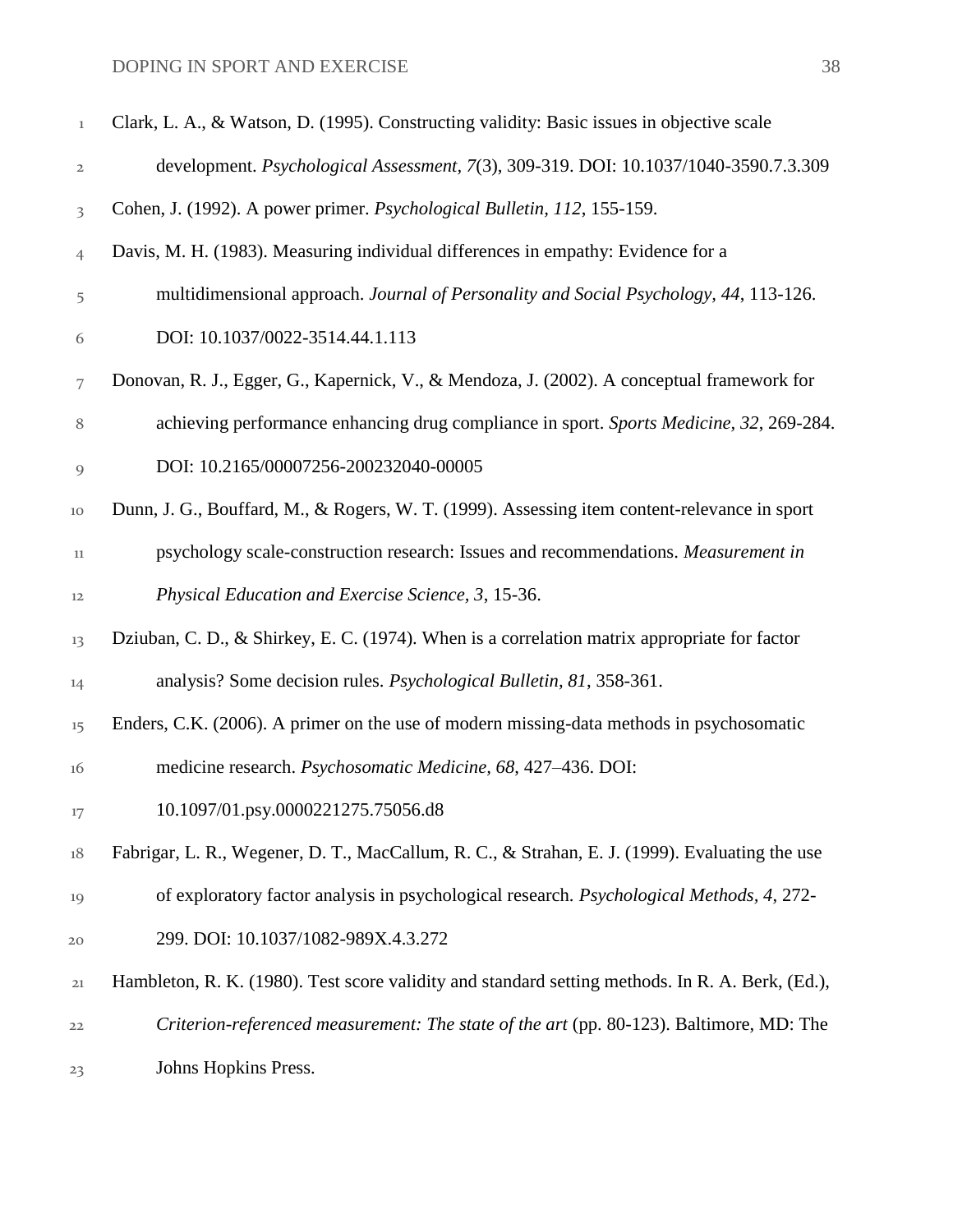Clark, L. A., & Watson, D. (1995). Constructing validity: Basic issues in objective scale development. *Psychological Assessment, 7*(3), 309-319. DOI: 10.1037/1040-3590.7.3.309

Cohen, J. (1992). A power primer. *Psychological Bulletin, 112*, 155-159.

Davis, M. H. (1983). Measuring individual differences in empathy: Evidence for a multidimensional approach. *Journal of Personality and Social Psychology, 44*, 113-126. DOI: 10.1037/0022-3514.44.1.113

Donovan, R. J., Egger, G., Kapernick, V., & Mendoza, J. (2002). A conceptual framework for achieving performance enhancing drug compliance in sport. *Sports Medicine, 32*, 269-284. DOI: 10.2165/00007256-200232040-00005

Dunn, J. G., Bouffard, M., & Rogers, W. T. (1999). Assessing item content-relevance in sport psychology scale-construction research: Issues and recommendations. *Measurement in Physical Education and Exercise Science, 3*, 15-36.

Dziuban, C. D., & Shirkey, E. C. (1974). When is a correlation matrix appropriate for factor analysis? Some decision rules. *Psychological Bulletin, 81*, 358-361.

Enders, C.K. (2006). A primer on the use of modern missing-data methods in psychosomatic medicine research. *Psychosomatic Medicine, 68*, 427–436. DOI: 10.1097/01.psy.0000221275.75056.d8

Fabrigar, L. R., Wegener, D. T., MacCallum, R. C., & Strahan, E. J. (1999). Evaluating the use of exploratory factor analysis in psychological research. *Psychological Methods, 4*, 272-299. DOI: 10.1037/1082-989X.4.3.272

Hambleton, R. K. (1980). Test score validity and standard setting methods. In R. A. Berk, (Ed.), *Criterion-referenced measurement: The state of the art* (pp. 80-123). Baltimore, MD: The Johns Hopkins Press.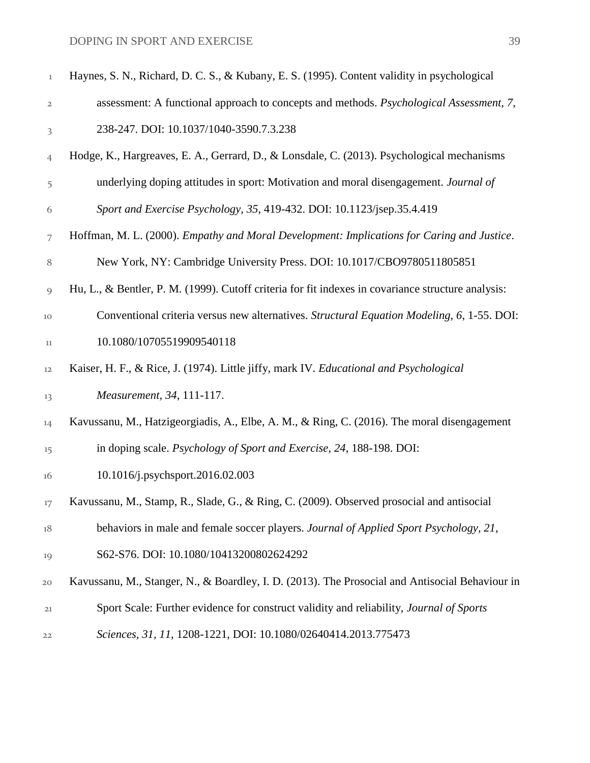Haynes, S. N., Richard, D. C. S., & Kubany, E. S. (1995). Content validity in psychological assessment: A functional approach to concepts and methods. *Psychological Assessment, 7*, 238-247. DOI: 10.1037/1040-3590.7.3.238

Hodge, K., Hargreaves, E. A., Gerrard, D., & Lonsdale, C. (2013). Psychological mechanisms underlying doping attitudes in sport: Motivation and moral disengagement. *Journal of Sport and Exercise Psychology, 35*, 419-432. DOI: 10.1123/jsep.35.4.419

Hoffman, M. L. (2000). *Empathy and Moral Development: Implications for Caring and Justice*. New York, NY: Cambridge University Press. DOI: 10.1017/CBO9780511805851

Hu, L., & Bentler, P. M. (1999). Cutoff criteria for fit indexes in covariance structure analysis: Conventional criteria versus new alternatives. *Structural Equation Modeling, 6*, 1-55. DOI: 10.1080/10705519909540118

Kaiser, H. F., & Rice, J. (1974). Little jiffy, mark IV. *Educational and Psychological Measurement, 34*, 111-117.

Kavussanu, M., Hatzigeorgiadis, A., Elbe, A. M., & Ring, C. (2016). The moral disengagement in doping scale. *Psychology of Sport and Exercise, 24*, 188-198. DOI: 10.1016/j.psychsport.2016.02.003

Kavussanu, M., Stamp, R., Slade, G., & Ring, C. (2009). Observed prosocial and antisocial behaviors in male and female soccer players. *Journal of Applied Sport Psychology, 21*, S62-S76. DOI: 10.1080/10413200802624292

Kavussanu, M., Stanger, N., & Boardley, I. D. (2013). The Prosocial and Antisocial Behaviour in Sport Scale: Further evidence for construct validity and reliability, *Journal of Sports Sciences, 31, 11*, 1208-1221, DOI: 10.1080/02640414.2013.775473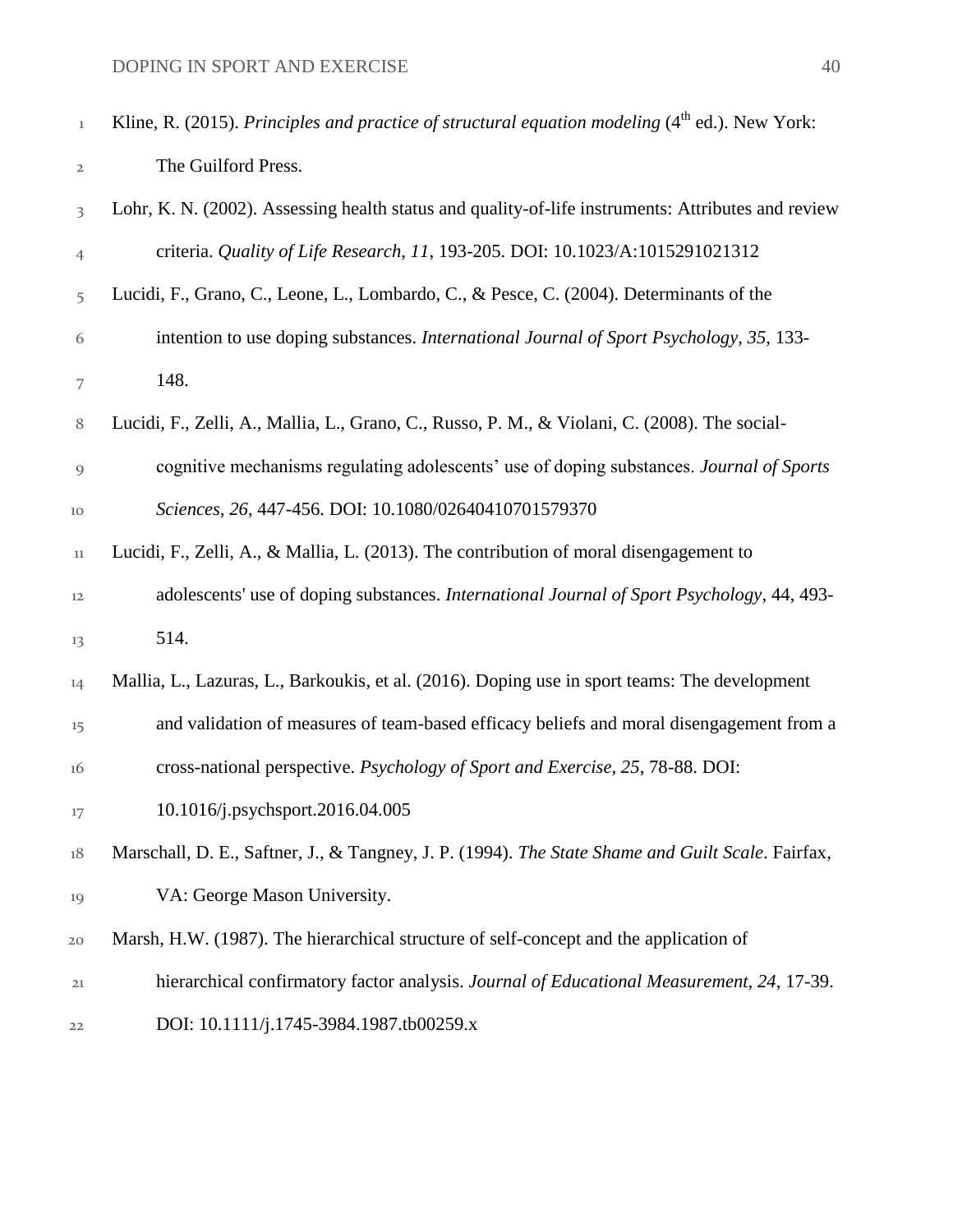Kline, R. (2015). *Principles and practice of structural equation modeling* (4th ed.). New York: The Guilford Press.

Lohr, K. N. (2002). Assessing health status and quality-of-life instruments: Attributes and review criteria. *Quality of Life Research, 11*, 193-205. DOI: 10.1023/A:1015291021312

Lucidi, F., Grano, C., Leone, L., Lombardo, C., & Pesce, C. (2004). Determinants of the intention to use doping substances. *International Journal of Sport Psychology, 35*, 133-148.

Lucidi, F., Zelli, A., Mallia, L., Grano, C., Russo, P. M., & Violani, C. (2008). The social-cognitive mechanisms regulating adolescents' use of doping substances. *Journal of Sports Sciences, 26*, 447-456. DOI: 10.1080/02640410701579370

Lucidi, F., Zelli, A., & Mallia, L. (2013). The contribution of moral disengagement to adolescents' use of doping substances. *International Journal of Sport Psychology*, 44, 493-514.

Mallia, L., Lazuras, L., Barkoukis, et al. (2016). Doping use in sport teams: The development and validation of measures of team-based efficacy beliefs and moral disengagement from a cross-national perspective. *Psychology of Sport and Exercise, 25*, 78-88. DOI: 10.1016/j.psychsport.2016.04.005

Marschall, D. E., Saftner, J., & Tangney, J. P. (1994). *The State Shame and Guilt Scale*. Fairfax, VA: George Mason University.

Marsh, H.W. (1987). The hierarchical structure of self-concept and the application of hierarchical confirmatory factor analysis. *Journal of Educational Measurement, 24*, 17-39. DOI: 10.1111/j.1745-3984.1987.tb00259.x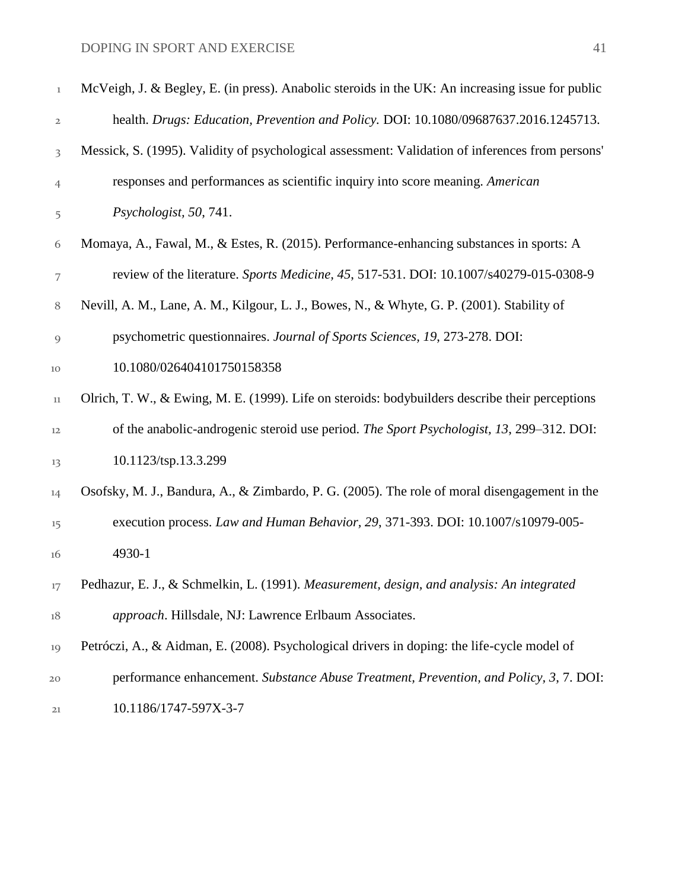McVeigh, J. & Begley, E. (in press). Anabolic steroids in the UK: An increasing issue for public health. *Drugs: Education, Prevention and Policy.* DOI: 10.1080/09687637.2016.1245713.

Messick, S. (1995). Validity of psychological assessment: Validation of inferences from persons' responses and performances as scientific inquiry into score meaning. *American Psychologist, 50*, 741.

Momaya, A., Fawal, M., & Estes, R. (2015). Performance-enhancing substances in sports: A review of the literature. *Sports Medicine, 45*, 517-531. DOI: 10.1007/s40279-015-0308-9

Nevill, A. M., Lane, A. M., Kilgour, L. J., Bowes, N., & Whyte, G. P. (2001). Stability of psychometric questionnaires. *Journal of Sports Sciences, 19*, 273-278. DOI: 10.1080/026404101750158358

Olrich, T. W., & Ewing, M. E. (1999). Life on steroids: bodybuilders describe their perceptions of the anabolic-androgenic steroid use period. *The Sport Psychologist, 13*, 299–312. DOI: 10.1123/tsp.13.3.299

Osofsky, M. J., Bandura, A., & Zimbardo, P. G. (2005). The role of moral disengagement in the execution process. *Law and Human Behavior, 29*, 371-393. DOI: 10.1007/s10979-005-4930-1

Pedhazur, E. J., & Schmelkin, L. (1991). *Measurement, design, and analysis: An integrated approach*. Hillsdale, NJ: Lawrence Erlbaum Associates.

Petróczi, A., & Aidman, E. (2008). Psychological drivers in doping: the life-cycle model of performance enhancement. *Substance Abuse Treatment, Prevention, and Policy, 3*, 7. DOI: 10.1186/1747-597X-3-7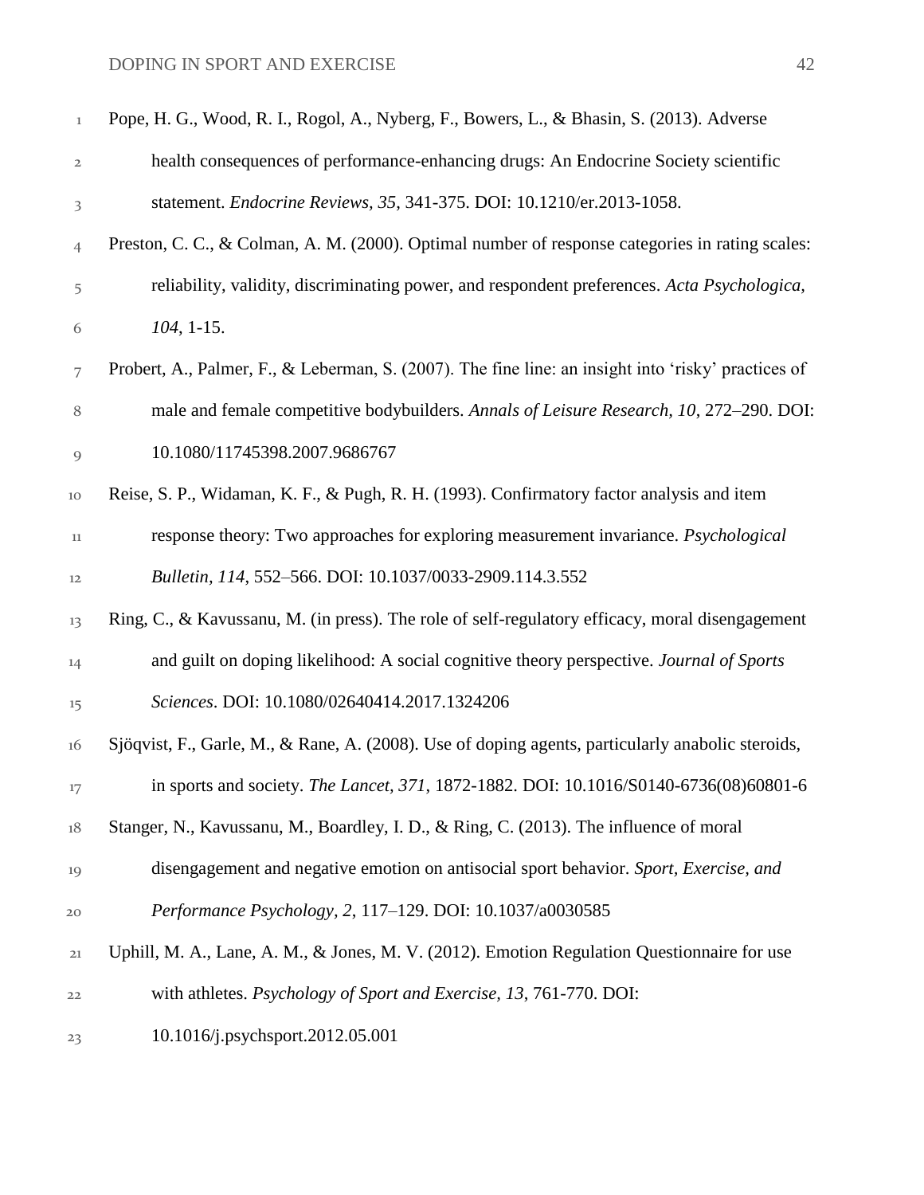Pope, H. G., Wood, R. I., Rogol, A., Nyberg, F., Bowers, L., & Bhasin, S. (2013). Adverse health consequences of performance-enhancing drugs: An Endocrine Society scientific statement. *Endocrine Reviews, 35*, 341-375. DOI: 10.1210/er.2013-1058.

Preston, C. C., & Colman, A. M. (2000). Optimal number of response categories in rating scales: reliability, validity, discriminating power, and respondent preferences. *Acta Psychologica, 104*, 1-15.

Probert, A., Palmer, F., & Leberman, S. (2007). The fine line: an insight into 'risky' practices of male and female competitive bodybuilders. *Annals of Leisure Research, 10*, 272–290. DOI: 10.1080/11745398.2007.9686767

Reise, S. P., Widaman, K. F., & Pugh, R. H. (1993). Confirmatory factor analysis and item response theory: Two approaches for exploring measurement invariance. *Psychological Bulletin, 114*, 552–566. DOI: 10.1037/0033-2909.114.3.552

Ring, C., & Kavussanu, M. (in press). The role of self-regulatory efficacy, moral disengagement and guilt on doping likelihood: A social cognitive theory perspective. *Journal of Sports Sciences*. DOI: 10.1080/02640414.2017.1324206

Sjöqvist, F., Garle, M., & Rane, A. (2008). Use of doping agents, particularly anabolic steroids, in sports and society. *The Lancet, 371*, 1872-1882. DOI: 10.1016/S0140-6736(08)60801-6

Stanger, N., Kavussanu, M., Boardley, I. D., & Ring, C. (2013). The influence of moral disengagement and negative emotion on antisocial sport behavior. *Sport, Exercise, and Performance Psychology, 2*, 117–129. DOI: 10.1037/a0030585

Uphill, M. A., Lane, A. M., & Jones, M. V. (2012). Emotion Regulation Questionnaire for use with athletes. *Psychology of Sport and Exercise, 13*, 761-770. DOI: 10.1016/j.psychsport.2012.05.001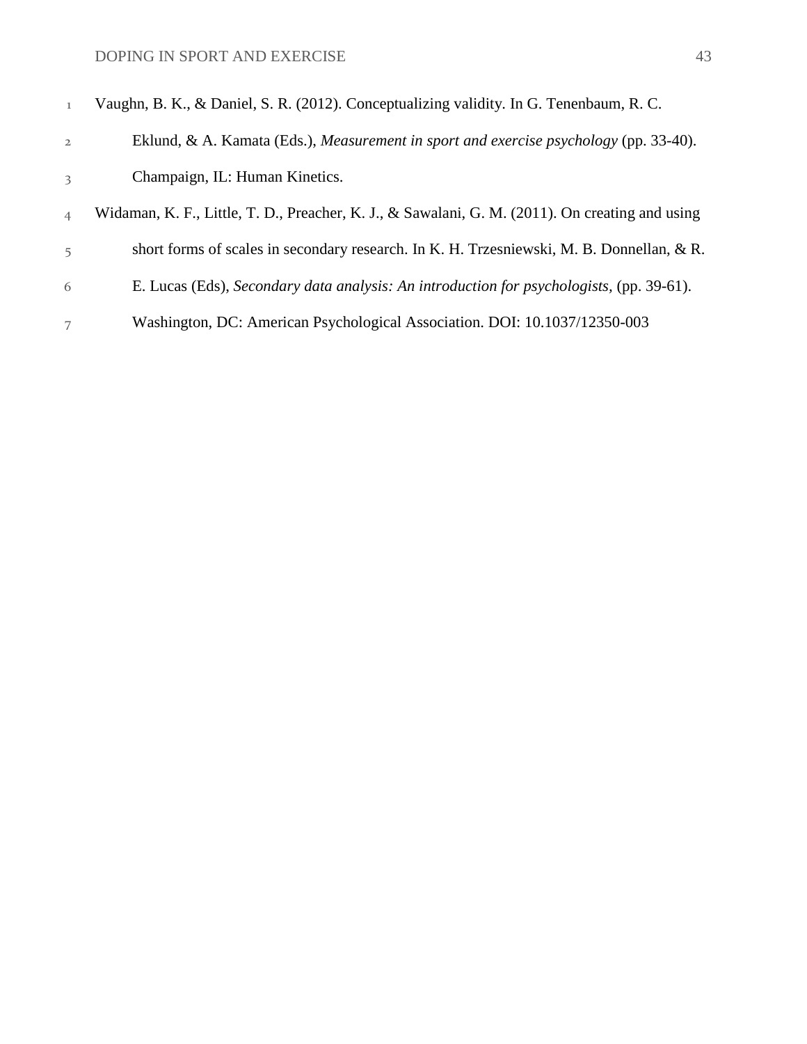Vaughn, B. K., & Daniel, S. R. (2012). Conceptualizing validity. In G. Tenenbaum, R. C. Eklund, & A. Kamata (Eds.), *Measurement in sport and exercise psychology* (pp. 33-40). Champaign, IL: Human Kinetics.

Widaman, K. F., Little, T. D., Preacher, K. J., & Sawalani, G. M. (2011). On creating and using short forms of scales in secondary research. In K. H. Trzesniewski, M. B. Donnellan, & R. E. Lucas (Eds), *Secondary data analysis: An introduction for psychologists*, (pp. 39-61). Washington, DC: American Psychological Association. DOI: 10.1037/12350-003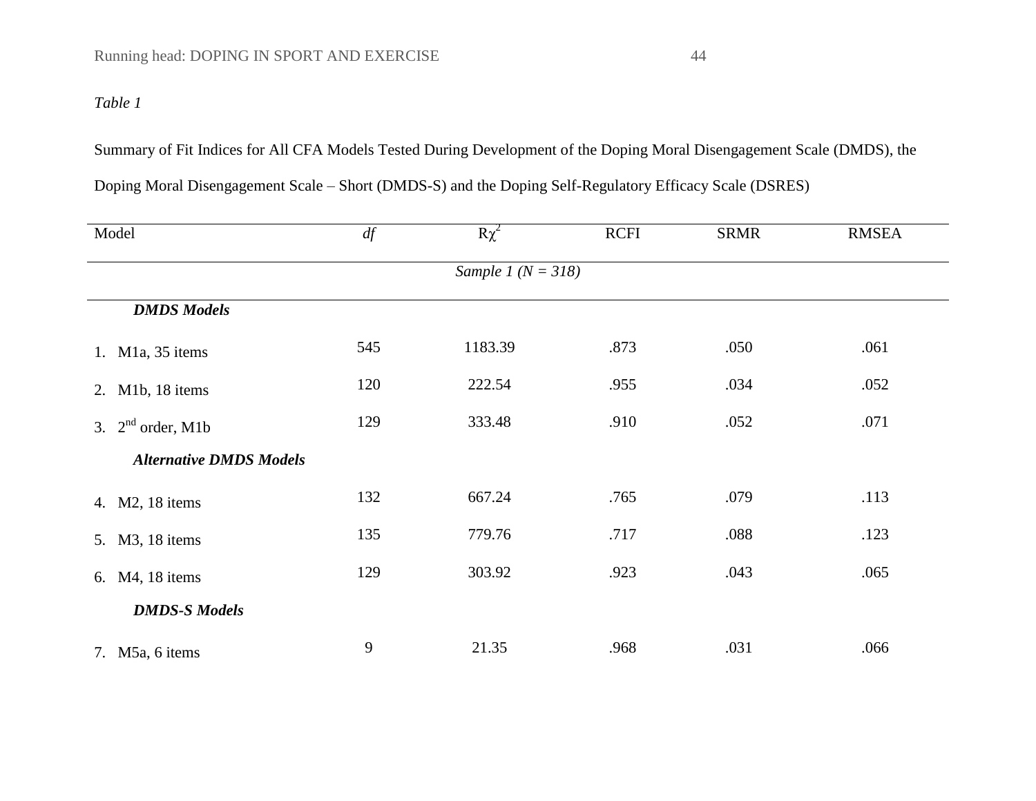*Table 1*

Summary of Fit Indices for All CFA Models Tested During Development of the Doping Moral Disengagement Scale (DMDS), the Doping Moral Disengagement Scale – Short (DMDS-S) and the Doping Self-Regulatory Efficacy Scale (DSRES)

| Model | *df* | R$\chi^2$ | RCFI | SRMR | RMSEA |
|---|---|---|---|---|---|
| | | *Sample 1 (N = 318)* | | | |
| ***DMDS Models*** | | | | | |
| 1. M1a, 35 items | 545 | 1183.39 | .873 | .050 | .061 |
| 2. M1b, 18 items | 120 | 222.54 | .955 | .034 | .052 |
| 3. 2nd order, M1b | 129 | 333.48 | .910 | .052 | .071 |
| ***Alternative DMDS Models*** | | | | | |
| 4. M2, 18 items | 132 | 667.24 | .765 | .079 | .113 |
| 5. M3, 18 items | 135 | 779.76 | .717 | .088 | .123 |
| 6. M4, 18 items | 129 | 303.92 | .923 | .043 | .065 |
| ***DMDS-S Models*** | | | | | |
| 7. M5a, 6 items | 9 | 21.35 | .968 | .031 | .066 |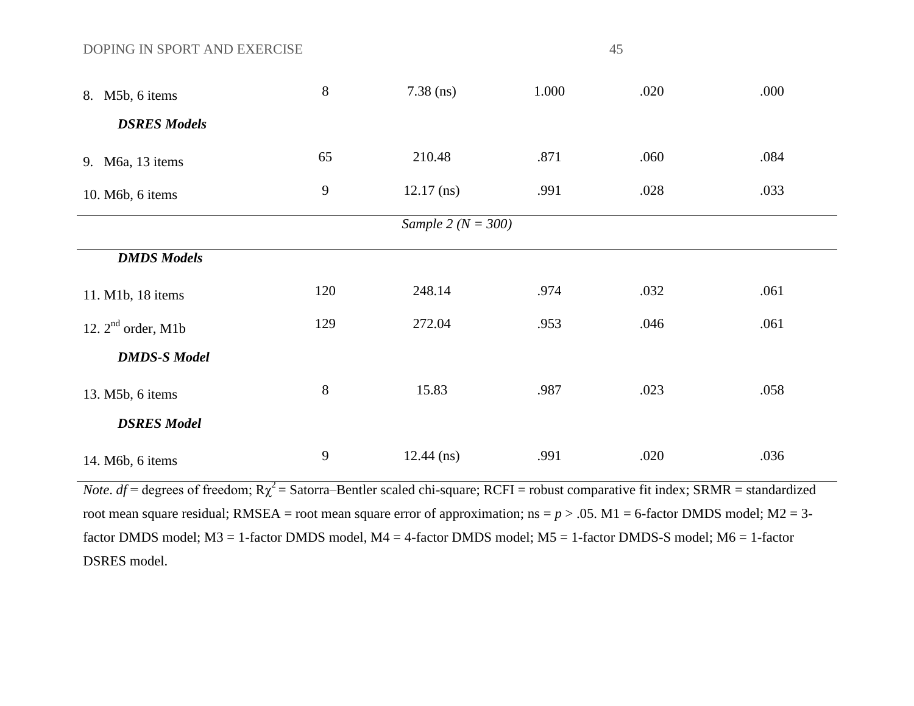| | | | | | |
|---|---|---|---|---|---|
| 8. M5b, 6 items | 8 | 7.38 (ns) | 1.000 | .020 | .000 |
| ***DSRES Models*** | | | | | |
| 9. M6a, 13 items | 65 | 210.48 | .871 | .060 | .084 |
| 10. M6b, 6 items | 9 | 12.17 (ns) | .991 | .028 | .033 |
| | | *Sample 2 (N = 300)* | | | |
| ***DMDS Models*** | | | | | |
| 11. M1b, 18 items | 120 | 248.14 | .974 | .032 | .061 |
| 12. 2nd order, M1b | 129 | 272.04 | .953 | .046 | .061 |
| ***DMDS-S Model*** | | | | | |
| 13. M5b, 6 items | 8 | 15.83 | .987 | .023 | .058 |
| ***DSRES Model*** | | | | | |
| 14. M6b, 6 items | 9 | 12.44 (ns) | .991 | .020 | .036 |

*Note*. *df* = degrees of freedom; $R\chi^2$ = Satorra–Bentler scaled chi-square; RCFI = robust comparative fit index; SRMR = standardized root mean square residual; RMSEA = root mean square error of approximation; ns = $p > .05$. M1 = 6-factor DMDS model; M2 = 3-factor DMDS model; M3 = 1-factor DMDS model, M4 = 4-factor DMDS model; M5 = 1-factor DMDS-S model; M6 = 1-factor DSRES model.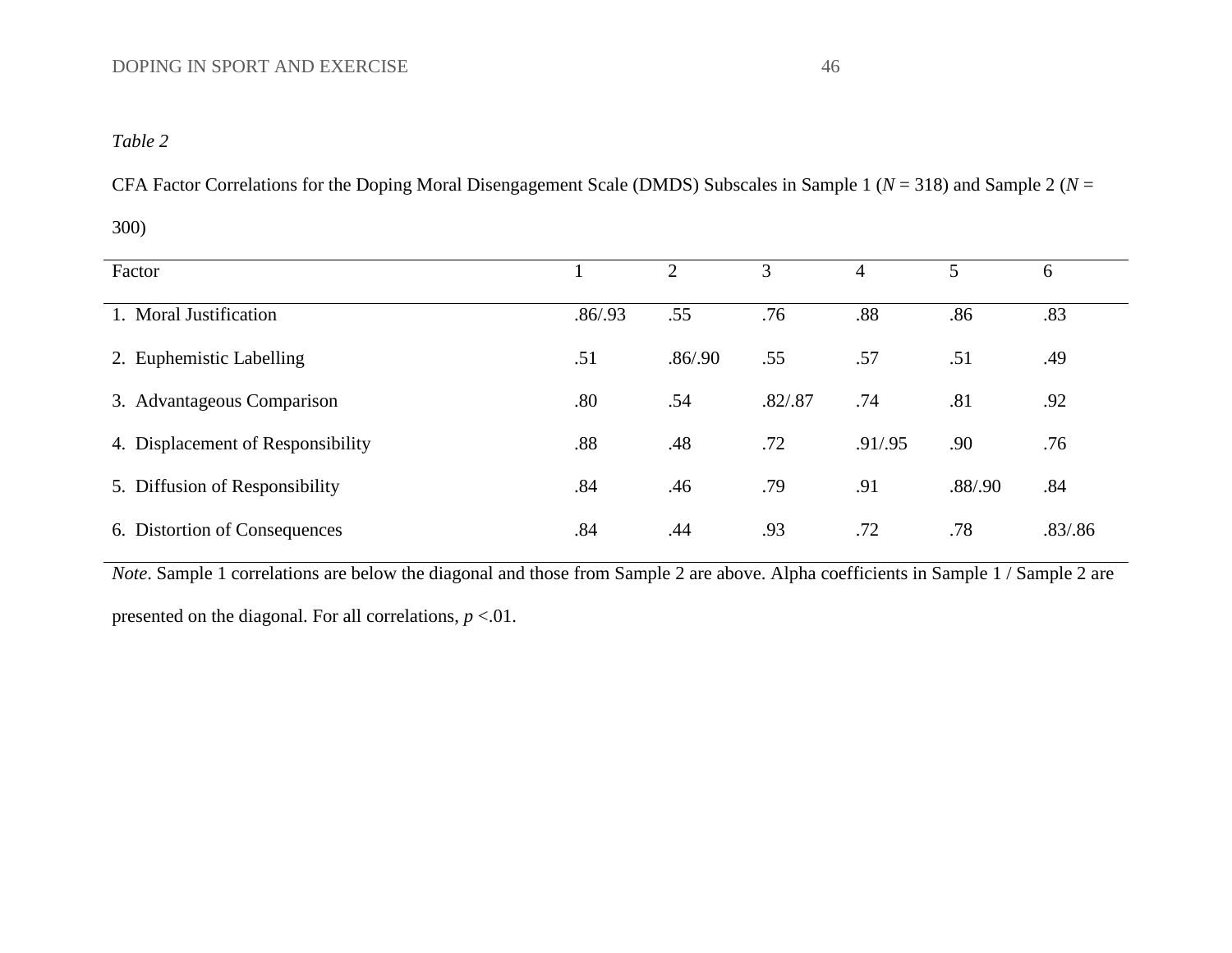*Table 2*

CFA Factor Correlations for the Doping Moral Disengagement Scale (DMDS) Subscales in Sample 1 (*N* = 318) and Sample 2 (*N* = 300)

| Factor | 1 | 2 | 3 | 4 | 5 | 6 |
|---|---|---|---|---|---|---|
| 1. Moral Justification | .86/.93 | .55 | .76 | .88 | .86 | .83 |
| 2. Euphemistic Labelling | .51 | .86/.90 | .55 | .57 | .51 | .49 |
| 3. Advantageous Comparison | .80 | .54 | .82/.87 | .74 | .81 | .92 |
| 4. Displacement of Responsibility | .88 | .48 | .72 | .91/.95 | .90 | .76 |
| 5. Diffusion of Responsibility | .84 | .46 | .79 | .91 | .88/.90 | .84 |
| 6. Distortion of Consequences | .84 | .44 | .93 | .72 | .78 | .83/.86 |

*Note*. Sample 1 correlations are below the diagonal and those from Sample 2 are above. Alpha coefficients in Sample 1 / Sample 2 are presented on the diagonal. For all correlations, $p < .01$.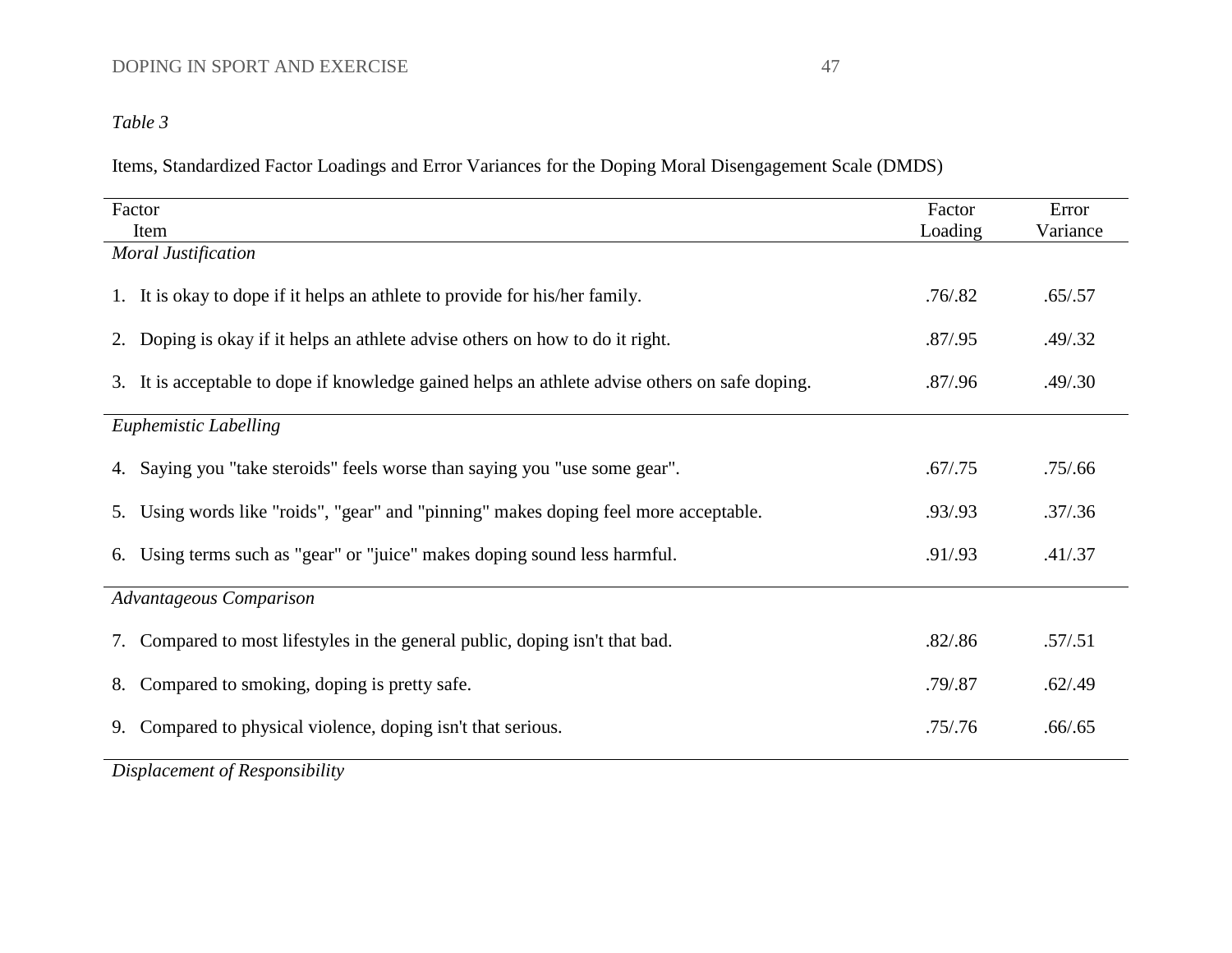*Table 3*

Items, Standardized Factor Loadings and Error Variances for the Doping Moral Disengagement Scale (DMDS)

| Factor<br>Item | Factor Loading | Error Variance |
|---|---|---|
| *Moral Justification* | | |
| 1. It is okay to dope if it helps an athlete to provide for his/her family. | .76/.82 | .65/.57 |
| 2. Doping is okay if it helps an athlete advise others on how to do it right. | .87/.95 | .49/.32 |
| 3. It is acceptable to dope if knowledge gained helps an athlete advise others on safe doping. | .87/.96 | .49/.30 |
| *Euphemistic Labelling* | | |
| 4. Saying you "take steroids" feels worse than saying you "use some gear". | .67/.75 | .75/.66 |
| 5. Using words like "roids", "gear" and "pinning" makes doping feel more acceptable. | .93/.93 | .37/.36 |
| 6. Using terms such as "gear" or "juice" makes doping sound less harmful. | .91/.93 | .41/.37 |
| *Advantageous Comparison* | | |
| 7. Compared to most lifestyles in the general public, doping isn't that bad. | .82/.86 | .57/.51 |
| 8. Compared to smoking, doping is pretty safe. | .79/.87 | .62/.49 |
| 9. Compared to physical violence, doping isn't that serious. | .75/.76 | .66/.65 |
| *Displacement of Responsibility* | | |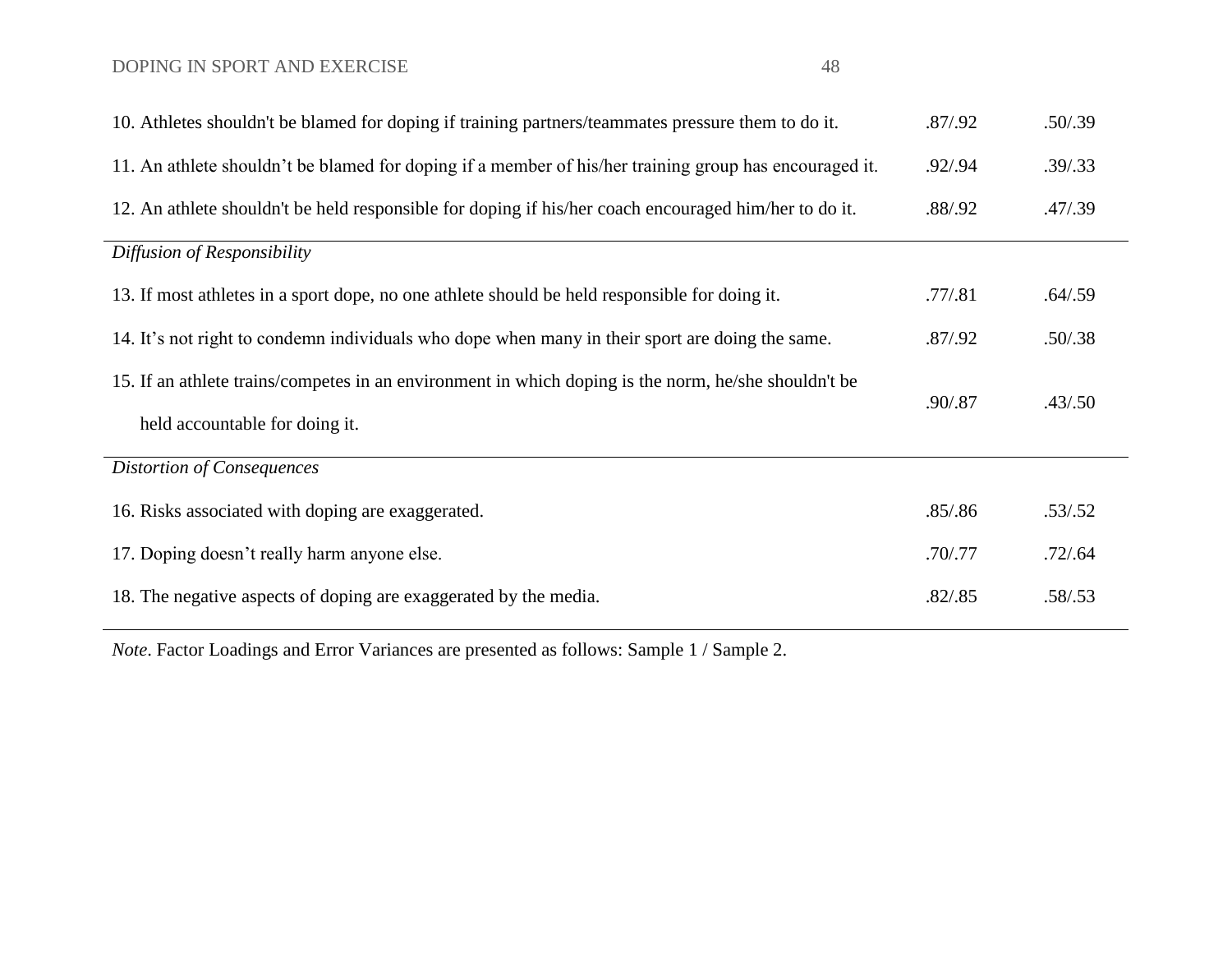| | | |
|---|---|---|
| 10. Athletes shouldn't be blamed for doping if training partners/teammates pressure them to do it. | .87/.92 | .50/.39 |
| 11. An athlete shouldn't be blamed for doping if a member of his/her training group has encouraged it. | .92/.94 | .39/.33 |
| 12. An athlete shouldn't be held responsible for doping if his/her coach encouraged him/her to do it. | .88/.92 | .47/.39 |
| *Diffusion of Responsibility* | | |
| 13. If most athletes in a sport dope, no one athlete should be held responsible for doing it. | .77/.81 | .64/.59 |
| 14. It's not right to condemn individuals who dope when many in their sport are doing the same. | .87/.92 | .50/.38 |
| 15. If an athlete trains/competes in an environment in which doping is the norm, he/she shouldn't be held accountable for doing it. | .90/.87 | .43/.50 |
| *Distortion of Consequences* | | |
| 16. Risks associated with doping are exaggerated. | .85/.86 | .53/.52 |
| 17. Doping doesn't really harm anyone else. | .70/.77 | .72/.64 |
| 18. The negative aspects of doping are exaggerated by the media. | .82/.85 | .58/.53 |

*Note*. Factor Loadings and Error Variances are presented as follows: Sample 1 / Sample 2.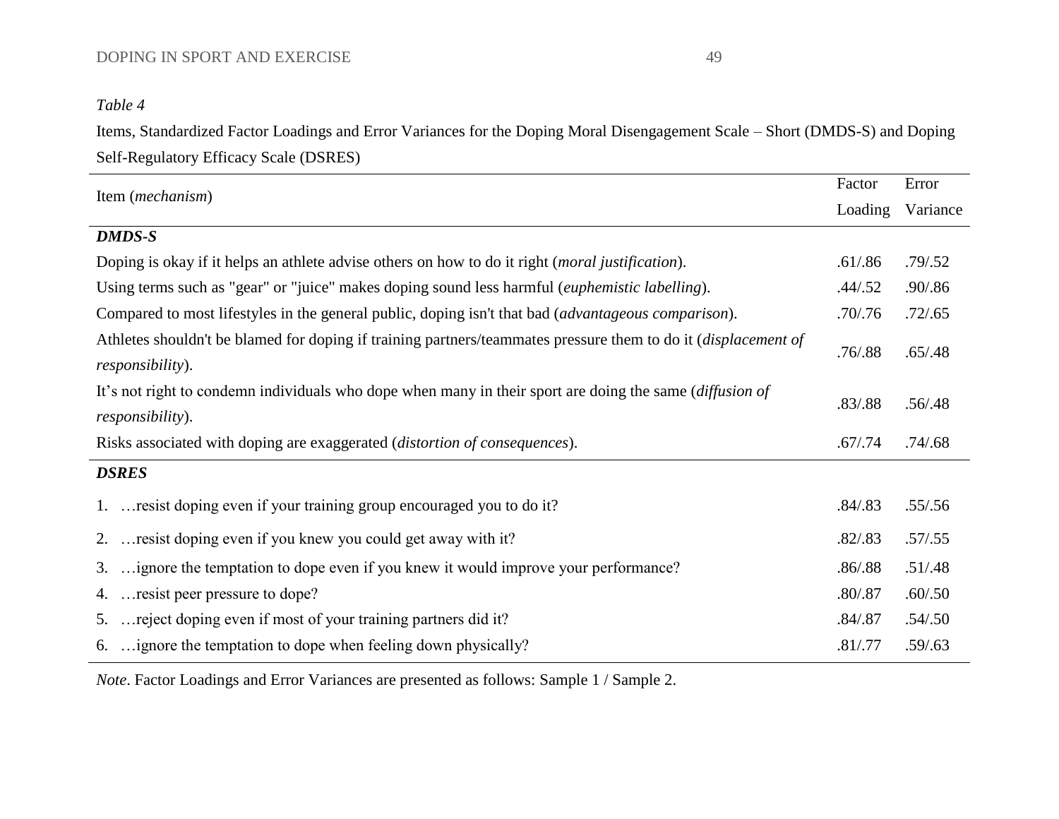*Table 4*

Items, Standardized Factor Loadings and Error Variances for the Doping Moral Disengagement Scale – Short (DMDS-S) and Doping Self-Regulatory Efficacy Scale (DSRES)

| Item (*mechanism*) | Factor Loading | Error Variance |
|---|---|---|
| ***DMDS-S*** | | |
| Doping is okay if it helps an athlete advise others on how to do it right (*moral justification*). | .61/.86 | .79/.52 |
| Using terms such as "gear" or "juice" makes doping sound less harmful (*euphemistic labelling*). | .44/.52 | .90/.86 |
| Compared to most lifestyles in the general public, doping isn't that bad (*advantageous comparison*). | .70/.76 | .72/.65 |
| Athletes shouldn't be blamed for doping if training partners/teammates pressure them to do it (*displacement of responsibility*). | .76/.88 | .65/.48 |
| It's not right to condemn individuals who dope when many in their sport are doing the same (*diffusion of responsibility*). | .83/.88 | .56/.48 |
| Risks associated with doping are exaggerated (*distortion of consequences*). | .67/.74 | .74/.68 |
| ***DSRES*** | | |
| 1. …resist doping even if your training group encouraged you to do it? | .84/.83 | .55/.56 |
| 2. …resist doping even if you knew you could get away with it? | .82/.83 | .57/.55 |
| 3. …ignore the temptation to dope even if you knew it would improve your performance? | .86/.88 | .51/.48 |
| 4. …resist peer pressure to dope? | .80/.87 | .60/.50 |
| 5. …reject doping even if most of your training partners did it? | .84/.87 | .54/.50 |
| 6. …ignore the temptation to dope when feeling down physically? | .81/.77 | .59/.63 |

*Note*. Factor Loadings and Error Variances are presented as follows: Sample 1 / Sample 2.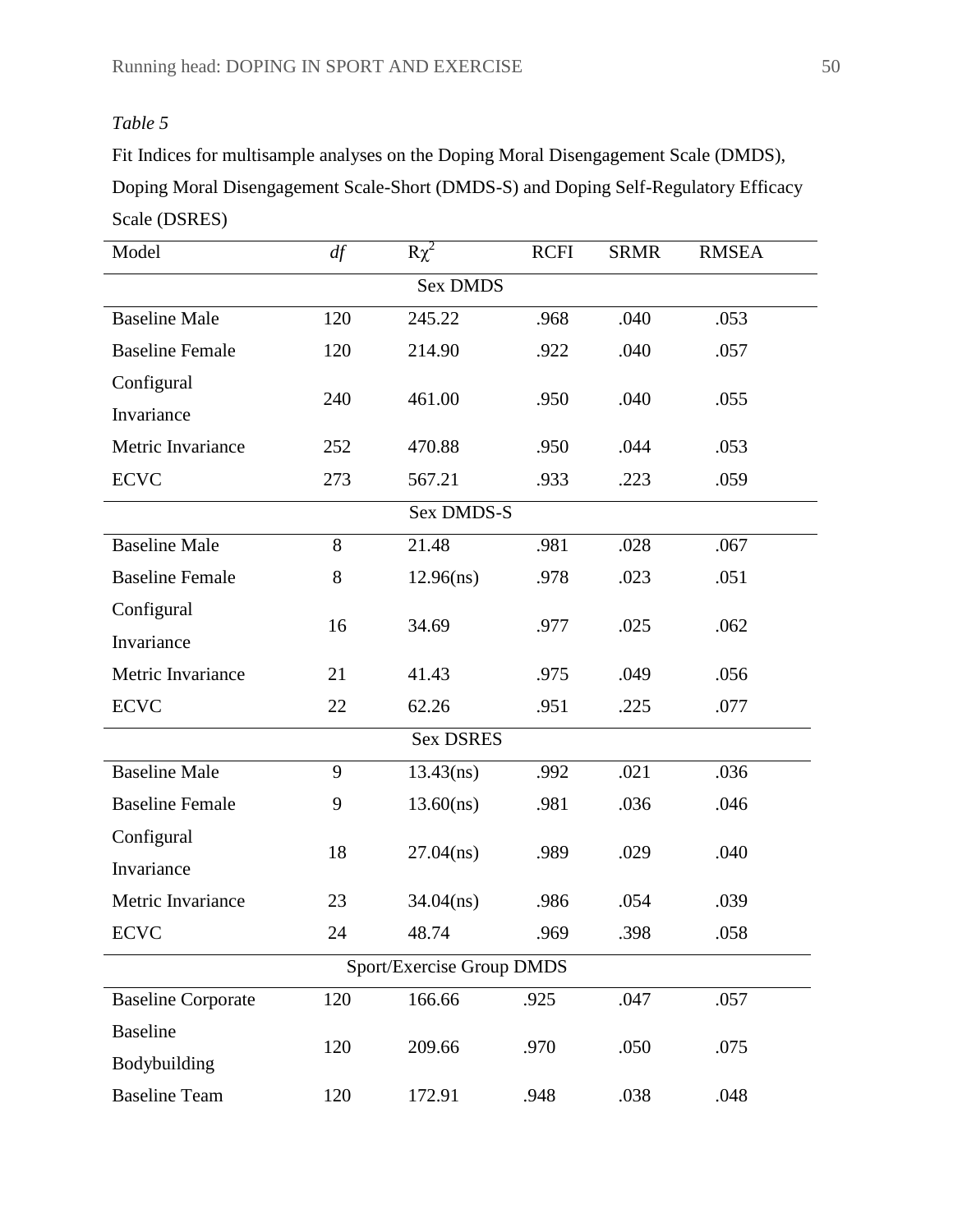*Table 5*

Fit Indices for multisample analyses on the Doping Moral Disengagement Scale (DMDS), Doping Moral Disengagement Scale-Short (DMDS-S) and Doping Self-Regulatory Efficacy Scale (DSRES)

| Model | *df* | $R\chi^2$ | RCFI | SRMR | RMSEA |
|---|---|---|---|---|---|
| | | Sex DMDS | | | |
| Baseline Male | 120 | 245.22 | .968 | .040 | .053 |
| Baseline Female | 120 | 214.90 | .922 | .040 | .057 |
| Configural Invariance | 240 | 461.00 | .950 | .040 | .055 |
| Metric Invariance | 252 | 470.88 | .950 | .044 | .053 |
| ECVC | 273 | 567.21 | .933 | .223 | .059 |
| | | Sex DMDS-S | | | |
| Baseline Male | 8 | 21.48 | .981 | .028 | .067 |
| Baseline Female | 8 | 12.96(ns) | .978 | .023 | .051 |
| Configural Invariance | 16 | 34.69 | .977 | .025 | .062 |
| Metric Invariance | 21 | 41.43 | .975 | .049 | .056 |
| ECVC | 22 | 62.26 | .951 | .225 | .077 |
| | | Sex DSRES | | | |
| Baseline Male | 9 | 13.43(ns) | .992 | .021 | .036 |
| Baseline Female | 9 | 13.60(ns) | .981 | .036 | .046 |
| Configural Invariance | 18 | 27.04(ns) | .989 | .029 | .040 |
| Metric Invariance | 23 | 34.04(ns) | .986 | .054 | .039 |
| ECVC | 24 | 48.74 | .969 | .398 | .058 |
| | | Sport/Exercise Group DMDS | | | |
| Baseline Corporate | 120 | 166.66 | .925 | .047 | .057 |
| Baseline Bodybuilding | 120 | 209.66 | .970 | .050 | .075 |
| Baseline Team | 120 | 172.91 | .948 | .038 | .048 |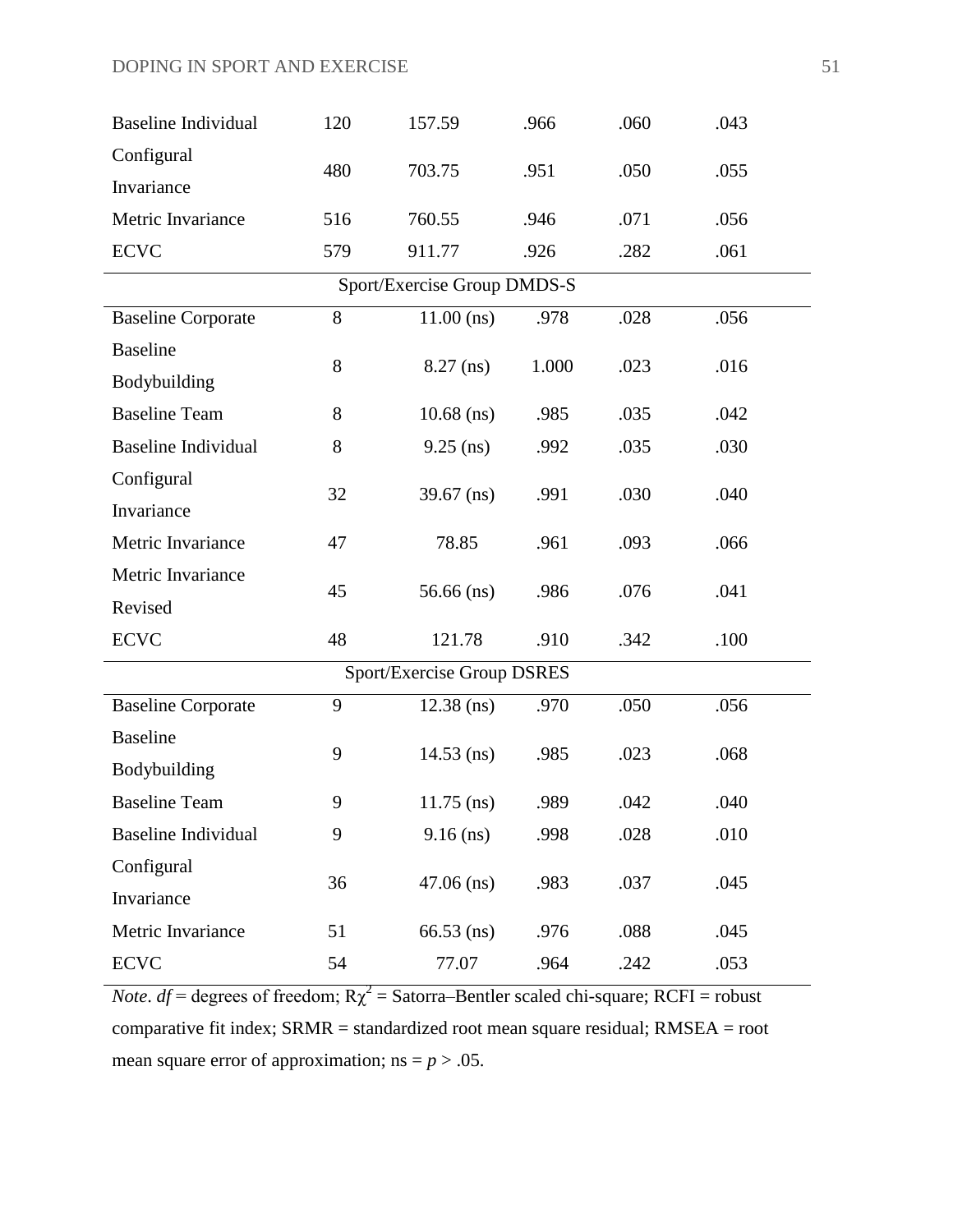| | | | | | |
|---|---|---|---|---|---|
| Baseline Individual | 120 | 157.59 | .966 | .060 | .043 |
| Configural Invariance | 480 | 703.75 | .951 | .050 | .055 |
| Metric Invariance | 516 | 760.55 | .946 | .071 | .056 |
| ECVC | 579 | 911.77 | .926 | .282 | .061 |
| Sport/Exercise Group DMDS-S | | | | | |
| Baseline Corporate | 8 | 11.00 (ns) | .978 | .028 | .056 |
| Baseline Bodybuilding | 8 | 8.27 (ns) | 1.000 | .023 | .016 |
| Baseline Team | 8 | 10.68 (ns) | .985 | .035 | .042 |
| Baseline Individual | 8 | 9.25 (ns) | .992 | .035 | .030 |
| Configural Invariance | 32 | 39.67 (ns) | .991 | .030 | .040 |
| Metric Invariance | 47 | 78.85 | .961 | .093 | .066 |
| Metric Invariance Revised | 45 | 56.66 (ns) | .986 | .076 | .041 |
| ECVC | 48 | 121.78 | .910 | .342 | .100 |
| Sport/Exercise Group DSRES | | | | | |
| Baseline Corporate | 9 | 12.38 (ns) | .970 | .050 | .056 |
| Baseline Bodybuilding | 9 | 14.53 (ns) | .985 | .023 | .068 |
| Baseline Team | 9 | 11.75 (ns) | .989 | .042 | .040 |
| Baseline Individual | 9 | 9.16 (ns) | .998 | .028 | .010 |
| Configural Invariance | 36 | 47.06 (ns) | .983 | .037 | .045 |
| Metric Invariance | 51 | 66.53 (ns) | .976 | .088 | .045 |
| ECVC | 54 | 77.07 | .964 | .242 | .053 |

*Note*. *df* = degrees of freedom; $R\chi^2$ = Satorra–Bentler scaled chi-square; RCFI = robust comparative fit index; SRMR = standardized root mean square residual; RMSEA = root mean square error of approximation; ns = $p > .05$.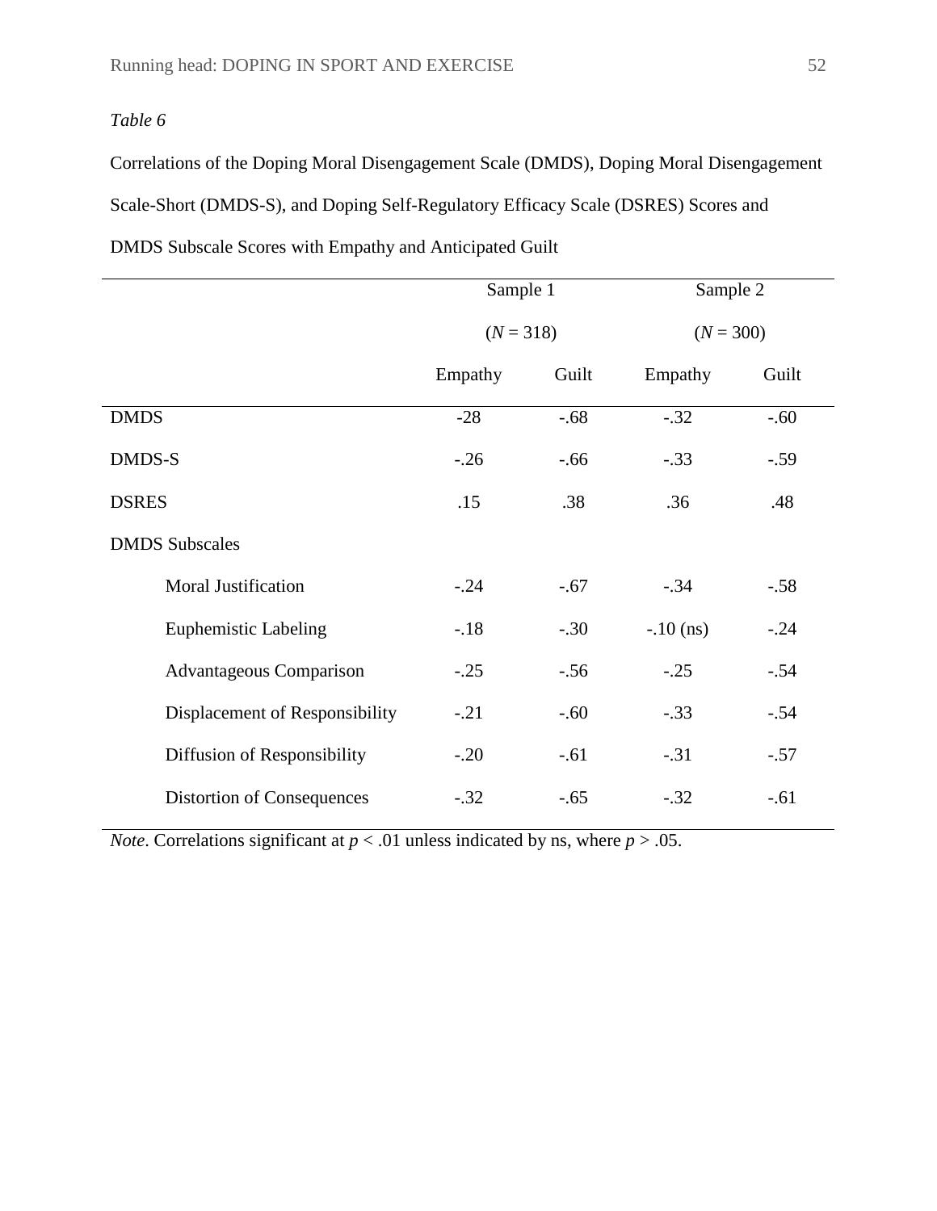*Table 6*

Correlations of the Doping Moral Disengagement Scale (DMDS), Doping Moral Disengagement Scale-Short (DMDS-S), and Doping Self-Regulatory Efficacy Scale (DSRES) Scores and DMDS Subscale Scores with Empathy and Anticipated Guilt

| | Sample 1 ($N$ = 318) | | Sample 2 ($N$ = 300) | |
|---|---|---|---|---|
| | Empathy | Guilt | Empathy | Guilt |
| DMDS | -28 | -.68 | -.32 | -.60 |
| DMDS-S | -.26 | -.66 | -.33 | -.59 |
| DSRES | .15 | .38 | .36 | .48 |
| DMDS Subscales | | | | |
| Moral Justification | -.24 | -.67 | -.34 | -.58 |
| Euphemistic Labeling | -.18 | -.30 | -.10 (ns) | -.24 |
| Advantageous Comparison | -.25 | -.56 | -.25 | -.54 |
| Displacement of Responsibility | -.21 | -.60 | -.33 | -.54 |
| Diffusion of Responsibility | -.20 | -.61 | -.31 | -.57 |
| Distortion of Consequences | -.32 | -.65 | -.32 | -.61 |

*Note*. Correlations significant at $p < .01$ unless indicated by ns, where $p > .05$.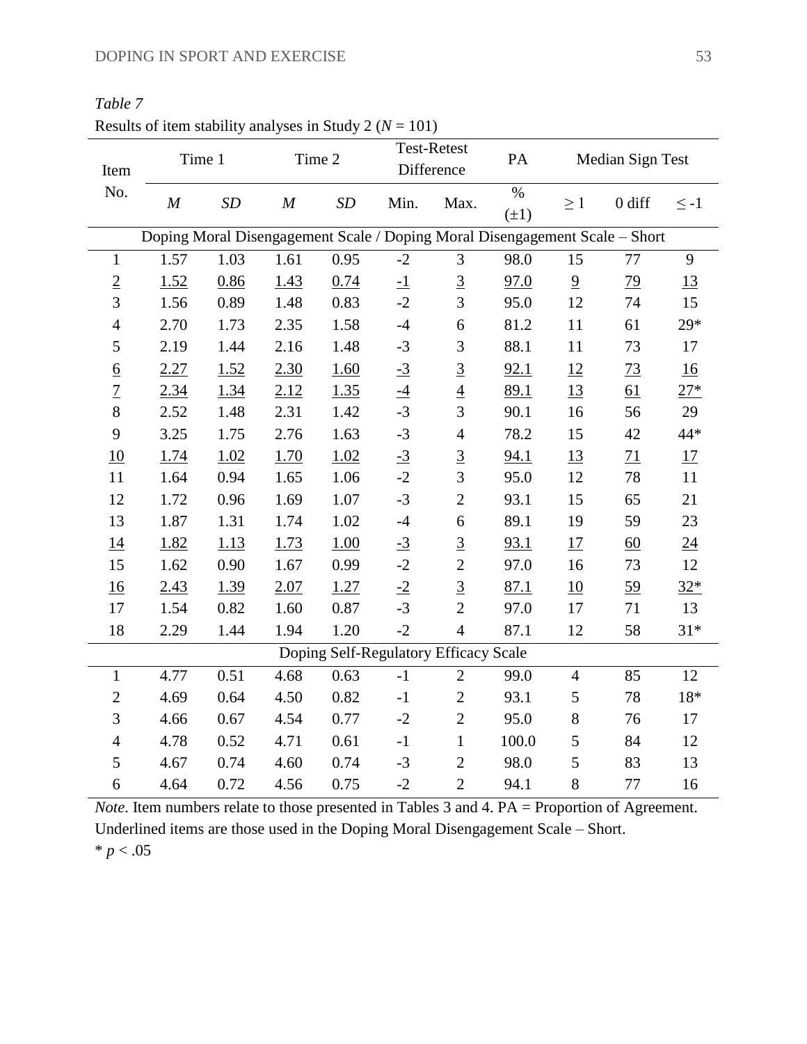*Table 7*

Results of item stability analyses in Study 2 (*N* = 101)

| Item No. | Time 1 | | Time 2 | | Test-Retest Difference | | PA | Median Sign Test | | |
|---|---|---|---|---|---|---|---|---|---|---|
| | *M* | *SD* | *M* | *SD* | Min. | Max. | % (±1) | ≥ 1 | 0 diff | ≤ -1 |
| **Doping Moral Disengagement Scale / Doping Moral Disengagement Scale – Short** | | | | | | | | | | |
| 1 | 1.57 | 1.03 | 1.61 | 0.95 | -2 | 3 | 98.0 | 15 | 77 | 9 |
| <u>2</u> | <u>1.52</u> | <u>0.86</u> | <u>1.43</u> | <u>0.74</u> | <u>-1</u> | <u>3</u> | <u>97.0</u> | <u>9</u> | <u>79</u> | <u>13</u> |
| 3 | 1.56 | 0.89 | 1.48 | 0.83 | -2 | 3 | 95.0 | 12 | 74 | 15 |
| 4 | 2.70 | 1.73 | 2.35 | 1.58 | -4 | 6 | 81.2 | 11 | 61 | 29* |
| 5 | 2.19 | 1.44 | 2.16 | 1.48 | -3 | 3 | 88.1 | 11 | 73 | 17 |
| <u>6</u> | <u>2.27</u> | <u>1.52</u> | <u>2.30</u> | <u>1.60</u> | <u>-3</u> | <u>3</u> | <u>92.1</u> | <u>12</u> | <u>73</u> | <u>16</u> |
| <u>7</u> | <u>2.34</u> | <u>1.34</u> | <u>2.12</u> | <u>1.35</u> | <u>-4</u> | <u>4</u> | <u>89.1</u> | <u>13</u> | <u>61</u> | <u>27*</u> |
| 8 | 2.52 | 1.48 | 2.31 | 1.42 | -3 | 3 | 90.1 | 16 | 56 | 29 |
| 9 | 3.25 | 1.75 | 2.76 | 1.63 | -3 | 4 | 78.2 | 15 | 42 | 44* |
| <u>10</u> | <u>1.74</u> | <u>1.02</u> | <u>1.70</u> | <u>1.02</u> | <u>-3</u> | <u>3</u> | <u>94.1</u> | <u>13</u> | <u>71</u> | <u>17</u> |
| 11 | 1.64 | 0.94 | 1.65 | 1.06 | -2 | 3 | 95.0 | 12 | 78 | 11 |
| 12 | 1.72 | 0.96 | 1.69 | 1.07 | -3 | 2 | 93.1 | 15 | 65 | 21 |
| 13 | 1.87 | 1.31 | 1.74 | 1.02 | -4 | 6 | 89.1 | 19 | 59 | 23 |
| <u>14</u> | <u>1.82</u> | <u>1.13</u> | <u>1.73</u> | <u>1.00</u> | <u>-3</u> | <u>3</u> | <u>93.1</u> | <u>17</u> | <u>60</u> | <u>24</u> |
| 15 | 1.62 | 0.90 | 1.67 | 0.99 | -2 | 2 | 97.0 | 16 | 73 | 12 |
| <u>16</u> | <u>2.43</u> | <u>1.39</u> | <u>2.07</u> | <u>1.27</u> | <u>-2</u> | <u>3</u> | <u>87.1</u> | <u>10</u> | <u>59</u> | <u>32*</u> |
| 17 | 1.54 | 0.82 | 1.60 | 0.87 | -3 | 2 | 97.0 | 17 | 71 | 13 |
| 18 | 2.29 | 1.44 | 1.94 | 1.20 | -2 | 4 | 87.1 | 12 | 58 | 31* |
| **Doping Self-Regulatory Efficacy Scale** | | | | | | | | | | |
| 1 | 4.77 | 0.51 | 4.68 | 0.63 | -1 | 2 | 99.0 | 4 | 85 | 12 |
| 2 | 4.69 | 0.64 | 4.50 | 0.82 | -1 | 2 | 93.1 | 5 | 78 | 18* |
| 3 | 4.66 | 0.67 | 4.54 | 0.77 | -2 | 2 | 95.0 | 8 | 76 | 17 |
| 4 | 4.78 | 0.52 | 4.71 | 0.61 | -1 | 1 | 100.0 | 5 | 84 | 12 |
| 5 | 4.67 | 0.74 | 4.60 | 0.74 | -3 | 2 | 98.0 | 5 | 83 | 13 |
| 6 | 4.64 | 0.72 | 4.56 | 0.75 | -2 | 2 | 94.1 | 8 | 77 | 16 |

*Note*. Item numbers relate to those presented in Tables 3 and 4. PA = Proportion of Agreement. Underlined items are those used in the Doping Moral Disengagement Scale – Short.

\* $p < .05$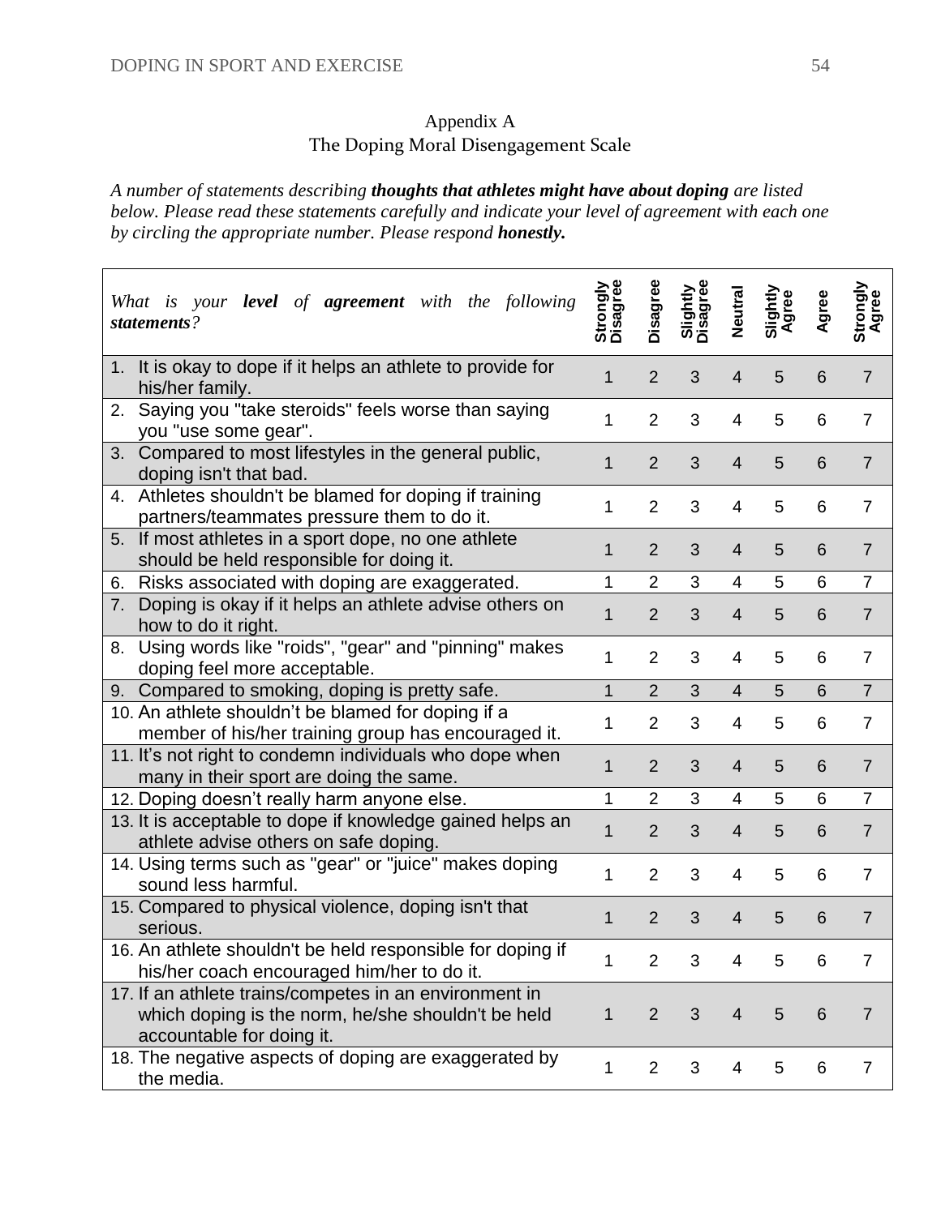Appendix A

The Doping Moral Disengagement Scale

*A number of statements describing **thoughts that athletes might have about doping** are listed below. Please read these statements carefully and indicate your level of agreement with each one by circling the appropriate number. Please respond **honestly.***

| *What is your **level** of **agreement** with the following **statements**?* | Strongly Disagree | Disagree | Slightly Disagree | Neutral | Slightly Agree | Agree | Strongly Agree |
|---|---|---|---|---|---|---|---|
| 1. It is okay to dope if it helps an athlete to provide for his/her family. | 1 | 2 | 3 | 4 | 5 | 6 | 7 |
| 2. Saying you "take steroids" feels worse than saying you "use some gear". | 1 | 2 | 3 | 4 | 5 | 6 | 7 |
| 3. Compared to most lifestyles in the general public, doping isn't that bad. | 1 | 2 | 3 | 4 | 5 | 6 | 7 |
| 4. Athletes shouldn't be blamed for doping if training partners/teammates pressure them to do it. | 1 | 2 | 3 | 4 | 5 | 6 | 7 |
| 5. If most athletes in a sport dope, no one athlete should be held responsible for doing it. | 1 | 2 | 3 | 4 | 5 | 6 | 7 |
| 6. Risks associated with doping are exaggerated. | 1 | 2 | 3 | 4 | 5 | 6 | 7 |
| 7. Doping is okay if it helps an athlete advise others on how to do it right. | 1 | 2 | 3 | 4 | 5 | 6 | 7 |
| 8. Using words like "roids", "gear" and "pinning" makes doping feel more acceptable. | 1 | 2 | 3 | 4 | 5 | 6 | 7 |
| 9. Compared to smoking, doping is pretty safe. | 1 | 2 | 3 | 4 | 5 | 6 | 7 |
| 10. An athlete shouldn't be blamed for doping if a member of his/her training group has encouraged it. | 1 | 2 | 3 | 4 | 5 | 6 | 7 |
| 11. It's not right to condemn individuals who dope when many in their sport are doing the same. | 1 | 2 | 3 | 4 | 5 | 6 | 7 |
| 12. Doping doesn't really harm anyone else. | 1 | 2 | 3 | 4 | 5 | 6 | 7 |
| 13. It is acceptable to dope if knowledge gained helps an athlete advise others on safe doping. | 1 | 2 | 3 | 4 | 5 | 6 | 7 |
| 14. Using terms such as "gear" or "juice" makes doping sound less harmful. | 1 | 2 | 3 | 4 | 5 | 6 | 7 |
| 15. Compared to physical violence, doping isn't that serious. | 1 | 2 | 3 | 4 | 5 | 6 | 7 |
| 16. An athlete shouldn't be held responsible for doping if his/her coach encouraged him/her to do it. | 1 | 2 | 3 | 4 | 5 | 6 | 7 |
| 17. If an athlete trains/competes in an environment in which doping is the norm, he/she shouldn't be held accountable for doing it. | 1 | 2 | 3 | 4 | 5 | 6 | 7 |
| 18. The negative aspects of doping are exaggerated by the media. | 1 | 2 | 3 | 4 | 5 | 6 | 7 |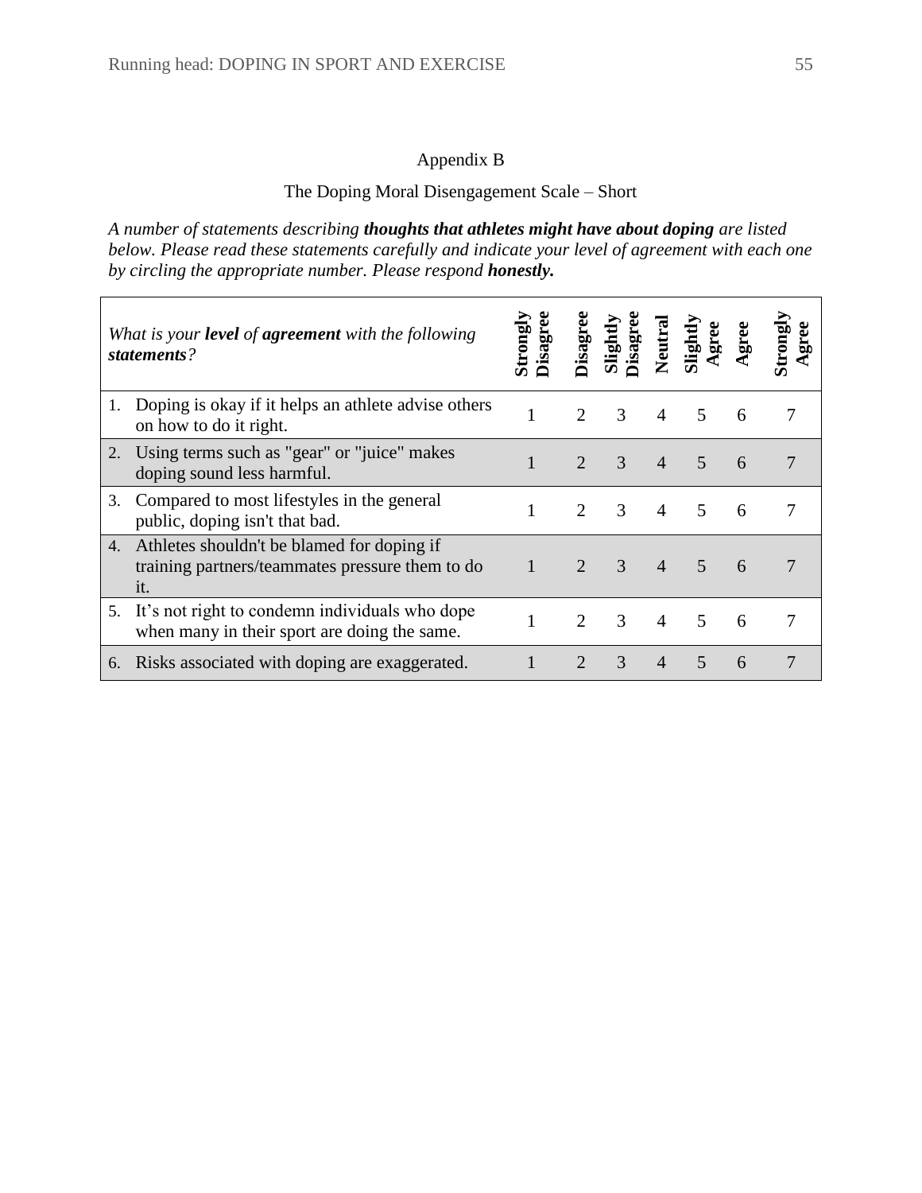# Appendix B

## The Doping Moral Disengagement Scale – Short

*A number of statements describing **thoughts that athletes might have about doping** are listed below. Please read these statements carefully and indicate your level of agreement with each one by circling the appropriate number. Please respond **honestly.***

| *What is your **level** of **agreement** with the following **statements**?* | **Strongly Disagree** | **Disagree** | **Slightly Disagree** | **Neutral** | **Slightly Agree** | **Agree** | **Strongly Agree** |
|---|---|---|---|---|---|---|---|
| 1. Doping is okay if it helps an athlete advise others on how to do it right. | 1 | 2 | 3 | 4 | 5 | 6 | 7 |
| 2. Using terms such as "gear" or "juice" makes doping sound less harmful. | 1 | 2 | 3 | 4 | 5 | 6 | 7 |
| 3. Compared to most lifestyles in the general public, doping isn't that bad. | 1 | 2 | 3 | 4 | 5 | 6 | 7 |
| 4. Athletes shouldn't be blamed for doping if training partners/teammates pressure them to do it. | 1 | 2 | 3 | 4 | 5 | 6 | 7 |
| 5. It's not right to condemn individuals who dope when many in their sport are doing the same. | 1 | 2 | 3 | 4 | 5 | 6 | 7 |
| 6. Risks associated with doping are exaggerated. | 1 | 2 | 3 | 4 | 5 | 6 | 7 |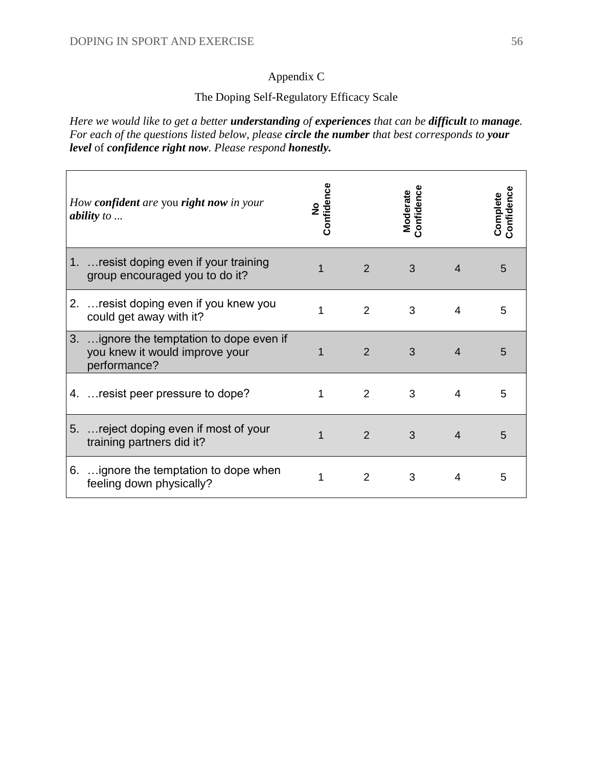Appendix C

The Doping Self-Regulatory Efficacy Scale

*Here we would like to get a better* ***understanding*** *of* ***experiences*** *that can be* ***difficult*** *to* ***manage****. For each of the questions listed below, please* ***circle the number*** *that best corresponds to* ***your level*** of ***confidence right now****. Please respond* ***honestly.***

| *How* ***confident*** *are* you ***right now*** *in your* ***ability*** *to ...* | **No Confidence** | | **Moderate Confidence** | | **Complete Confidence** |
|---|---|---|---|---|---|
| 1. …resist doping even if your training group encouraged you to do it? | 1 | 2 | 3 | 4 | 5 |
| 2. …resist doping even if you knew you could get away with it? | 1 | 2 | 3 | 4 | 5 |
| 3. …ignore the temptation to dope even if you knew it would improve your performance? | 1 | 2 | 3 | 4 | 5 |
| 4. …resist peer pressure to dope? | 1 | 2 | 3 | 4 | 5 |
| 5. …reject doping even if most of your training partners did it? | 1 | 2 | 3 | 4 | 5 |
| 6. …ignore the temptation to dope when feeling down physically? | 1 | 2 | 3 | 4 | 5 |